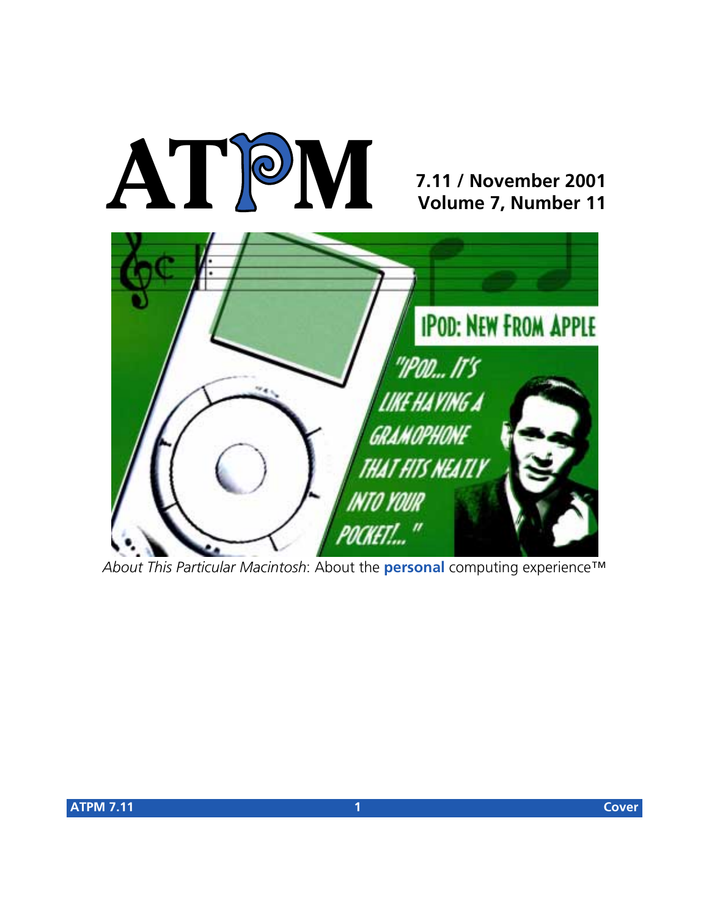# ATPM

**7.11 / November 2001**
**Volume 7, Number 11**

*About This Particular Macintosh*: About the **personal** computing experience™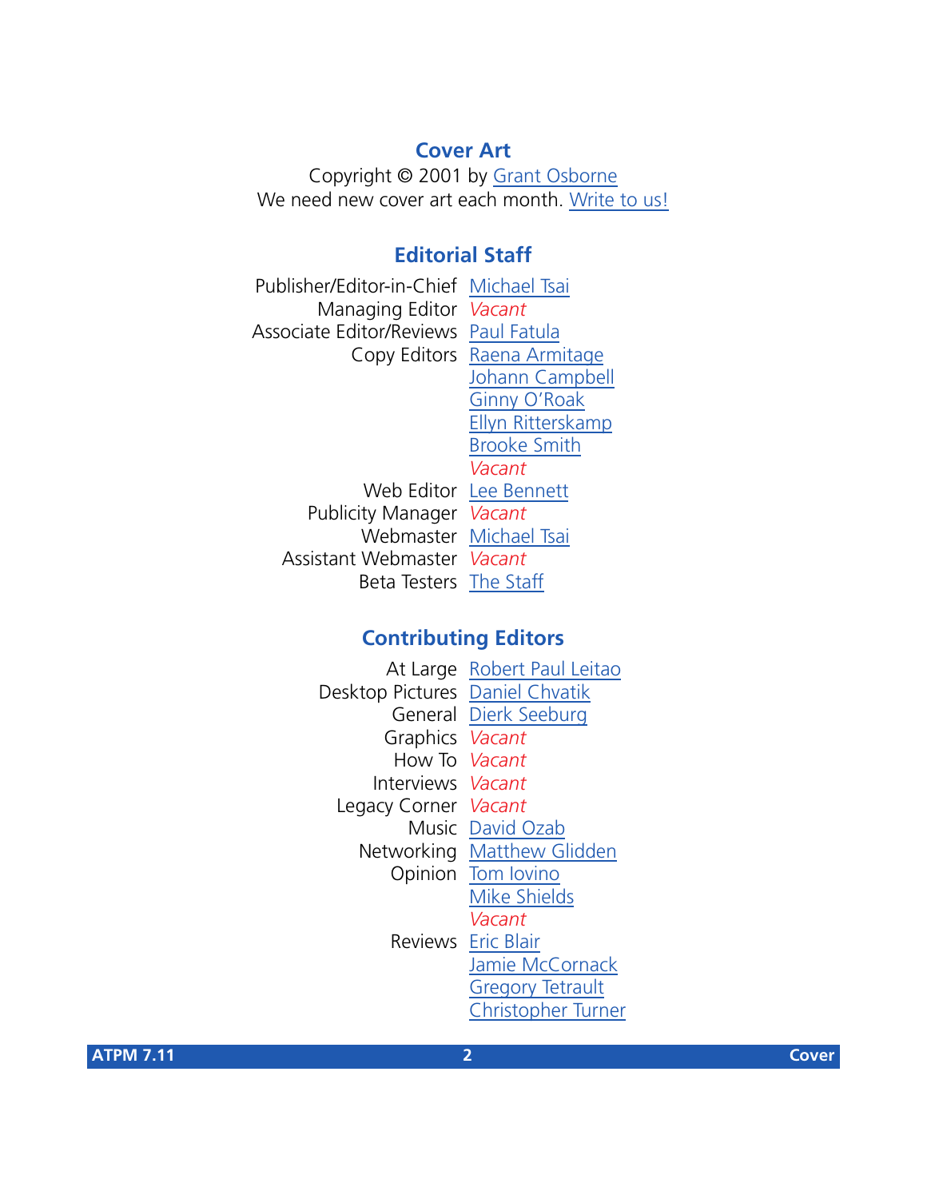## Cover Art

Copyright © 2001 by Grant Osborne
We need new cover art each month. Write to us!

## Editorial Staff

| | |
|---|---|
| Publisher/Editor-in-Chief | Michael Tsai |
| Managing Editor | *Vacant* |
| Associate Editor/Reviews | Paul Fatula |
| Copy Editors | Raena Armitage |
| | Johann Campbell |
| | Ginny O'Roak |
| | Ellyn Ritterskamp |
| | Brooke Smith |
| | *Vacant* |
| Web Editor | Lee Bennett |
| Publicity Manager | *Vacant* |
| Webmaster | Michael Tsai |
| Assistant Webmaster | *Vacant* |
| Beta Testers | The Staff |

## Contributing Editors

| | |
|---|---|
| At Large | Robert Paul Leitao |
| Desktop Pictures | Daniel Chvatik |
| General | Dierk Seeburg |
| Graphics | *Vacant* |
| How To | *Vacant* |
| Interviews | *Vacant* |
| Legacy Corner | *Vacant* |
| Music | David Ozab |
| Networking | Matthew Glidden |
| Opinion | Tom Iovino |
| | Mike Shields |
| | *Vacant* |
| Reviews | Eric Blair |
| | Jamie McCornack |
| | Gregory Tetrault |
| | Christopher Turner |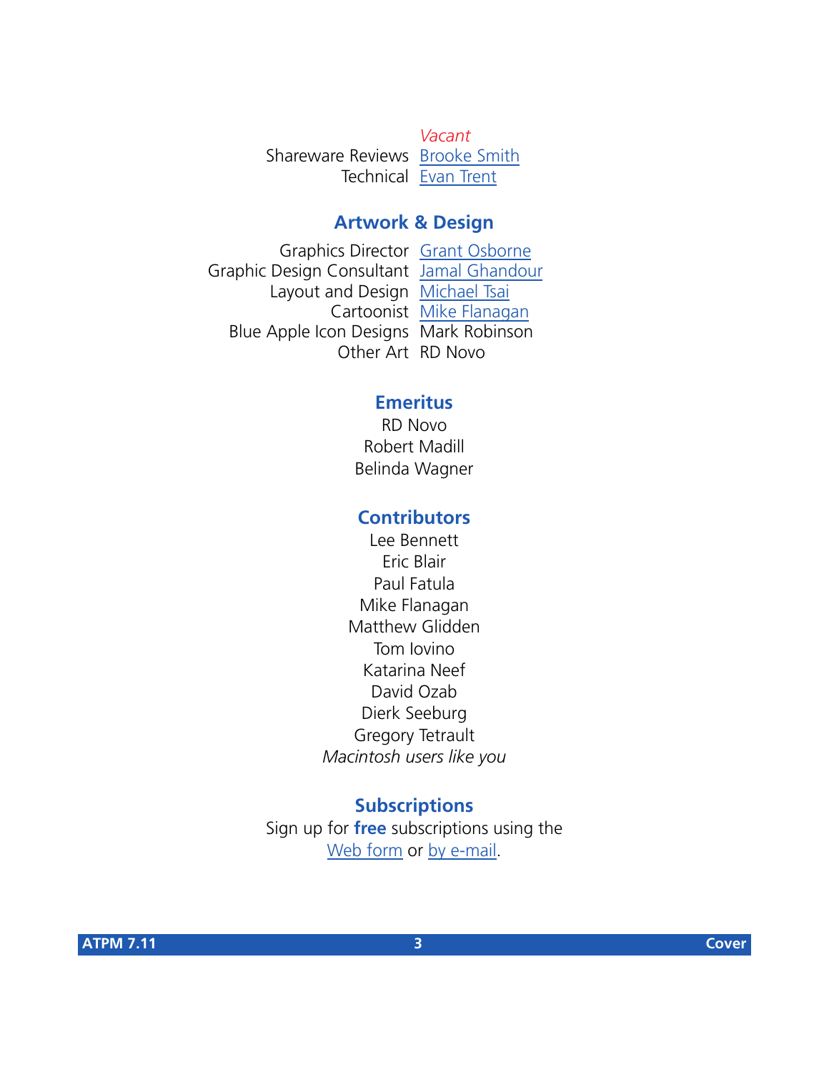| | |
|---|---|
| | *Vacant* |
| Shareware Reviews | Brooke Smith |
| Technical | Evan Trent |

## Artwork & Design

| | |
|---|---|
| Graphics Director | Grant Osborne |
| Graphic Design Consultant | Jamal Ghandour |
| Layout and Design | Michael Tsai |
| Cartoonist | Mike Flanagan |
| Blue Apple Icon Designs | Mark Robinson |
| Other Art | RD Novo |

## Emeritus

RD Novo
Robert Madill
Belinda Wagner

## Contributors

Lee Bennett
Eric Blair
Paul Fatula
Mike Flanagan
Matthew Glidden
Tom Iovino
Katarina Neef
David Ozab
Dierk Seeburg
Gregory Tetrault
*Macintosh users like you*

## Subscriptions

Sign up for **free** subscriptions using the Web form or by e-mail.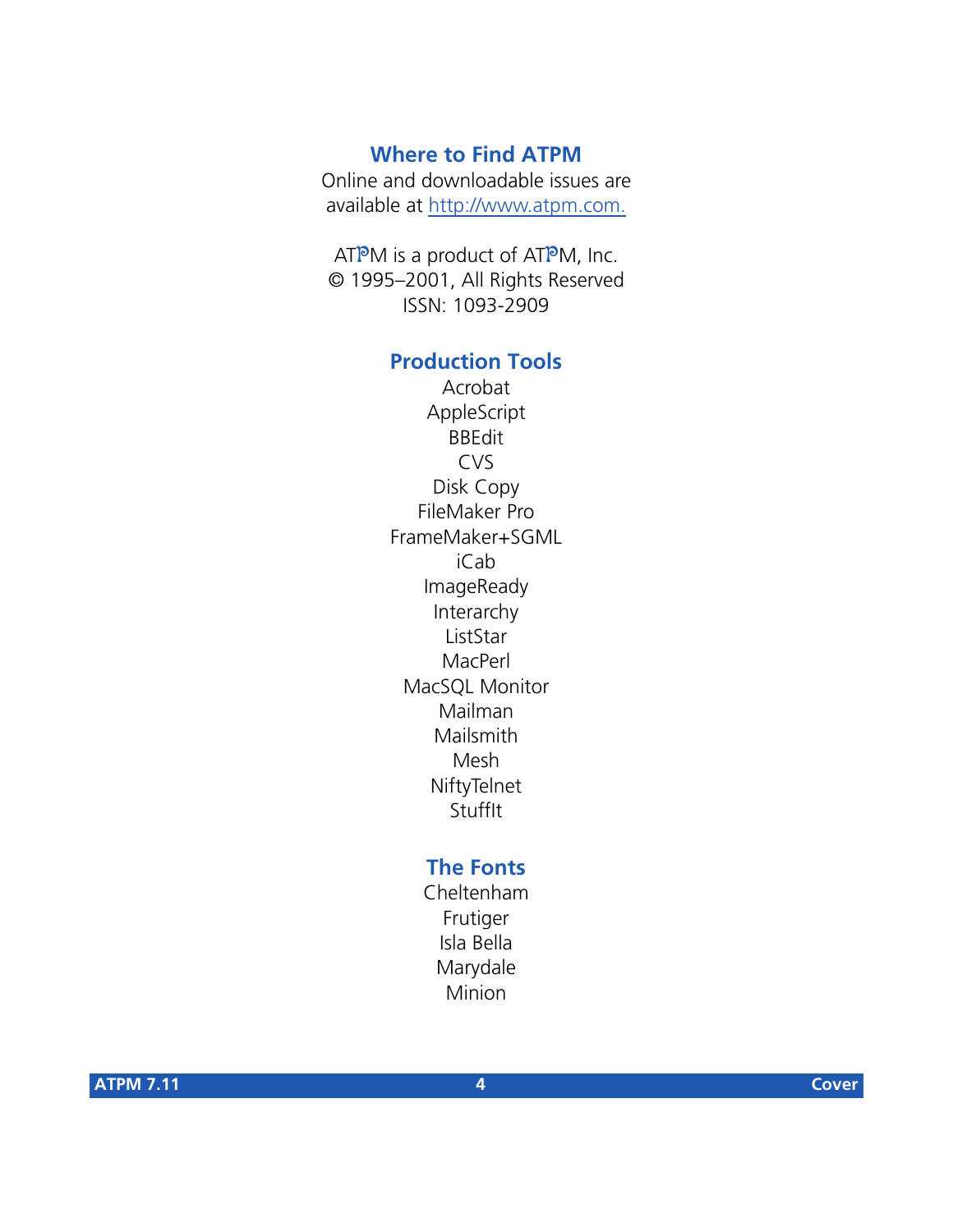## Where to Find ATPM

Online and downloadable issues are available at http://www.atpm.com.

ATPM is a product of ATPM, Inc.
© 1995–2001, All Rights Reserved
ISSN: 1093-2909

## Production Tools

Acrobat
AppleScript
BBEdit
CVS
Disk Copy
FileMaker Pro
FrameMaker+SGML
iCab
ImageReady
Interarchy
ListStar
MacPerl
MacSQL Monitor
Mailman
Mailsmith
Mesh
NiftyTelnet
StuffIt

## The Fonts

Cheltenham
Frutiger
Isla Bella
Marydale
Minion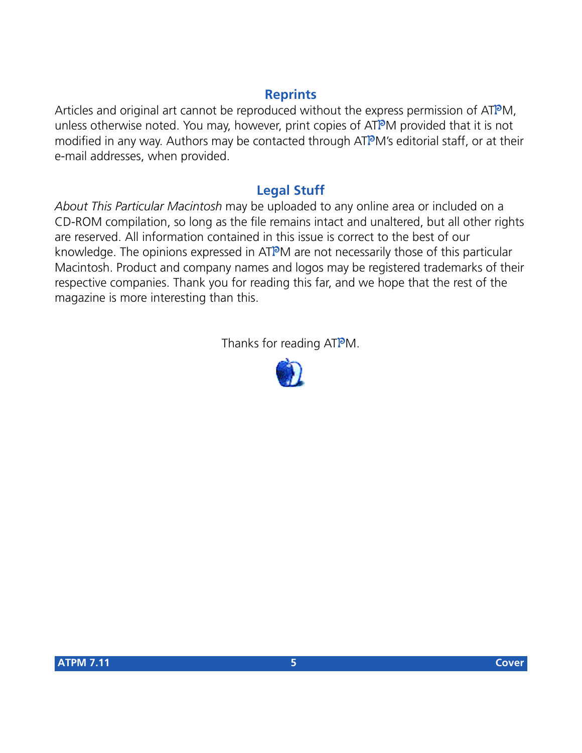## Reprints

Articles and original art cannot be reproduced without the express permission of ATPM, unless otherwise noted. You may, however, print copies of ATPM provided that it is not modified in any way. Authors may be contacted through ATPM's editorial staff, or at their e-mail addresses, when provided.

## Legal Stuff

*About This Particular Macintosh* may be uploaded to any online area or included on a CD-ROM compilation, so long as the file remains intact and unaltered, but all other rights are reserved. All information contained in this issue is correct to the best of our knowledge. The opinions expressed in ATPM are not necessarily those of this particular Macintosh. Product and company names and logos may be registered trademarks of their respective companies. Thank you for reading this far, and we hope that the rest of the magazine is more interesting than this.

Thanks for reading ATPM.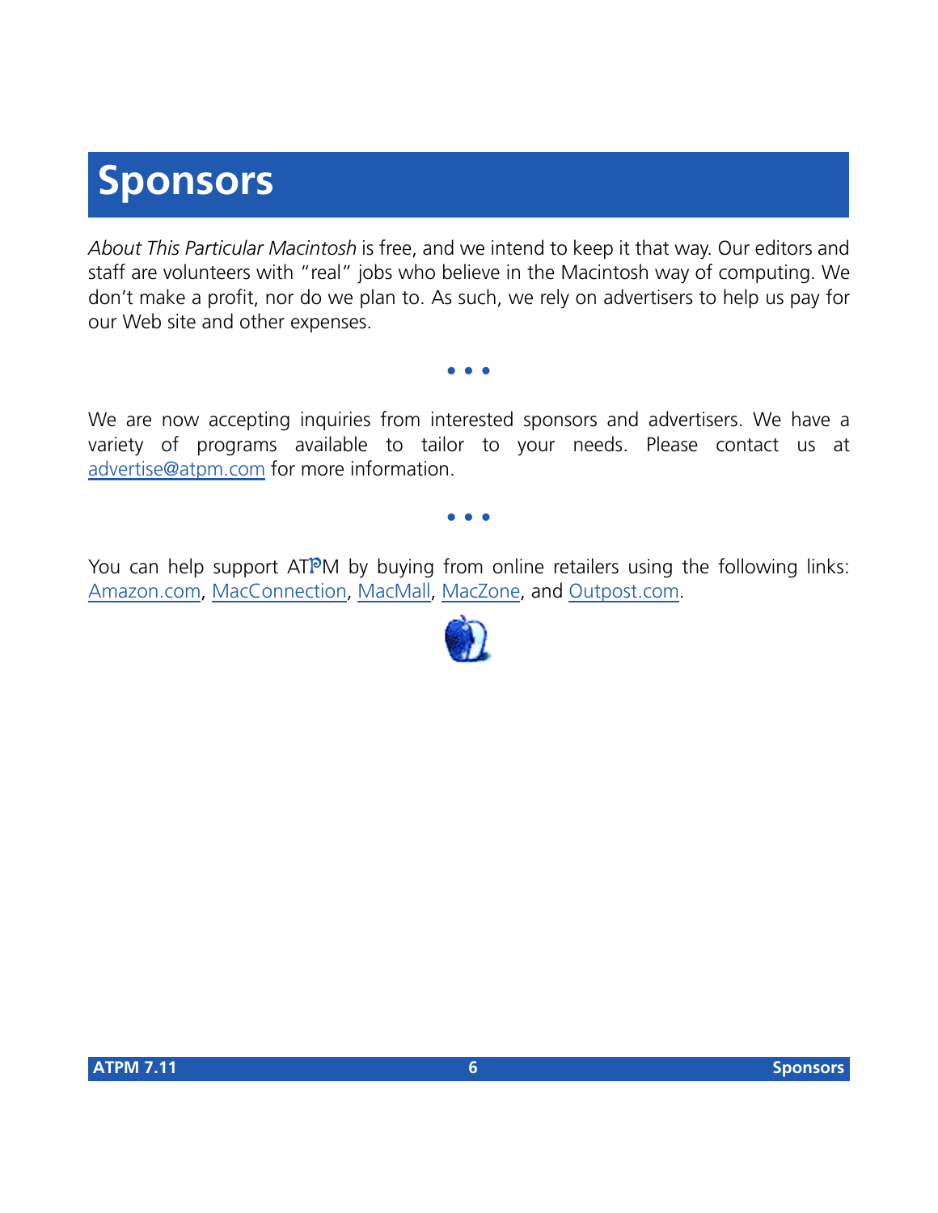# Sponsors

*About This Particular Macintosh* is free, and we intend to keep it that way. Our editors and staff are volunteers with "real" jobs who believe in the Macintosh way of computing. We don't make a profit, nor do we plan to. As such, we rely on advertisers to help us pay for our Web site and other expenses.

• • •

We are now accepting inquiries from interested sponsors and advertisers. We have a variety of programs available to tailor to your needs. Please contact us at advertise@atpm.com for more information.

• • •

You can help support ATPM by buying from online retailers using the following links: Amazon.com, MacConnection, MacMall, MacZone, and Outpost.com.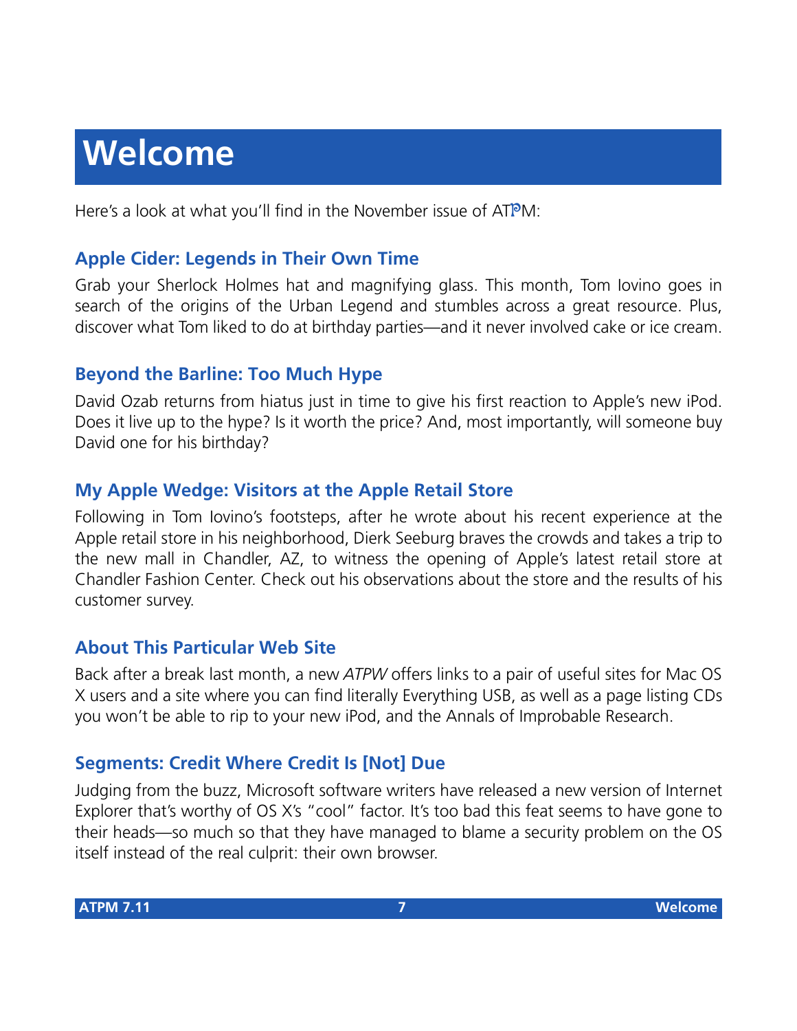# Welcome

Here's a look at what you'll find in the November issue of ATPM:

## Apple Cider: Legends in Their Own Time

Grab your Sherlock Holmes hat and magnifying glass. This month, Tom Iovino goes in search of the origins of the Urban Legend and stumbles across a great resource. Plus, discover what Tom liked to do at birthday parties—and it never involved cake or ice cream.

## Beyond the Barline: Too Much Hype

David Ozab returns from hiatus just in time to give his first reaction to Apple's new iPod. Does it live up to the hype? Is it worth the price? And, most importantly, will someone buy David one for his birthday?

## My Apple Wedge: Visitors at the Apple Retail Store

Following in Tom Iovino's footsteps, after he wrote about his recent experience at the Apple retail store in his neighborhood, Dierk Seeburg braves the crowds and takes a trip to the new mall in Chandler, AZ, to witness the opening of Apple's latest retail store at Chandler Fashion Center. Check out his observations about the store and the results of his customer survey.

## About This Particular Web Site

Back after a break last month, a new *ATPW* offers links to a pair of useful sites for Mac OS X users and a site where you can find literally Everything USB, as well as a page listing CDs you won't be able to rip to your new iPod, and the Annals of Improbable Research.

## Segments: Credit Where Credit Is [Not] Due

Judging from the buzz, Microsoft software writers have released a new version of Internet Explorer that's worthy of OS X's "cool" factor. It's too bad this feat seems to have gone to their heads—so much so that they have managed to blame a security problem on the OS itself instead of the real culprit: their own browser.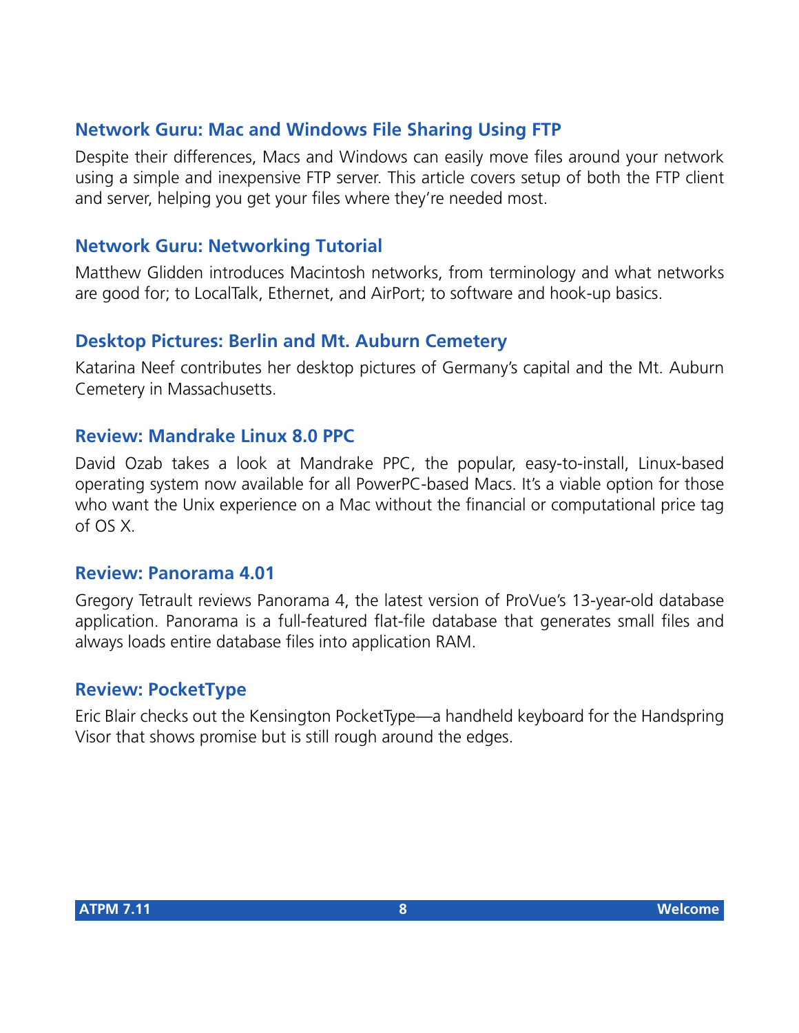### Network Guru: Mac and Windows File Sharing Using FTP

Despite their differences, Macs and Windows can easily move files around your network using a simple and inexpensive FTP server. This article covers setup of both the FTP client and server, helping you get your files where they're needed most.

### Network Guru: Networking Tutorial

Matthew Glidden introduces Macintosh networks, from terminology and what networks are good for; to LocalTalk, Ethernet, and AirPort; to software and hook-up basics.

### Desktop Pictures: Berlin and Mt. Auburn Cemetery

Katarina Neef contributes her desktop pictures of Germany's capital and the Mt. Auburn Cemetery in Massachusetts.

### Review: Mandrake Linux 8.0 PPC

David Ozab takes a look at Mandrake PPC, the popular, easy-to-install, Linux-based operating system now available for all PowerPC-based Macs. It's a viable option for those who want the Unix experience on a Mac without the financial or computational price tag of OS X.

### Review: Panorama 4.01

Gregory Tetrault reviews Panorama 4, the latest version of ProVue's 13-year-old database application. Panorama is a full-featured flat-file database that generates small files and always loads entire database files into application RAM.

### Review: PocketType

Eric Blair checks out the Kensington PocketType—a handheld keyboard for the Handspring Visor that shows promise but is still rough around the edges.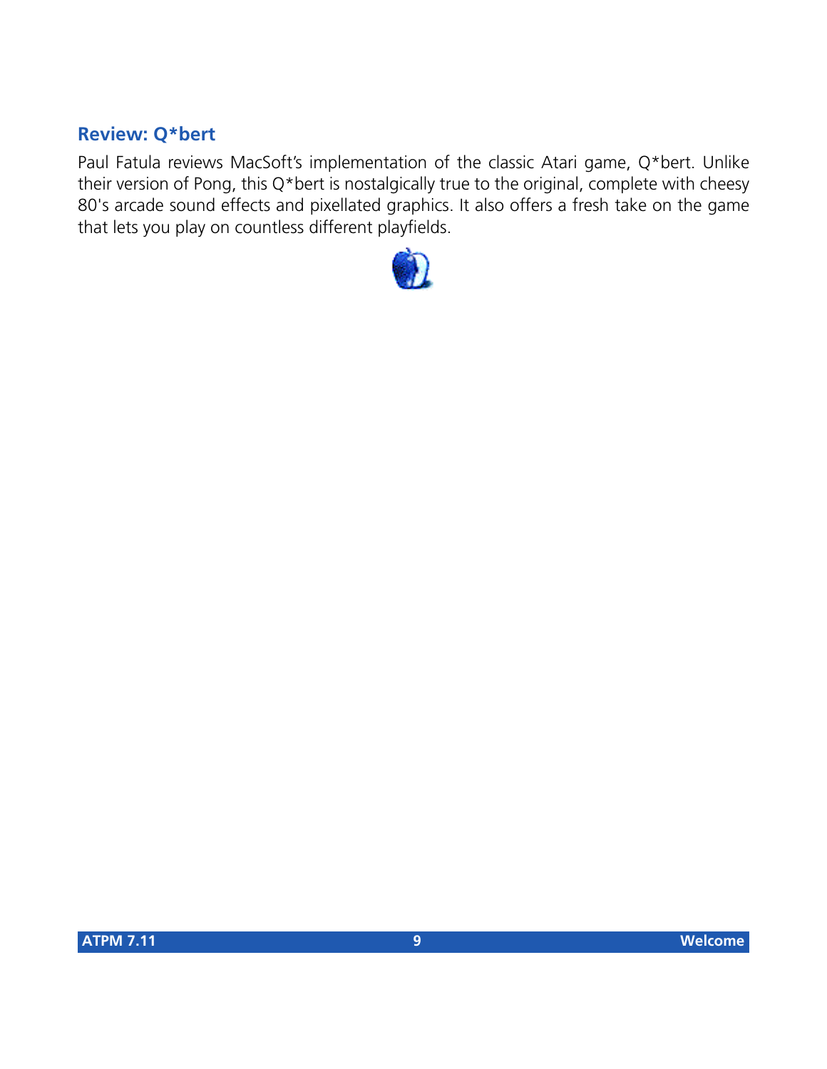### Review: Q*bert

Paul Fatula reviews MacSoft's implementation of the classic Atari game, Q*bert. Unlike their version of Pong, this Q*bert is nostalgically true to the original, complete with cheesy 80's arcade sound effects and pixellated graphics. It also offers a fresh take on the game that lets you play on countless different playfields.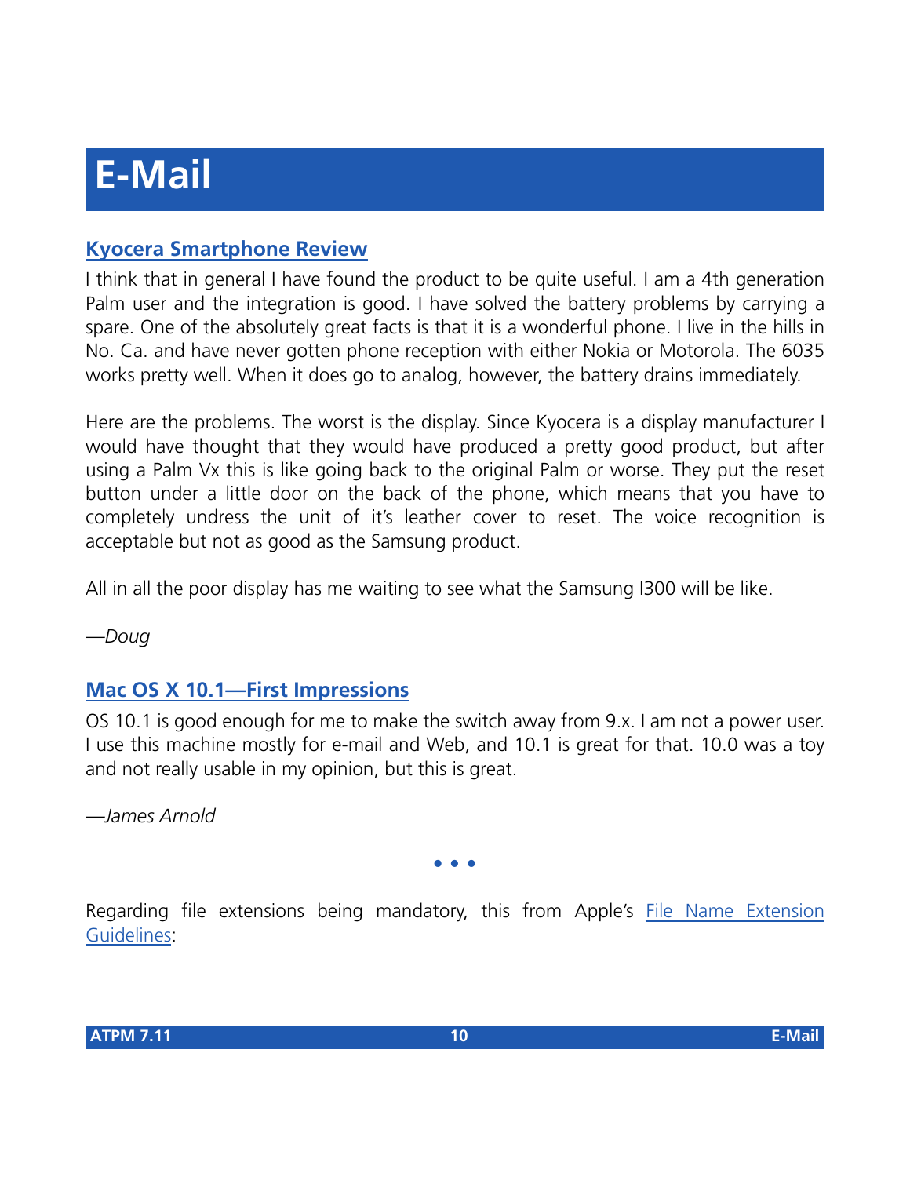# E-Mail

### [Kyocera Smartphone Review]

I think that in general I have found the product to be quite useful. I am a 4th generation Palm user and the integration is good. I have solved the battery problems by carrying a spare. One of the absolutely great facts is that it is a wonderful phone. I live in the hills in No. Ca. and have never gotten phone reception with either Nokia or Motorola. The 6035 works pretty well. When it does go to analog, however, the battery drains immediately.

Here are the problems. The worst is the display. Since Kyocera is a display manufacturer I would have thought that they would have produced a pretty good product, but after using a Palm Vx this is like going back to the original Palm or worse. They put the reset button under a little door on the back of the phone, which means that you have to completely undress the unit of it's leather cover to reset. The voice recognition is acceptable but not as good as the Samsung product.

All in all the poor display has me waiting to see what the Samsung I300 will be like.

*—Doug*

### [Mac OS X 10.1—First Impressions]

OS 10.1 is good enough for me to make the switch away from 9.x. I am not a power user. I use this machine mostly for e-mail and Web, and 10.1 is great for that. 10.0 was a toy and not really usable in my opinion, but this is great.

*—James Arnold*

• • •

Regarding file extensions being mandatory, this from Apple's File Name Extension Guidelines: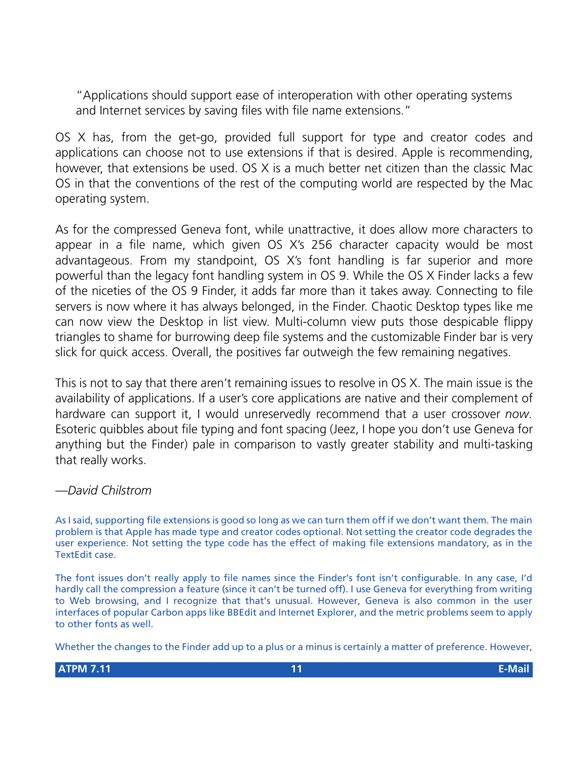> "Applications should support ease of interoperation with other operating systems and Internet services by saving files with file name extensions."

OS X has, from the get-go, provided full support for type and creator codes and applications can choose not to use extensions if that is desired. Apple is recommending, however, that extensions be used. OS X is a much better net citizen than the classic Mac OS in that the conventions of the rest of the computing world are respected by the Mac operating system.

As for the compressed Geneva font, while unattractive, it does allow more characters to appear in a file name, which given OS X's 256 character capacity would be most advantageous. From my standpoint, OS X's font handling is far superior and more powerful than the legacy font handling system in OS 9. While the OS X Finder lacks a few of the niceties of the OS 9 Finder, it adds far more than it takes away. Connecting to file servers is now where it has always belonged, in the Finder. Chaotic Desktop types like me can now view the Desktop in list view. Multi-column view puts those despicable flippy triangles to shame for burrowing deep file systems and the customizable Finder bar is very slick for quick access. Overall, the positives far outweigh the few remaining negatives.

This is not to say that there aren't remaining issues to resolve in OS X. The main issue is the availability of applications. If a user's core applications are native and their complement of hardware can support it, I would unreservedly recommend that a user crossover *now*. Esoteric quibbles about file typing and font spacing (Jeez, I hope you don't use Geneva for anything but the Finder) pale in comparison to vastly greater stability and multi-tasking that really works.

*—David Chilstrom*

As I said, supporting file extensions is good so long as we can turn them off if we don't want them. The main problem is that Apple has made type and creator codes optional. Not setting the creator code degrades the user experience. Not setting the type code has the effect of making file extensions mandatory, as in the TextEdit case.

The font issues don't really apply to file names since the Finder's font isn't configurable. In any case, I'd hardly call the compression a feature (since it can't be turned off). I use Geneva for everything from writing to Web browsing, and I recognize that that's unusual. However, Geneva is also common in the user interfaces of popular Carbon apps like BBEdit and Internet Explorer, and the metric problems seem to apply to other fonts as well.

Whether the changes to the Finder add up to a plus or a minus is certainly a matter of preference. However,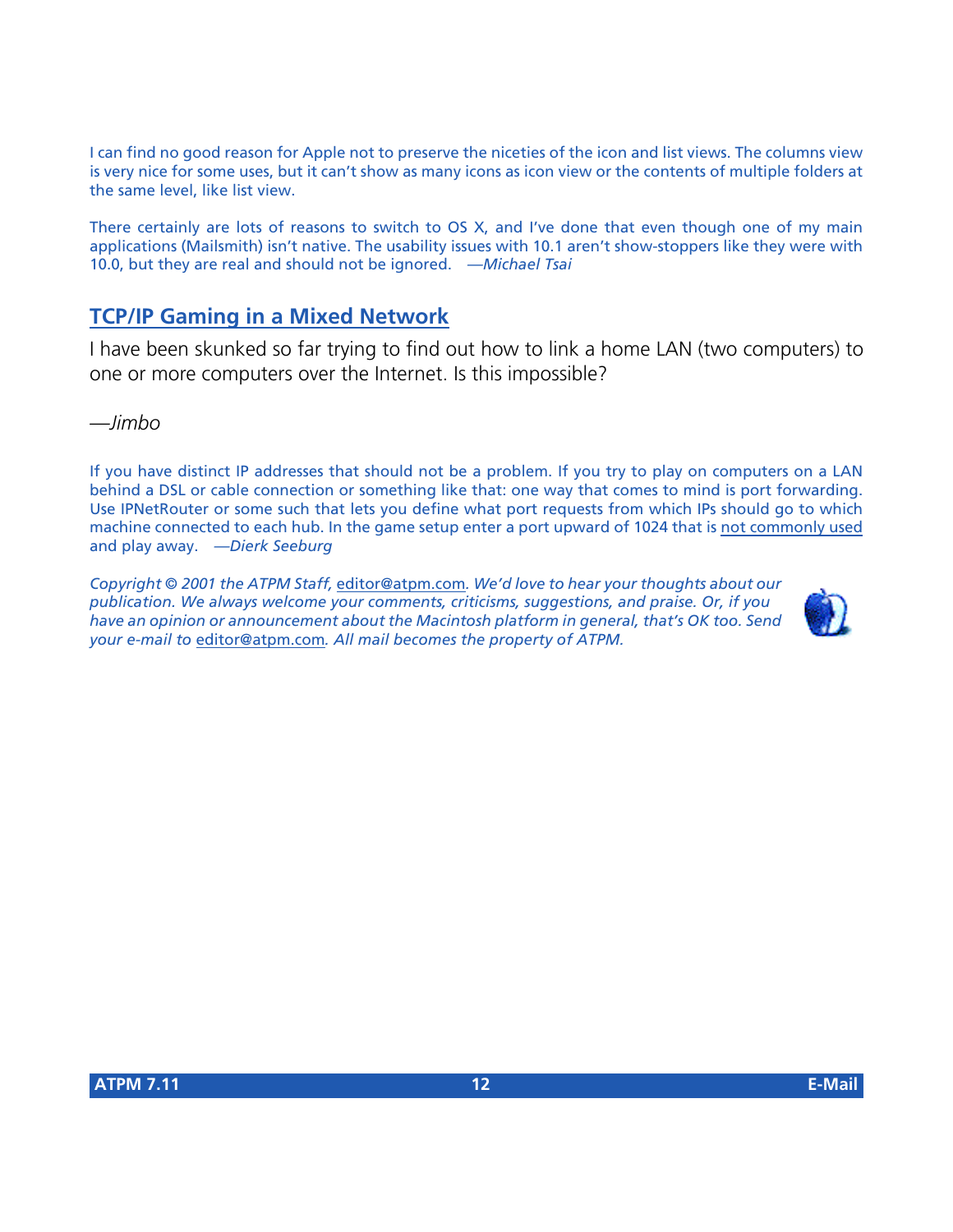I can find no good reason for Apple not to preserve the niceties of the icon and list views. The columns view is very nice for some uses, but it can't show as many icons as icon view or the contents of multiple folders at the same level, like list view.

There certainly are lots of reasons to switch to OS X, and I've done that even though one of my main applications (Mailsmith) isn't native. The usability issues with 10.1 aren't show-stoppers like they were with 10.0, but they are real and should not be ignored. *—Michael Tsai*

## TCP/IP Gaming in a Mixed Network

I have been skunked so far trying to find out how to link a home LAN (two computers) to one or more computers over the Internet. Is this impossible?

*—Jimbo*

If you have distinct IP addresses that should not be a problem. If you try to play on computers on a LAN behind a DSL or cable connection or something like that: one way that comes to mind is port forwarding. Use IPNetRouter or some such that lets you define what port requests from which IPs should go to which machine connected to each hub. In the game setup enter a port upward of 1024 that is not commonly used and play away. *—Dierk Seeburg*

*Copyright © 2001 the ATPM Staff, editor@atpm.com. We'd love to hear your thoughts about our publication. We always welcome your comments, criticisms, suggestions, and praise. Or, if you have an opinion or announcement about the Macintosh platform in general, that's OK too. Send your e-mail to editor@atpm.com. All mail becomes the property of ATPM.*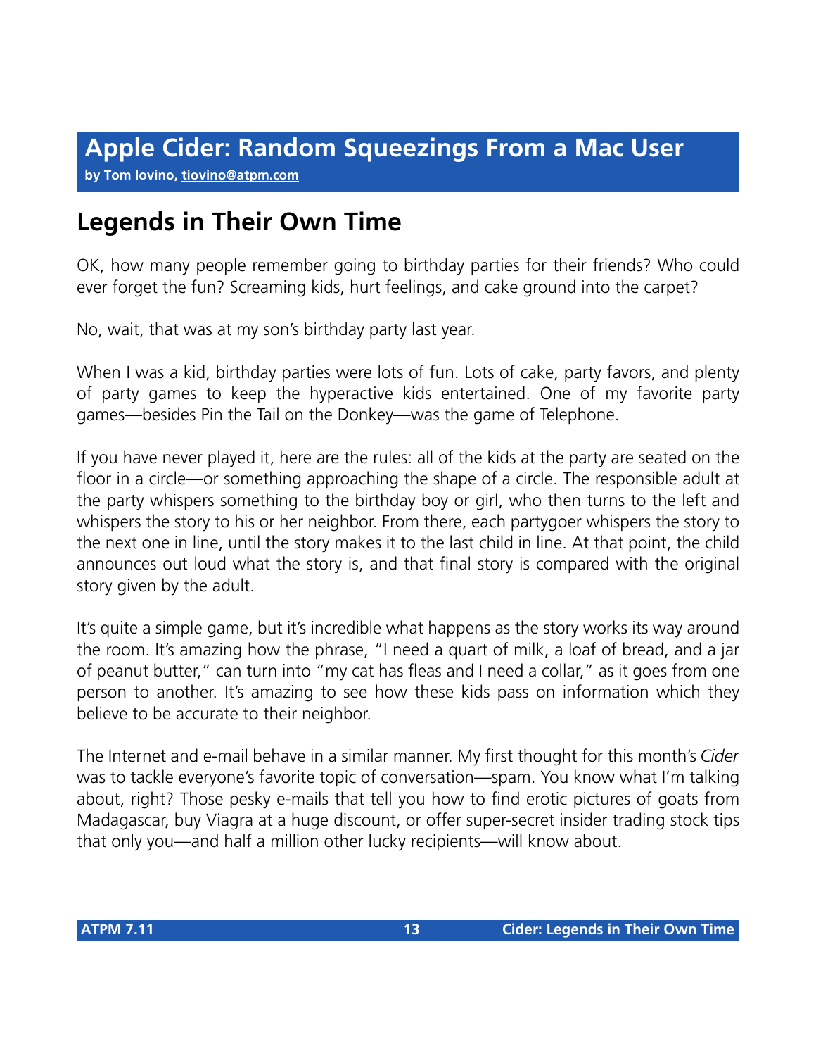# Apple Cider: Random Squeezings From a Mac User

**by Tom Iovino, tiovino@atpm.com**

## Legends in Their Own Time

OK, how many people remember going to birthday parties for their friends? Who could ever forget the fun? Screaming kids, hurt feelings, and cake ground into the carpet?

No, wait, that was at my son's birthday party last year.

When I was a kid, birthday parties were lots of fun. Lots of cake, party favors, and plenty of party games to keep the hyperactive kids entertained. One of my favorite party games—besides Pin the Tail on the Donkey—was the game of Telephone.

If you have never played it, here are the rules: all of the kids at the party are seated on the floor in a circle—or something approaching the shape of a circle. The responsible adult at the party whispers something to the birthday boy or girl, who then turns to the left and whispers the story to his or her neighbor. From there, each partygoer whispers the story to the next one in line, until the story makes it to the last child in line. At that point, the child announces out loud what the story is, and that final story is compared with the original story given by the adult.

It's quite a simple game, but it's incredible what happens as the story works its way around the room. It's amazing how the phrase, "I need a quart of milk, a loaf of bread, and a jar of peanut butter," can turn into "my cat has fleas and I need a collar," as it goes from one person to another. It's amazing to see how these kids pass on information which they believe to be accurate to their neighbor.

The Internet and e-mail behave in a similar manner. My first thought for this month's *Cider* was to tackle everyone's favorite topic of conversation—spam. You know what I'm talking about, right? Those pesky e-mails that tell you how to find erotic pictures of goats from Madagascar, buy Viagra at a huge discount, or offer super-secret insider trading stock tips that only you—and half a million other lucky recipients—will know about.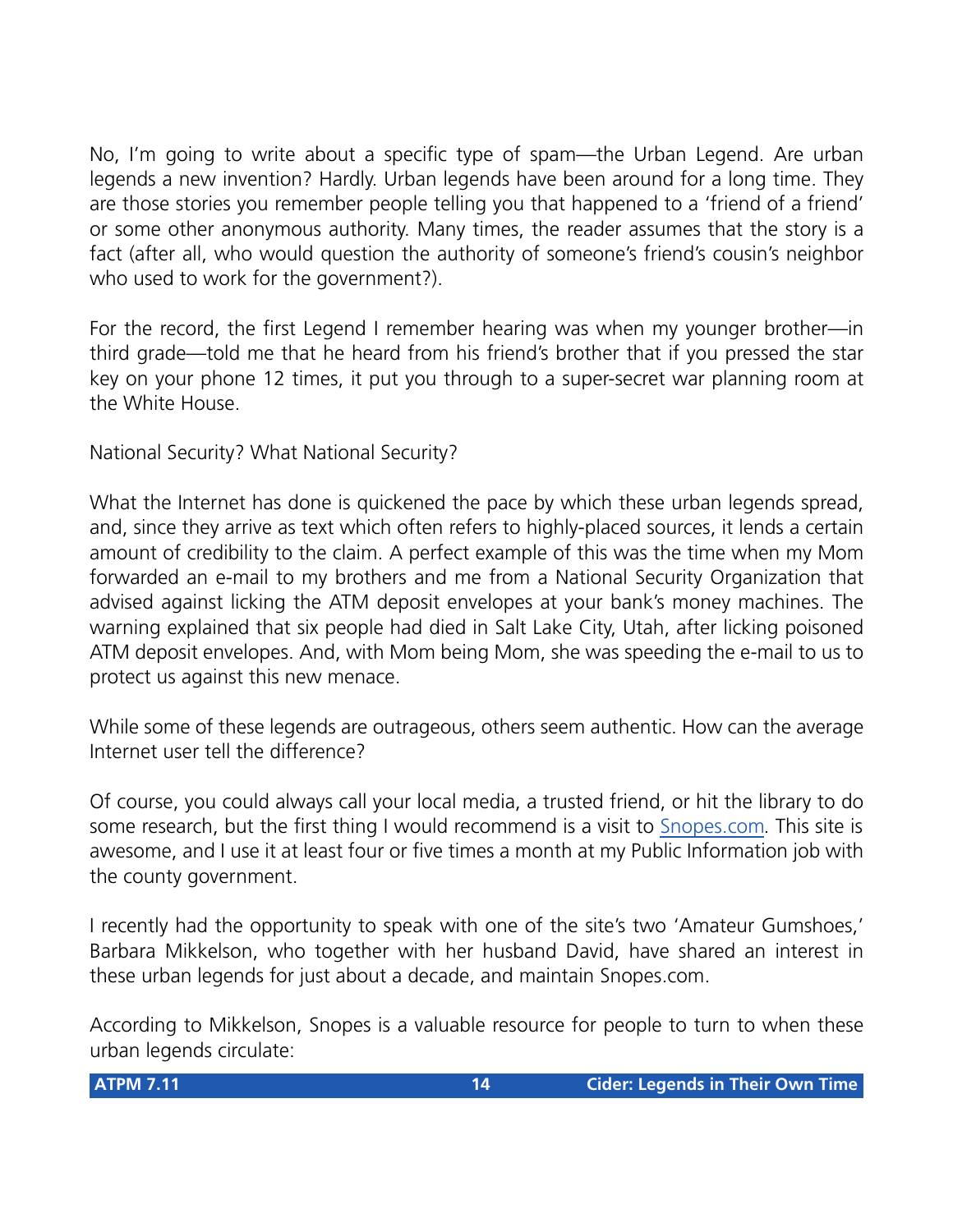No, I'm going to write about a specific type of spam—the Urban Legend. Are urban legends a new invention? Hardly. Urban legends have been around for a long time. They are those stories you remember people telling you that happened to a 'friend of a friend' or some other anonymous authority. Many times, the reader assumes that the story is a fact (after all, who would question the authority of someone's friend's cousin's neighbor who used to work for the government?).

For the record, the first Legend I remember hearing was when my younger brother—in third grade—told me that he heard from his friend's brother that if you pressed the star key on your phone 12 times, it put you through to a super-secret war planning room at the White House.

National Security? What National Security?

What the Internet has done is quickened the pace by which these urban legends spread, and, since they arrive as text which often refers to highly-placed sources, it lends a certain amount of credibility to the claim. A perfect example of this was the time when my Mom forwarded an e-mail to my brothers and me from a National Security Organization that advised against licking the ATM deposit envelopes at your bank's money machines. The warning explained that six people had died in Salt Lake City, Utah, after licking poisoned ATM deposit envelopes. And, with Mom being Mom, she was speeding the e-mail to us to protect us against this new menace.

While some of these legends are outrageous, others seem authentic. How can the average Internet user tell the difference?

Of course, you could always call your local media, a trusted friend, or hit the library to do some research, but the first thing I would recommend is a visit to [Snopes.com](). This site is awesome, and I use it at least four or five times a month at my Public Information job with the county government.

I recently had the opportunity to speak with one of the site's two 'Amateur Gumshoes,' Barbara Mikkelson, who together with her husband David, have shared an interest in these urban legends for just about a decade, and maintain Snopes.com.

According to Mikkelson, Snopes is a valuable resource for people to turn to when these urban legends circulate: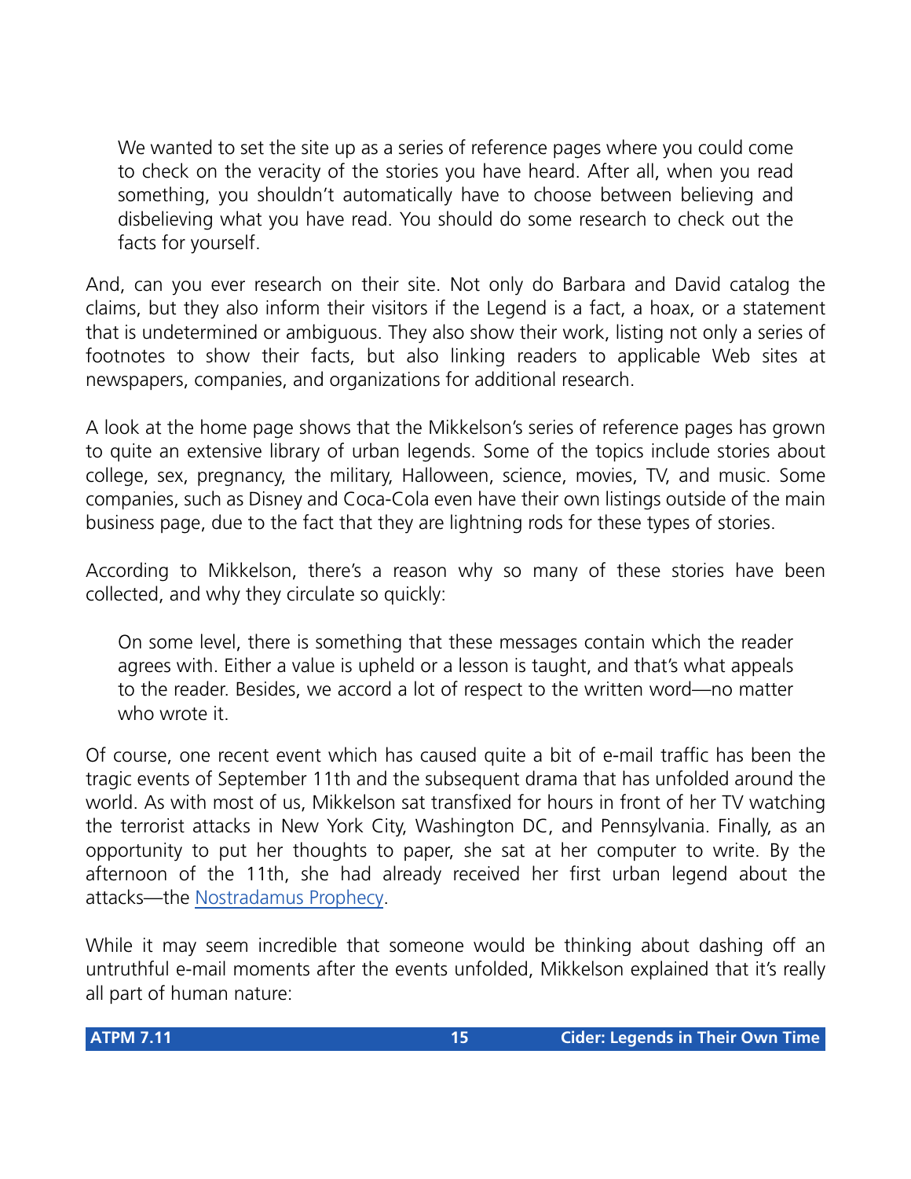> We wanted to set the site up as a series of reference pages where you could come to check on the veracity of the stories you have heard. After all, when you read something, you shouldn't automatically have to choose between believing and disbelieving what you have read. You should do some research to check out the facts for yourself.

And, can you ever research on their site. Not only do Barbara and David catalog the claims, but they also inform their visitors if the Legend is a fact, a hoax, or a statement that is undetermined or ambiguous. They also show their work, listing not only a series of footnotes to show their facts, but also linking readers to applicable Web sites at newspapers, companies, and organizations for additional research.

A look at the home page shows that the Mikkelson's series of reference pages has grown to quite an extensive library of urban legends. Some of the topics include stories about college, sex, pregnancy, the military, Halloween, science, movies, TV, and music. Some companies, such as Disney and Coca-Cola even have their own listings outside of the main business page, due to the fact that they are lightning rods for these types of stories.

According to Mikkelson, there's a reason why so many of these stories have been collected, and why they circulate so quickly:

> On some level, there is something that these messages contain which the reader agrees with. Either a value is upheld or a lesson is taught, and that's what appeals to the reader. Besides, we accord a lot of respect to the written word—no matter who wrote it.

Of course, one recent event which has caused quite a bit of e-mail traffic has been the tragic events of September 11th and the subsequent drama that has unfolded around the world. As with most of us, Mikkelson sat transfixed for hours in front of her TV watching the terrorist attacks in New York City, Washington DC, and Pennsylvania. Finally, as an opportunity to put her thoughts to paper, she sat at her computer to write. By the afternoon of the 11th, she had already received her first urban legend about the attacks—the Nostradamus Prophecy.

While it may seem incredible that someone would be thinking about dashing off an untruthful e-mail moments after the events unfolded, Mikkelson explained that it's really all part of human nature: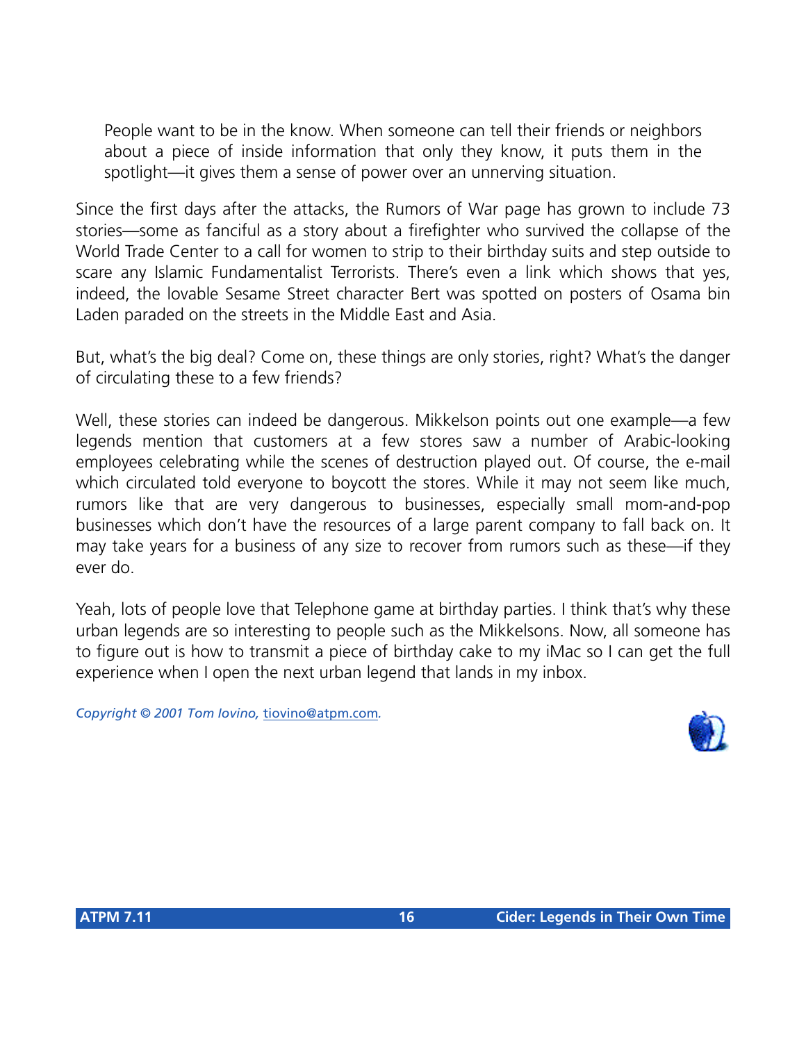> People want to be in the know. When someone can tell their friends or neighbors about a piece of inside information that only they know, it puts them in the spotlight—it gives them a sense of power over an unnerving situation.

Since the first days after the attacks, the Rumors of War page has grown to include 73 stories—some as fanciful as a story about a firefighter who survived the collapse of the World Trade Center to a call for women to strip to their birthday suits and step outside to scare any Islamic Fundamentalist Terrorists. There's even a link which shows that yes, indeed, the lovable Sesame Street character Bert was spotted on posters of Osama bin Laden paraded on the streets in the Middle East and Asia.

But, what's the big deal? Come on, these things are only stories, right? What's the danger of circulating these to a few friends?

Well, these stories can indeed be dangerous. Mikkelson points out one example—a few legends mention that customers at a few stores saw a number of Arabic-looking employees celebrating while the scenes of destruction played out. Of course, the e-mail which circulated told everyone to boycott the stores. While it may not seem like much, rumors like that are very dangerous to businesses, especially small mom-and-pop businesses which don't have the resources of a large parent company to fall back on. It may take years for a business of any size to recover from rumors such as these—if they ever do.

Yeah, lots of people love that Telephone game at birthday parties. I think that's why these urban legends are so interesting to people such as the Mikkelsons. Now, all someone has to figure out is how to transmit a piece of birthday cake to my iMac so I can get the full experience when I open the next urban legend that lands in my inbox.

*Copyright © 2001 Tom Iovino, tiovino@atpm.com.*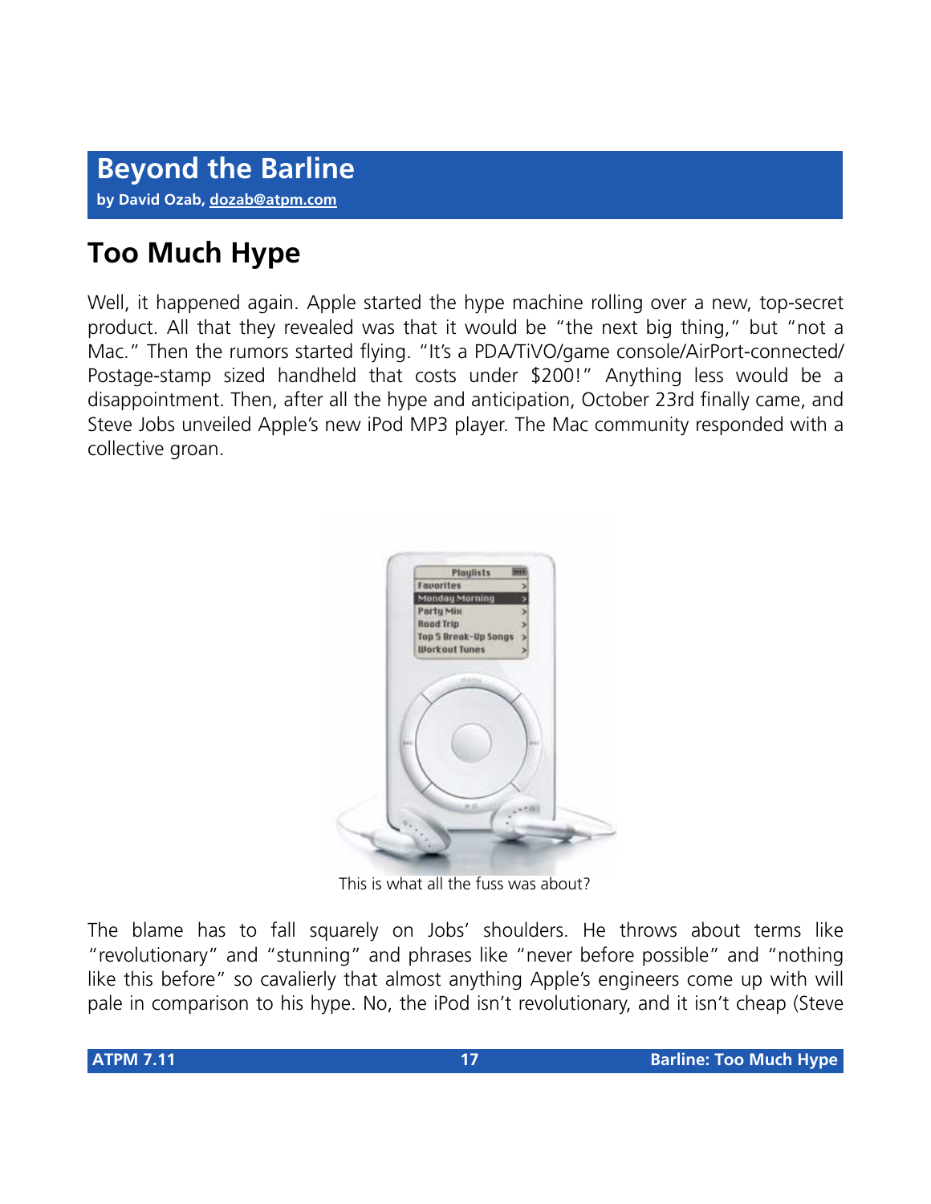# Beyond the Barline

**by David Ozab, dozab@atpm.com**

## Too Much Hype

Well, it happened again. Apple started the hype machine rolling over a new, top-secret product. All that they revealed was that it would be "the next big thing," but "not a Mac." Then the rumors started flying. "It's a PDA/TiVO/game console/AirPort-connected/Postage-stamp sized handheld that costs under $200!" Anything less would be a disappointment. Then, after all the hype and anticipation, October 23rd finally came, and Steve Jobs unveiled Apple's new iPod MP3 player. The Mac community responded with a collective groan.

This is what all the fuss was about?

The blame has to fall squarely on Jobs' shoulders. He throws about terms like "revolutionary" and "stunning" and phrases like "never before possible" and "nothing like this before" so cavalierly that almost anything Apple's engineers come up with will pale in comparison to his hype. No, the iPod isn't revolutionary, and it isn't cheap (Steve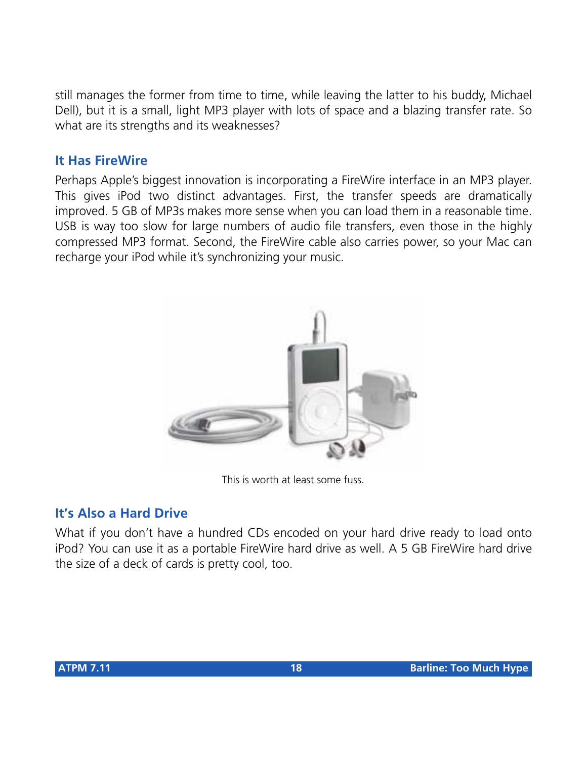still manages the former from time to time, while leaving the latter to his buddy, Michael Dell), but it is a small, light MP3 player with lots of space and a blazing transfer rate. So what are its strengths and its weaknesses?

## It Has FireWire

Perhaps Apple's biggest innovation is incorporating a FireWire interface in an MP3 player. This gives iPod two distinct advantages. First, the transfer speeds are dramatically improved. 5 GB of MP3s makes more sense when you can load them in a reasonable time. USB is way too slow for large numbers of audio file transfers, even those in the highly compressed MP3 format. Second, the FireWire cable also carries power, so your Mac can recharge your iPod while it's synchronizing your music.

This is worth at least some fuss.

## It's Also a Hard Drive

What if you don't have a hundred CDs encoded on your hard drive ready to load onto iPod? You can use it as a portable FireWire hard drive as well. A 5 GB FireWire hard drive the size of a deck of cards is pretty cool, too.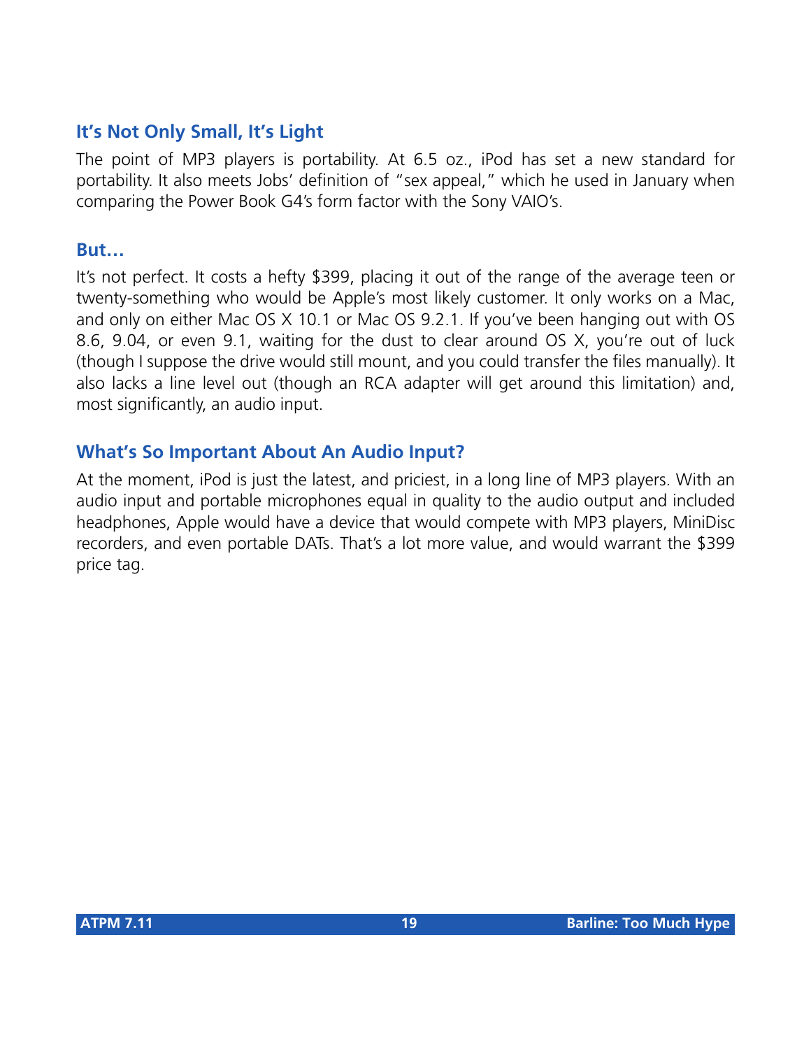## It's Not Only Small, It's Light

The point of MP3 players is portability. At 6.5 oz., iPod has set a new standard for portability. It also meets Jobs' definition of "sex appeal," which he used in January when comparing the Power Book G4's form factor with the Sony VAIO's.

## But…

It's not perfect. It costs a hefty $399, placing it out of the range of the average teen or twenty-something who would be Apple's most likely customer. It only works on a Mac, and only on either Mac OS X 10.1 or Mac OS 9.2.1. If you've been hanging out with OS 8.6, 9.04, or even 9.1, waiting for the dust to clear around OS X, you're out of luck (though I suppose the drive would still mount, and you could transfer the files manually). It also lacks a line level out (though an RCA adapter will get around this limitation) and, most significantly, an audio input.

## What's So Important About An Audio Input?

At the moment, iPod is just the latest, and priciest, in a long line of MP3 players. With an audio input and portable microphones equal in quality to the audio output and included headphones, Apple would have a device that would compete with MP3 players, MiniDisc recorders, and even portable DATs. That's a lot more value, and would warrant the $399 price tag.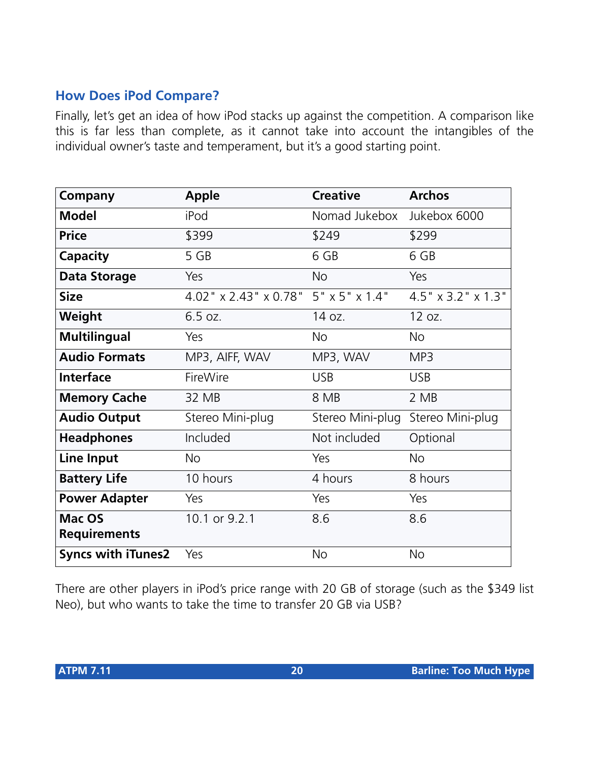## How Does iPod Compare?

Finally, let's get an idea of how iPod stacks up against the competition. A comparison like this is far less than complete, as it cannot take into account the intangibles of the individual owner's taste and temperament, but it's a good starting point.

| Company | Apple | Creative | Archos |
|---|---|---|---|
| **Model** | iPod | Nomad Jukebox | Jukebox 6000 |
| **Price** | $399 | $249 | $299 |
| **Capacity** | 5 GB | 6 GB | 6 GB |
| **Data Storage** | Yes | No | Yes |
| **Size** | 4.02" x 2.43" x 0.78" | 5" x 5" x 1.4" | 4.5" x 3.2" x 1.3" |
| **Weight** | 6.5 oz. | 14 oz. | 12 oz. |
| **Multilingual** | Yes | No | No |
| **Audio Formats** | MP3, AIFF, WAV | MP3, WAV | MP3 |
| **Interface** | FireWire | USB | USB |
| **Memory Cache** | 32 MB | 8 MB | 2 MB |
| **Audio Output** | Stereo Mini-plug | Stereo Mini-plug | Stereo Mini-plug |
| **Headphones** | Included | Not included | Optional |
| **Line Input** | No | Yes | No |
| **Battery Life** | 10 hours | 4 hours | 8 hours |
| **Power Adapter** | Yes | Yes | Yes |
| **Mac OS Requirements** | 10.1 or 9.2.1 | 8.6 | 8.6 |
| **Syncs with iTunes2** | Yes | No | No |

There are other players in iPod's price range with 20 GB of storage (such as the $349 list Neo), but who wants to take the time to transfer 20 GB via USB?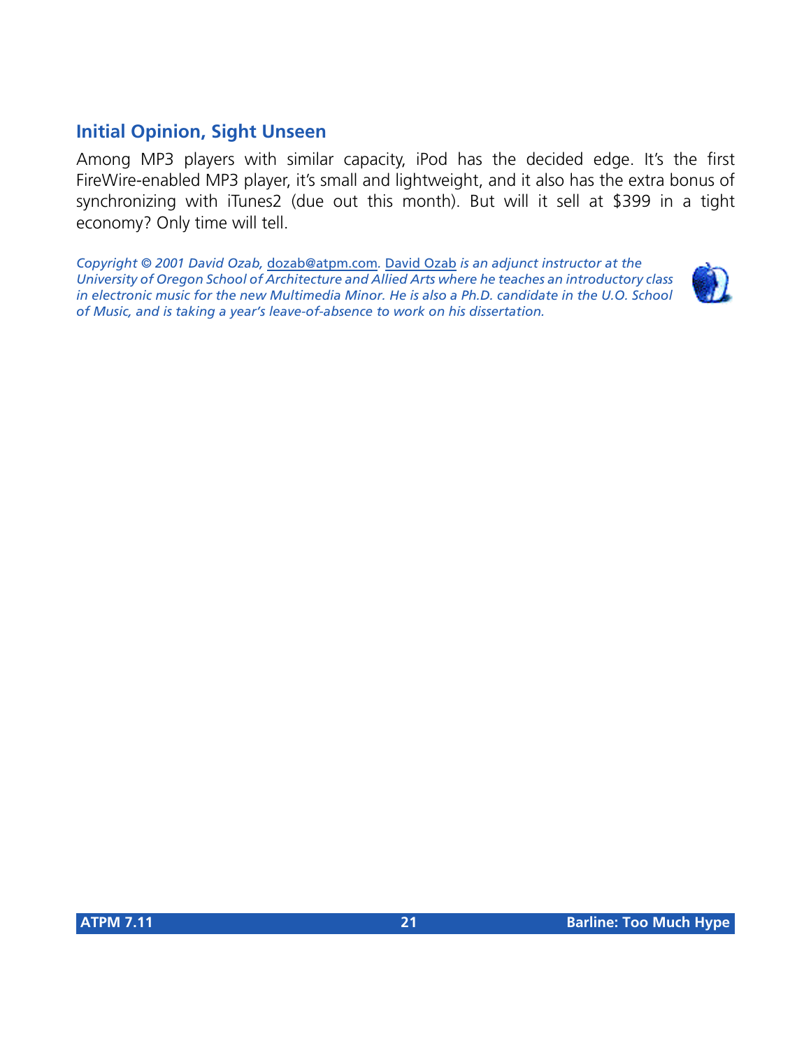### Initial Opinion, Sight Unseen

Among MP3 players with similar capacity, iPod has the decided edge. It's the first FireWire-enabled MP3 player, it's small and lightweight, and it also has the extra bonus of synchronizing with iTunes2 (due out this month). But will it sell at $399 in a tight economy? Only time will tell.

*Copyright © 2001 David Ozab,* dozab@atpm.com*.* David Ozab *is an adjunct instructor at the University of Oregon School of Architecture and Allied Arts where he teaches an introductory class in electronic music for the new Multimedia Minor. He is also a Ph.D. candidate in the U.O. School of Music, and is taking a year's leave-of-absence to work on his dissertation.*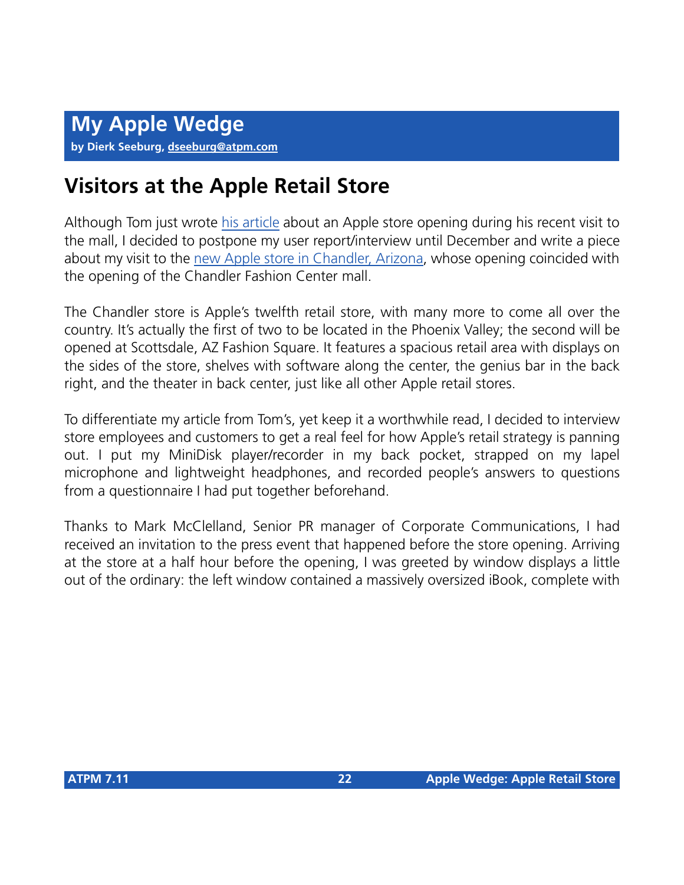# My Apple Wedge

**by Dierk Seeburg, dseeburg@atpm.com**

## Visitors at the Apple Retail Store

Although Tom just wrote [his article](his article) about an Apple store opening during his recent visit to the mall, I decided to postpone my user report/interview until December and write a piece about my visit to the [new Apple store in Chandler, Arizona](new Apple store in Chandler, Arizona), whose opening coincided with the opening of the Chandler Fashion Center mall.

The Chandler store is Apple's twelfth retail store, with many more to come all over the country. It's actually the first of two to be located in the Phoenix Valley; the second will be opened at Scottsdale, AZ Fashion Square. It features a spacious retail area with displays on the sides of the store, shelves with software along the center, the genius bar in the back right, and the theater in back center, just like all other Apple retail stores.

To differentiate my article from Tom's, yet keep it a worthwhile read, I decided to interview store employees and customers to get a real feel for how Apple's retail strategy is panning out. I put my MiniDisk player/recorder in my back pocket, strapped on my lapel microphone and lightweight headphones, and recorded people's answers to questions from a questionnaire I had put together beforehand.

Thanks to Mark McClelland, Senior PR manager of Corporate Communications, I had received an invitation to the press event that happened before the store opening. Arriving at the store at a half hour before the opening, I was greeted by window displays a little out of the ordinary: the left window contained a massively oversized iBook, complete with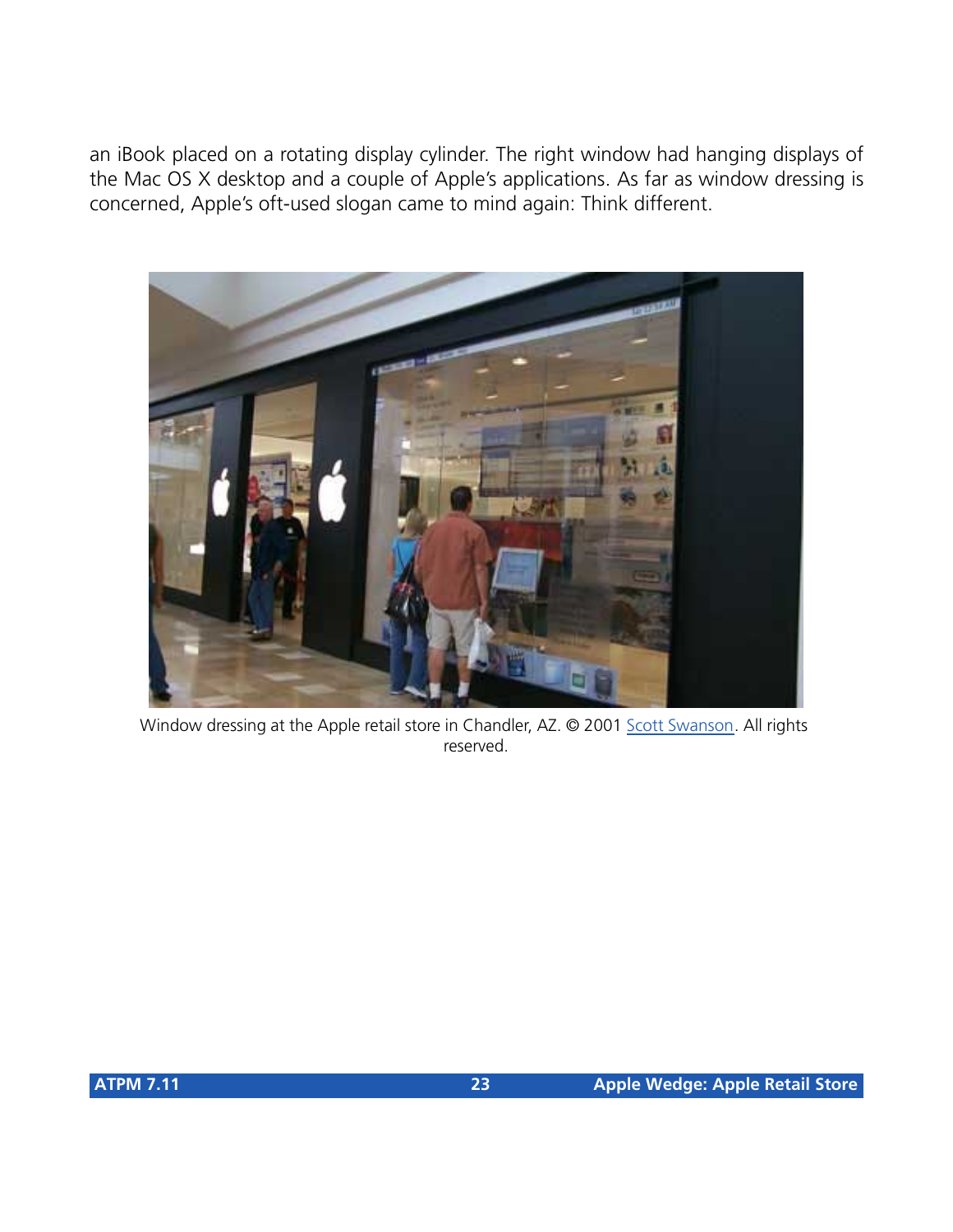an iBook placed on a rotating display cylinder. The right window had hanging displays of the Mac OS X desktop and a couple of Apple's applications. As far as window dressing is concerned, Apple's oft-used slogan came to mind again: Think different.

Window dressing at the Apple retail store in Chandler, AZ. © 2001 Scott Swanson. All rights reserved.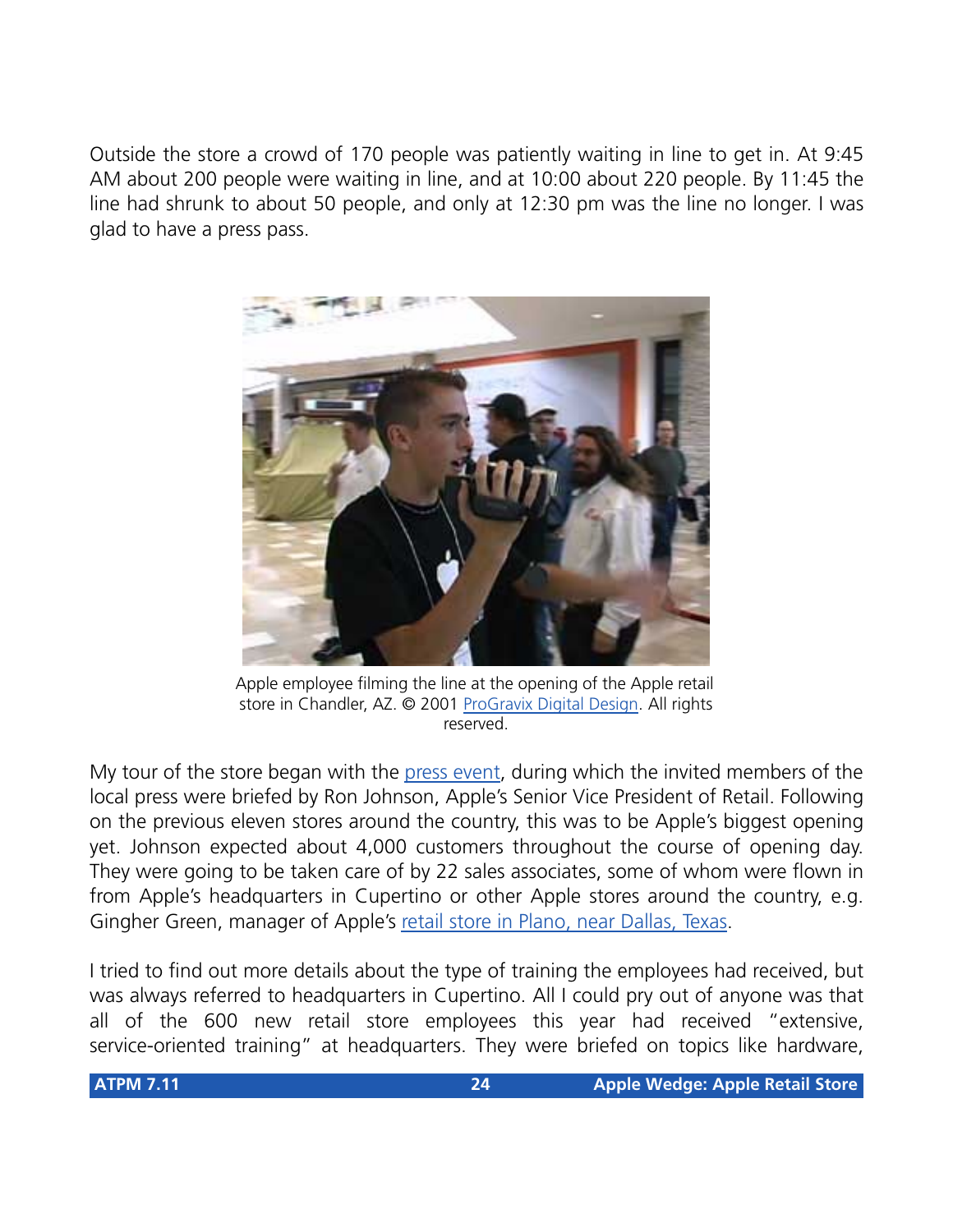Outside the store a crowd of 170 people was patiently waiting in line to get in. At 9:45 AM about 200 people were waiting in line, and at 10:00 about 220 people. By 11:45 the line had shrunk to about 50 people, and only at 12:30 pm was the line no longer. I was glad to have a press pass.

Apple employee filming the line at the opening of the Apple retail store in Chandler, AZ. © 2001 ProGravix Digital Design. All rights reserved.

My tour of the store began with the press event, during which the invited members of the local press were briefed by Ron Johnson, Apple's Senior Vice President of Retail. Following on the previous eleven stores around the country, this was to be Apple's biggest opening yet. Johnson expected about 4,000 customers throughout the course of opening day. They were going to be taken care of by 22 sales associates, some of whom were flown in from Apple's headquarters in Cupertino or other Apple stores around the country, e.g. Gingher Green, manager of Apple's retail store in Plano, near Dallas, Texas.

I tried to find out more details about the type of training the employees had received, but was always referred to headquarters in Cupertino. All I could pry out of anyone was that all of the 600 new retail store employees this year had received "extensive, service-oriented training" at headquarters. They were briefed on topics like hardware,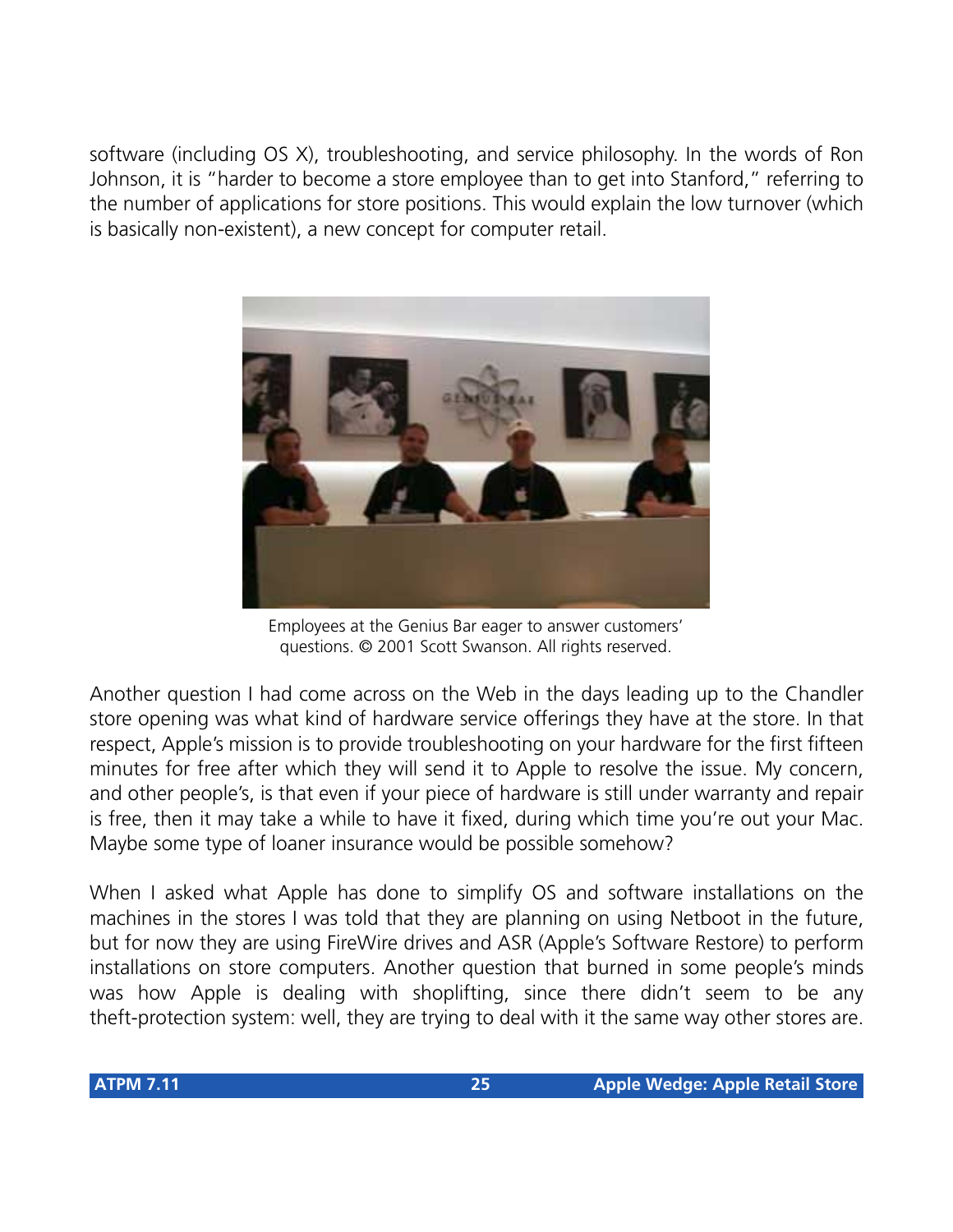software (including OS X), troubleshooting, and service philosophy. In the words of Ron Johnson, it is "harder to become a store employee than to get into Stanford," referring to the number of applications for store positions. This would explain the low turnover (which is basically non-existent), a new concept for computer retail.

Employees at the Genius Bar eager to answer customers' questions. © 2001 Scott Swanson. All rights reserved.

Another question I had come across on the Web in the days leading up to the Chandler store opening was what kind of hardware service offerings they have at the store. In that respect, Apple's mission is to provide troubleshooting on your hardware for the first fifteen minutes for free after which they will send it to Apple to resolve the issue. My concern, and other people's, is that even if your piece of hardware is still under warranty and repair is free, then it may take a while to have it fixed, during which time you're out your Mac. Maybe some type of loaner insurance would be possible somehow?

When I asked what Apple has done to simplify OS and software installations on the machines in the stores I was told that they are planning on using Netboot in the future, but for now they are using FireWire drives and ASR (Apple's Software Restore) to perform installations on store computers. Another question that burned in some people's minds was how Apple is dealing with shoplifting, since there didn't seem to be any theft-protection system: well, they are trying to deal with it the same way other stores are.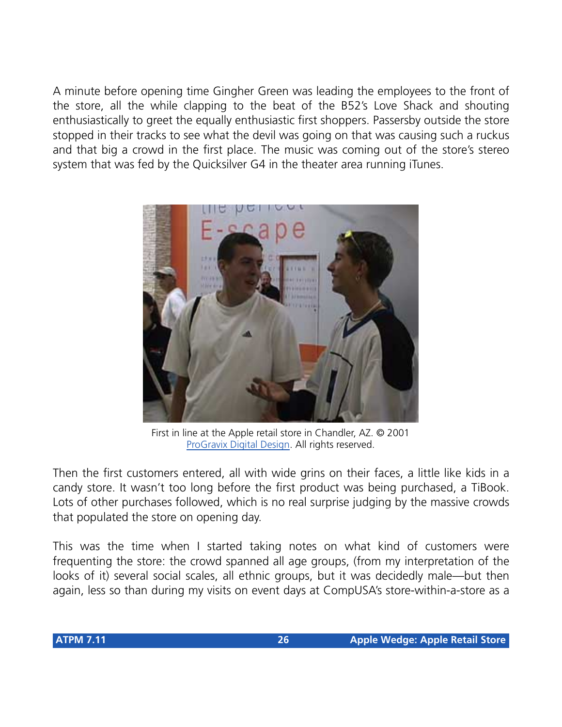A minute before opening time Gingher Green was leading the employees to the front of the store, all the while clapping to the beat of the B52's Love Shack and shouting enthusiastically to greet the equally enthusiastic first shoppers. Passersby outside the store stopped in their tracks to see what the devil was going on that was causing such a ruckus and that big a crowd in the first place. The music was coming out of the store's stereo system that was fed by the Quicksilver G4 in the theater area running iTunes.

First in line at the Apple retail store in Chandler, AZ. © 2001 ProGravix Digital Design. All rights reserved.

Then the first customers entered, all with wide grins on their faces, a little like kids in a candy store. It wasn't too long before the first product was being purchased, a TiBook. Lots of other purchases followed, which is no real surprise judging by the massive crowds that populated the store on opening day.

This was the time when I started taking notes on what kind of customers were frequenting the store: the crowd spanned all age groups, (from my interpretation of the looks of it) several social scales, all ethnic groups, but it was decidedly male—but then again, less so than during my visits on event days at CompUSA's store-within-a-store as a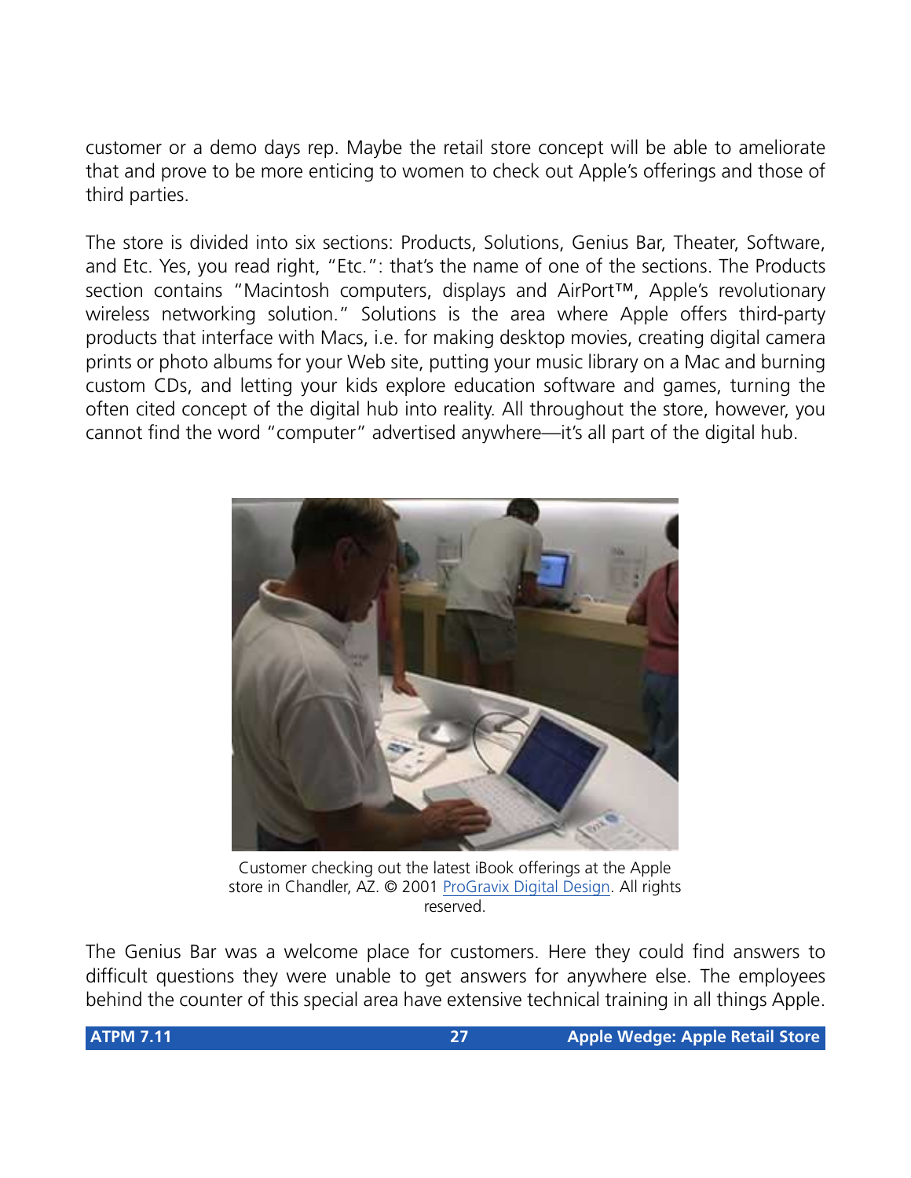customer or a demo days rep. Maybe the retail store concept will be able to ameliorate that and prove to be more enticing to women to check out Apple's offerings and those of third parties.

The store is divided into six sections: Products, Solutions, Genius Bar, Theater, Software, and Etc. Yes, you read right, "Etc.": that's the name of one of the sections. The Products section contains "Macintosh computers, displays and AirPort™, Apple's revolutionary wireless networking solution." Solutions is the area where Apple offers third-party products that interface with Macs, i.e. for making desktop movies, creating digital camera prints or photo albums for your Web site, putting your music library on a Mac and burning custom CDs, and letting your kids explore education software and games, turning the often cited concept of the digital hub into reality. All throughout the store, however, you cannot find the word "computer" advertised anywhere—it's all part of the digital hub.

Customer checking out the latest iBook offerings at the Apple store in Chandler, AZ. © 2001 ProGravix Digital Design. All rights reserved.

The Genius Bar was a welcome place for customers. Here they could find answers to difficult questions they were unable to get answers for anywhere else. The employees behind the counter of this special area have extensive technical training in all things Apple.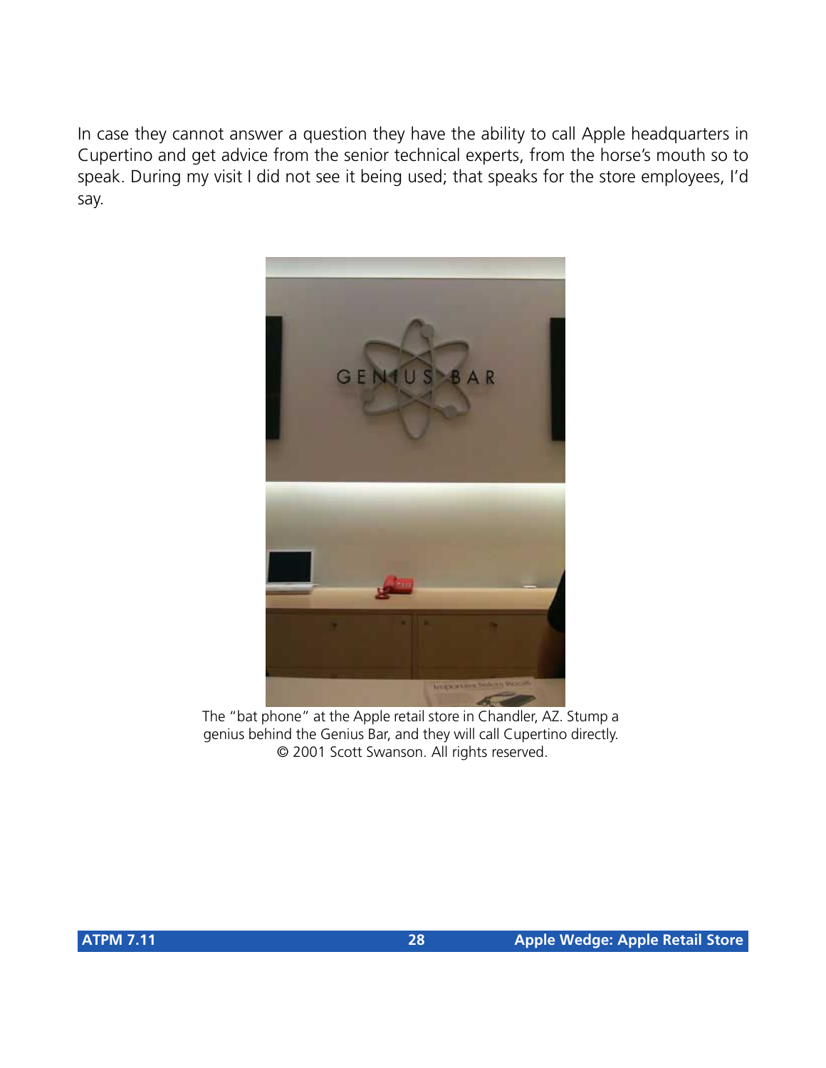In case they cannot answer a question they have the ability to call Apple headquarters in Cupertino and get advice from the senior technical experts, from the horse's mouth so to speak. During my visit I did not see it being used; that speaks for the store employees, I'd say.

The "bat phone" at the Apple retail store in Chandler, AZ. Stump a genius behind the Genius Bar, and they will call Cupertino directly. © 2001 Scott Swanson. All rights reserved.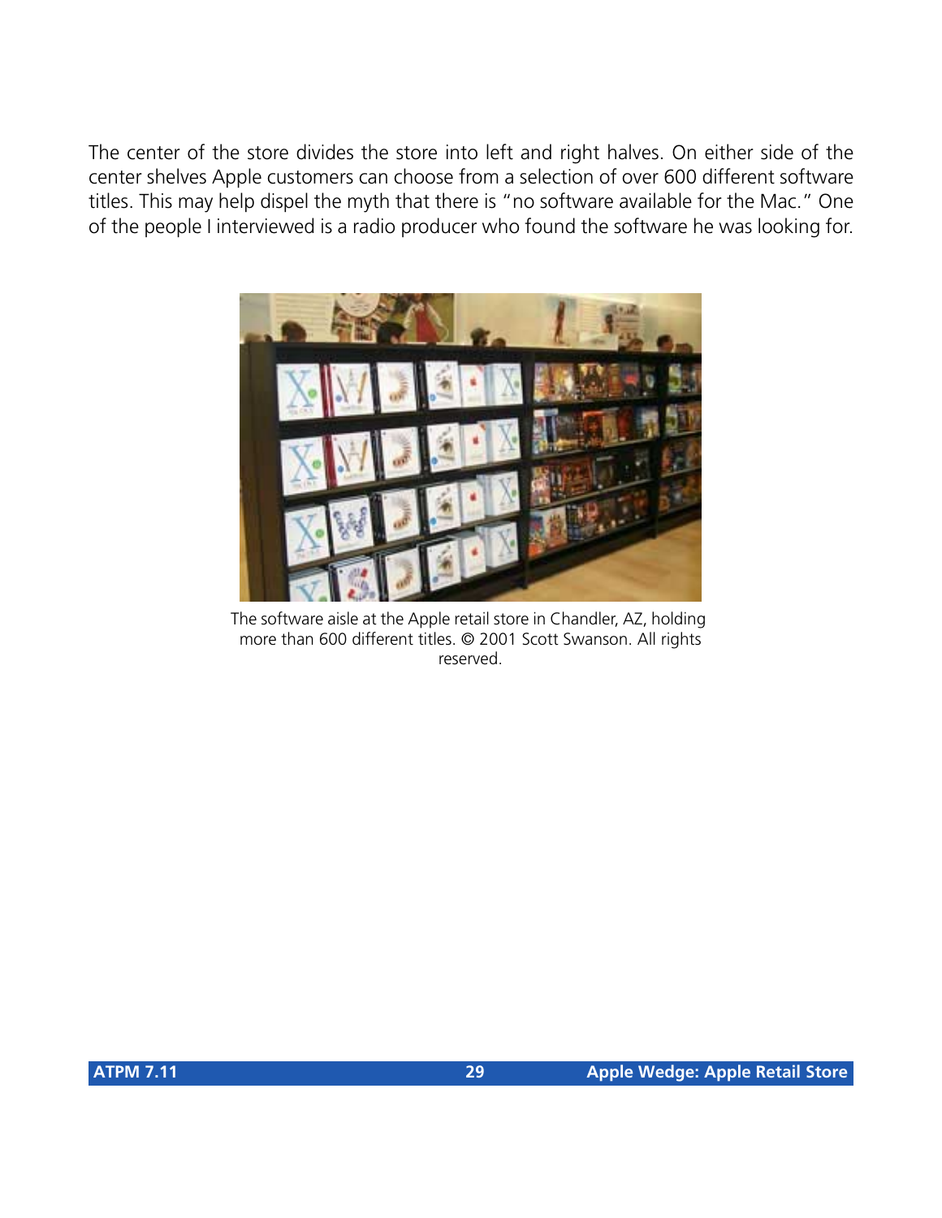The center of the store divides the store into left and right halves. On either side of the center shelves Apple customers can choose from a selection of over 600 different software titles. This may help dispel the myth that there is "no software available for the Mac." One of the people I interviewed is a radio producer who found the software he was looking for.

The software aisle at the Apple retail store in Chandler, AZ, holding more than 600 different titles. © 2001 Scott Swanson. All rights reserved.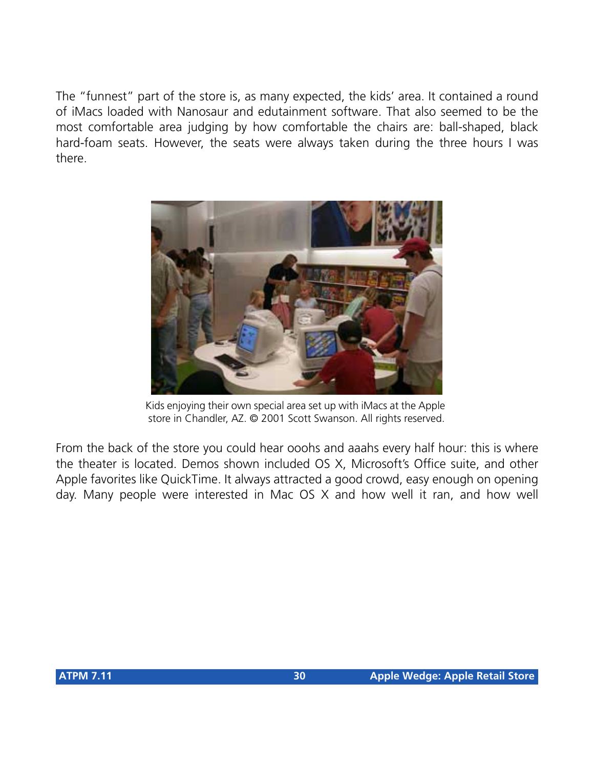The "funnest" part of the store is, as many expected, the kids' area. It contained a round of iMacs loaded with Nanosaur and edutainment software. That also seemed to be the most comfortable area judging by how comfortable the chairs are: ball-shaped, black hard-foam seats. However, the seats were always taken during the three hours I was there.

Kids enjoying their own special area set up with iMacs at the Apple store in Chandler, AZ. © 2001 Scott Swanson. All rights reserved.

From the back of the store you could hear ooohs and aaahs every half hour: this is where the theater is located. Demos shown included OS X, Microsoft's Office suite, and other Apple favorites like QuickTime. It always attracted a good crowd, easy enough on opening day. Many people were interested in Mac OS X and how well it ran, and how well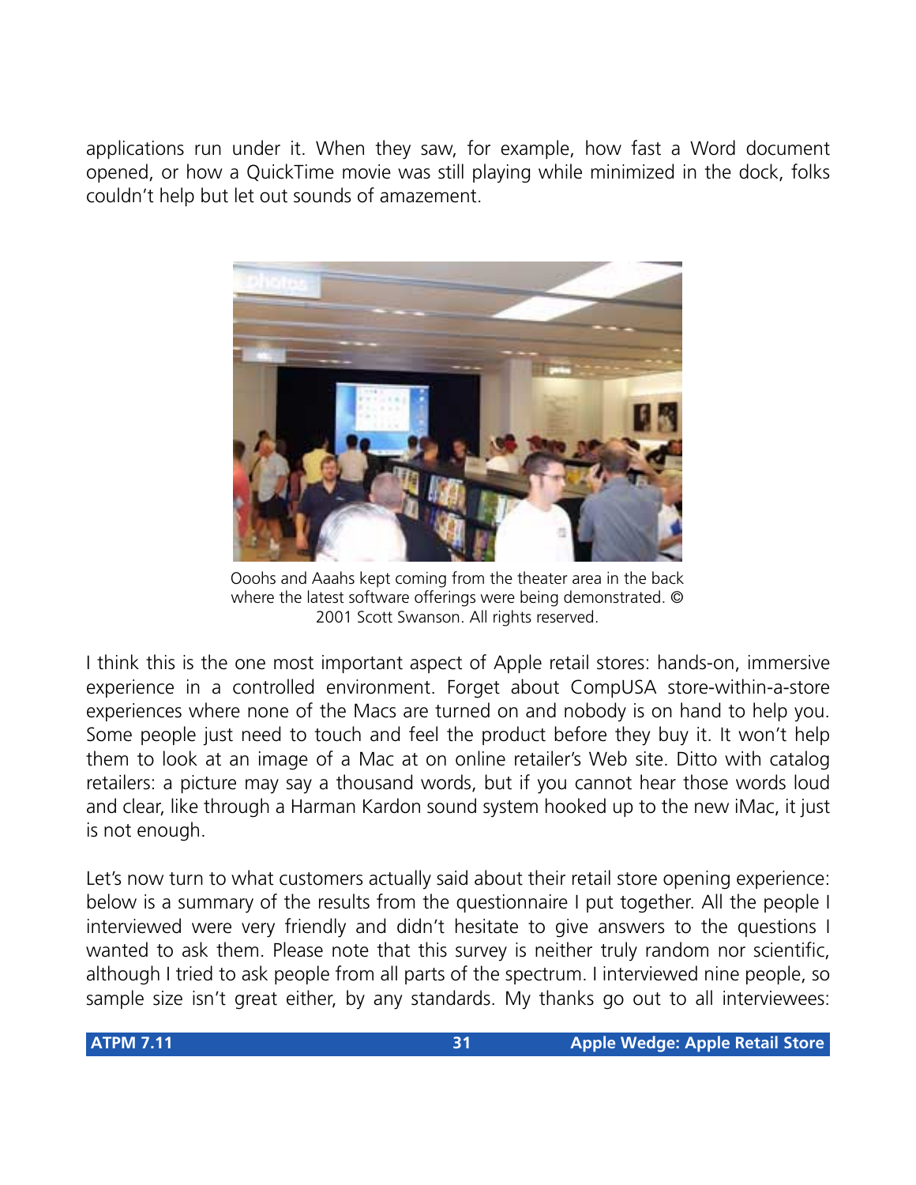applications run under it. When they saw, for example, how fast a Word document opened, or how a QuickTime movie was still playing while minimized in the dock, folks couldn't help but let out sounds of amazement.

Ooohs and Aaahs kept coming from the theater area in the back where the latest software offerings were being demonstrated. © 2001 Scott Swanson. All rights reserved.

I think this is the one most important aspect of Apple retail stores: hands-on, immersive experience in a controlled environment. Forget about CompUSA store-within-a-store experiences where none of the Macs are turned on and nobody is on hand to help you. Some people just need to touch and feel the product before they buy it. It won't help them to look at an image of a Mac at on online retailer's Web site. Ditto with catalog retailers: a picture may say a thousand words, but if you cannot hear those words loud and clear, like through a Harman Kardon sound system hooked up to the new iMac, it just is not enough.

Let's now turn to what customers actually said about their retail store opening experience: below is a summary of the results from the questionnaire I put together. All the people I interviewed were very friendly and didn't hesitate to give answers to the questions I wanted to ask them. Please note that this survey is neither truly random nor scientific, although I tried to ask people from all parts of the spectrum. I interviewed nine people, so sample size isn't great either, by any standards. My thanks go out to all interviewees: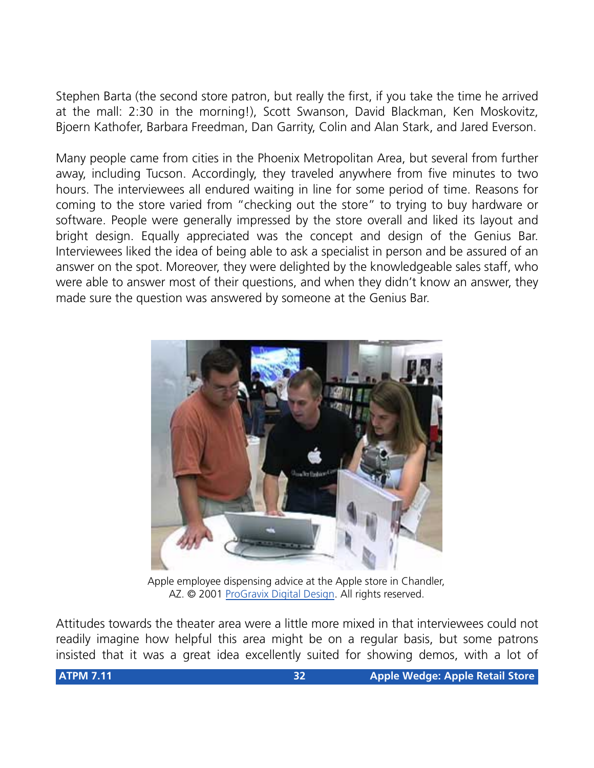Stephen Barta (the second store patron, but really the first, if you take the time he arrived at the mall: 2:30 in the morning!), Scott Swanson, David Blackman, Ken Moskovitz, Bjoern Kathofer, Barbara Freedman, Dan Garrity, Colin and Alan Stark, and Jared Everson.

Many people came from cities in the Phoenix Metropolitan Area, but several from further away, including Tucson. Accordingly, they traveled anywhere from five minutes to two hours. The interviewees all endured waiting in line for some period of time. Reasons for coming to the store varied from "checking out the store" to trying to buy hardware or software. People were generally impressed by the store overall and liked its layout and bright design. Equally appreciated was the concept and design of the Genius Bar. Interviewees liked the idea of being able to ask a specialist in person and be assured of an answer on the spot. Moreover, they were delighted by the knowledgeable sales staff, who were able to answer most of their questions, and when they didn't know an answer, they made sure the question was answered by someone at the Genius Bar.

Apple employee dispensing advice at the Apple store in Chandler, AZ. © 2001 ProGravix Digital Design. All rights reserved.

Attitudes towards the theater area were a little more mixed in that interviewees could not readily imagine how helpful this area might be on a regular basis, but some patrons insisted that it was a great idea excellently suited for showing demos, with a lot of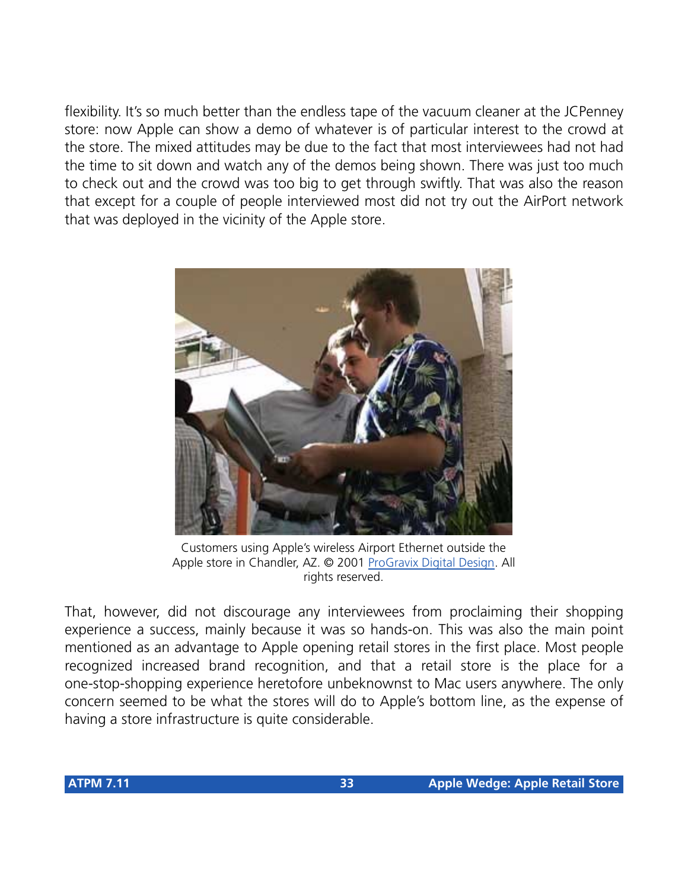flexibility. It's so much better than the endless tape of the vacuum cleaner at the JCPenney store: now Apple can show a demo of whatever is of particular interest to the crowd at the store. The mixed attitudes may be due to the fact that most interviewees had not had the time to sit down and watch any of the demos being shown. There was just too much to check out and the crowd was too big to get through swiftly. That was also the reason that except for a couple of people interviewed most did not try out the AirPort network that was deployed in the vicinity of the Apple store.

Customers using Apple's wireless Airport Ethernet outside the Apple store in Chandler, AZ. © 2001 ProGravix Digital Design. All rights reserved.

That, however, did not discourage any interviewees from proclaiming their shopping experience a success, mainly because it was so hands-on. This was also the main point mentioned as an advantage to Apple opening retail stores in the first place. Most people recognized increased brand recognition, and that a retail store is the place for a one-stop-shopping experience heretofore unbeknownst to Mac users anywhere. The only concern seemed to be what the stores will do to Apple's bottom line, as the expense of having a store infrastructure is quite considerable.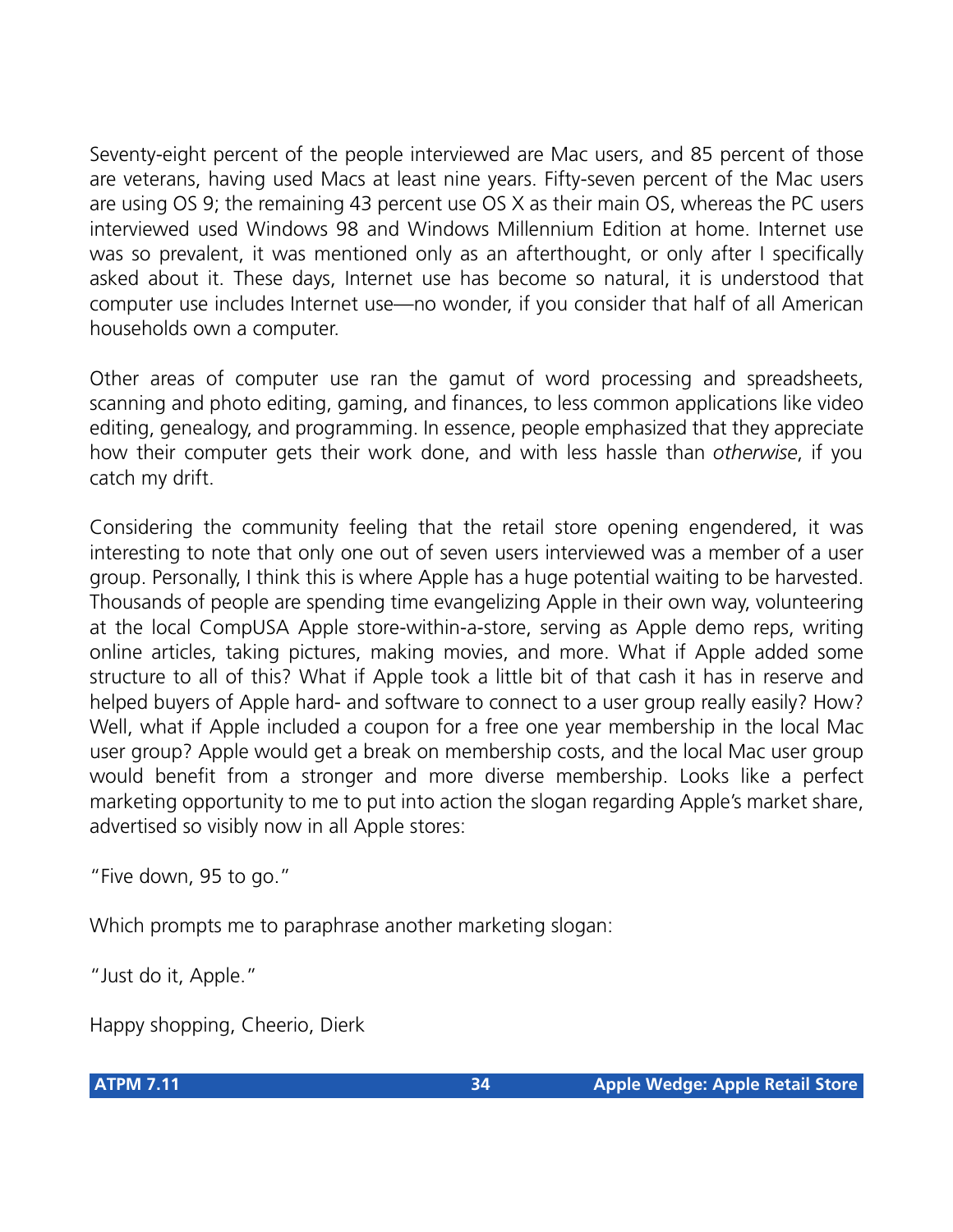Seventy-eight percent of the people interviewed are Mac users, and 85 percent of those are veterans, having used Macs at least nine years. Fifty-seven percent of the Mac users are using OS 9; the remaining 43 percent use OS X as their main OS, whereas the PC users interviewed used Windows 98 and Windows Millennium Edition at home. Internet use was so prevalent, it was mentioned only as an afterthought, or only after I specifically asked about it. These days, Internet use has become so natural, it is understood that computer use includes Internet use—no wonder, if you consider that half of all American households own a computer.

Other areas of computer use ran the gamut of word processing and spreadsheets, scanning and photo editing, gaming, and finances, to less common applications like video editing, genealogy, and programming. In essence, people emphasized that they appreciate how their computer gets their work done, and with less hassle than *otherwise*, if you catch my drift.

Considering the community feeling that the retail store opening engendered, it was interesting to note that only one out of seven users interviewed was a member of a user group. Personally, I think this is where Apple has a huge potential waiting to be harvested. Thousands of people are spending time evangelizing Apple in their own way, volunteering at the local CompUSA Apple store-within-a-store, serving as Apple demo reps, writing online articles, taking pictures, making movies, and more. What if Apple added some structure to all of this? What if Apple took a little bit of that cash it has in reserve and helped buyers of Apple hard- and software to connect to a user group really easily? How? Well, what if Apple included a coupon for a free one year membership in the local Mac user group? Apple would get a break on membership costs, and the local Mac user group would benefit from a stronger and more diverse membership. Looks like a perfect marketing opportunity to me to put into action the slogan regarding Apple's market share, advertised so visibly now in all Apple stores:

"Five down, 95 to go."

Which prompts me to paraphrase another marketing slogan:

"Just do it, Apple."

Happy shopping, Cheerio, Dierk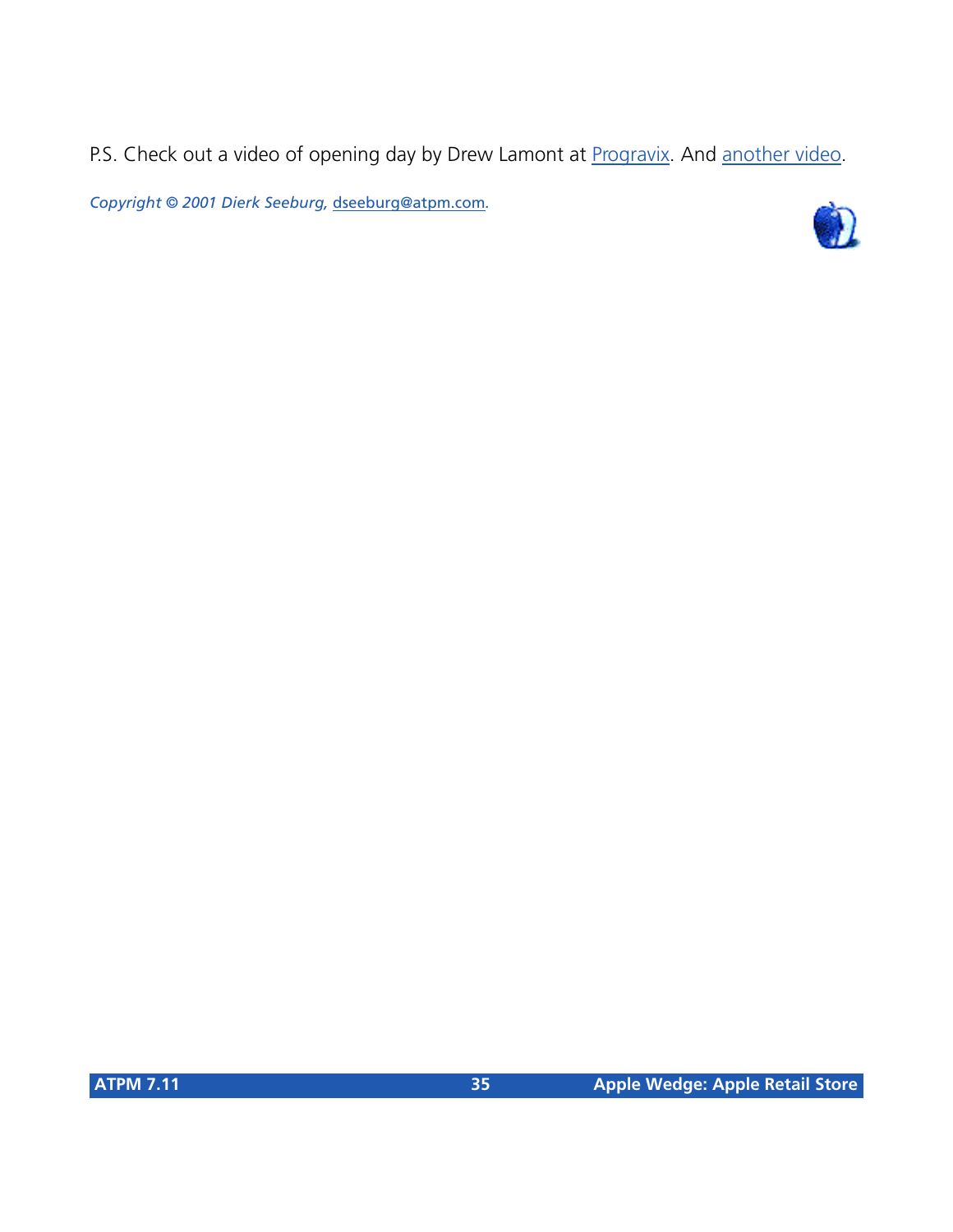P.S. Check out a video of opening day by Drew Lamont at Progravix. And another video.

*Copyright © 2001 Dierk Seeburg, dseeburg@atpm.com.*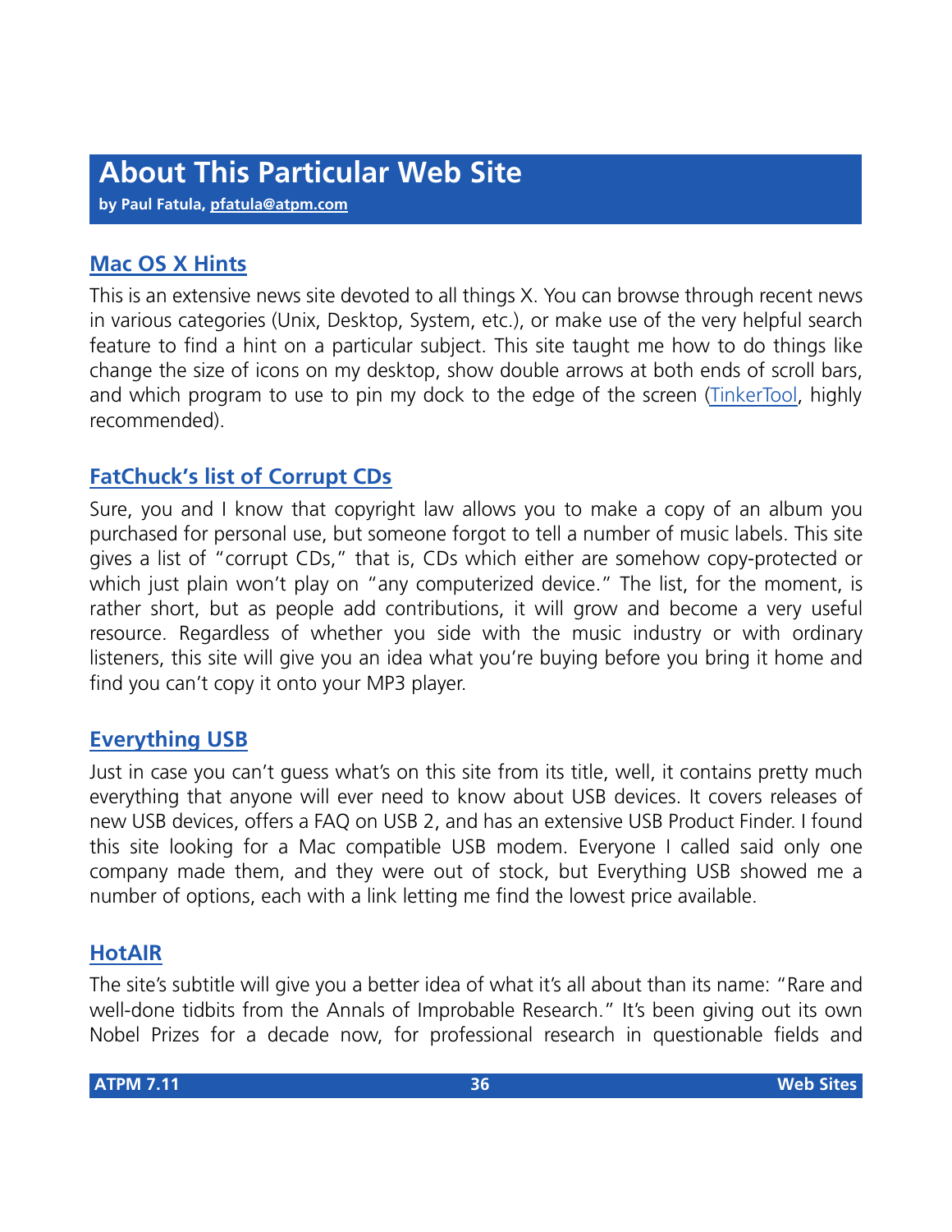# About This Particular Web Site

**by Paul Fatula, pfatula@atpm.com**

## Mac OS X Hints

This is an extensive news site devoted to all things X. You can browse through recent news in various categories (Unix, Desktop, System, etc.), or make use of the very helpful search feature to find a hint on a particular subject. This site taught me how to do things like change the size of icons on my desktop, show double arrows at both ends of scroll bars, and which program to use to pin my dock to the edge of the screen (TinkerTool, highly recommended).

## FatChuck's list of Corrupt CDs

Sure, you and I know that copyright law allows you to make a copy of an album you purchased for personal use, but someone forgot to tell a number of music labels. This site gives a list of "corrupt CDs," that is, CDs which either are somehow copy-protected or which just plain won't play on "any computerized device." The list, for the moment, is rather short, but as people add contributions, it will grow and become a very useful resource. Regardless of whether you side with the music industry or with ordinary listeners, this site will give you an idea what you're buying before you bring it home and find you can't copy it onto your MP3 player.

## Everything USB

Just in case you can't guess what's on this site from its title, well, it contains pretty much everything that anyone will ever need to know about USB devices. It covers releases of new USB devices, offers a FAQ on USB 2, and has an extensive USB Product Finder. I found this site looking for a Mac compatible USB modem. Everyone I called said only one company made them, and they were out of stock, but Everything USB showed me a number of options, each with a link letting me find the lowest price available.

## HotAIR

The site's subtitle will give you a better idea of what it's all about than its name: "Rare and well-done tidbits from the Annals of Improbable Research." It's been giving out its own Nobel Prizes for a decade now, for professional research in questionable fields and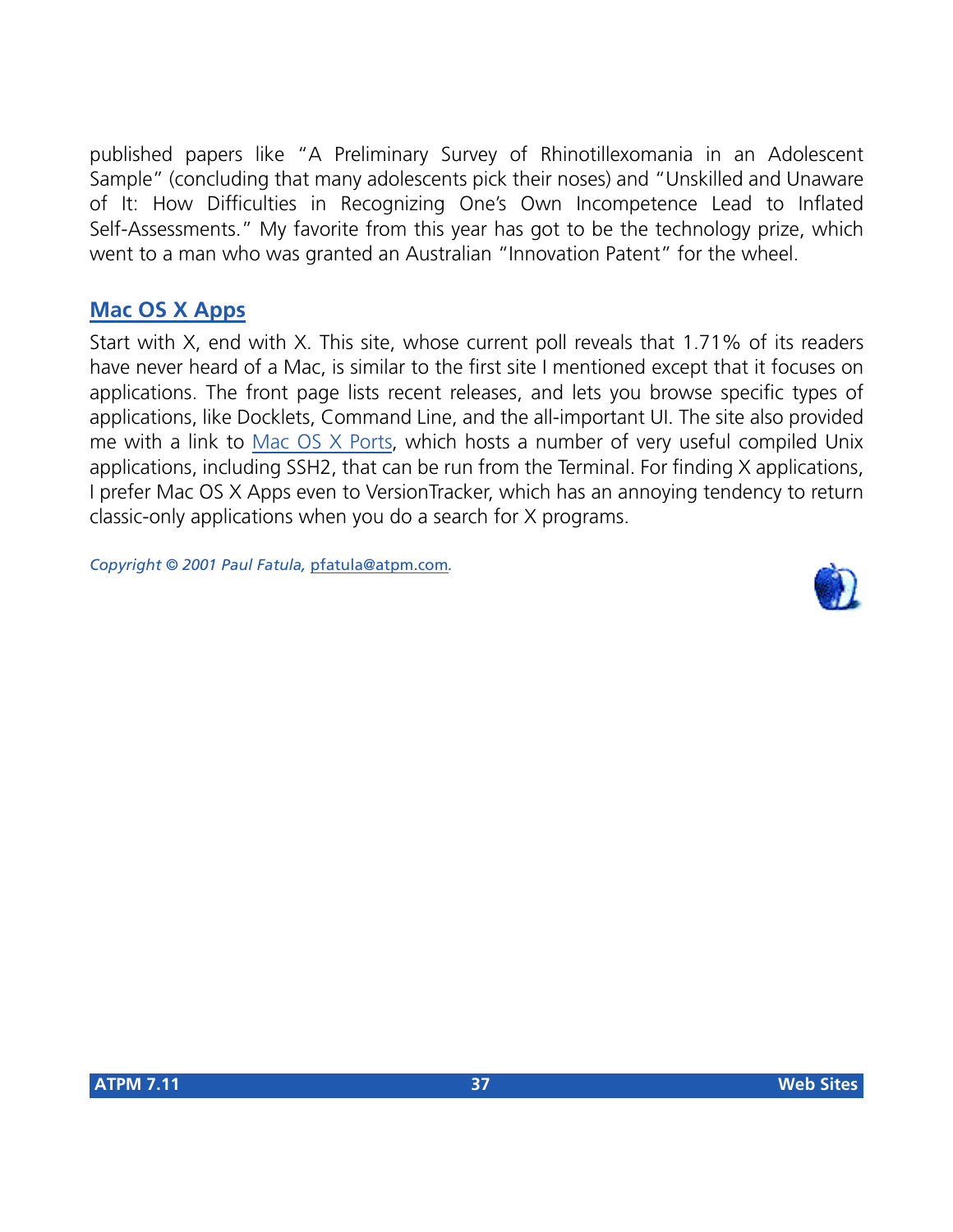published papers like "A Preliminary Survey of Rhinotillexomania in an Adolescent Sample" (concluding that many adolescents pick their noses) and "Unskilled and Unaware of It: How Difficulties in Recognizing One's Own Incompetence Lead to Inflated Self-Assessments." My favorite from this year has got to be the technology prize, which went to a man who was granted an Australian "Innovation Patent" for the wheel.

## Mac OS X Apps

Start with X, end with X. This site, whose current poll reveals that 1.71% of its readers have never heard of a Mac, is similar to the first site I mentioned except that it focuses on applications. The front page lists recent releases, and lets you browse specific types of applications, like Docklets, Command Line, and the all-important UI. The site also provided me with a link to Mac OS X Ports, which hosts a number of very useful compiled Unix applications, including SSH2, that can be run from the Terminal. For finding X applications, I prefer Mac OS X Apps even to VersionTracker, which has an annoying tendency to return classic-only applications when you do a search for X programs.

*Copyright © 2001 Paul Fatula, pfatula@atpm.com.*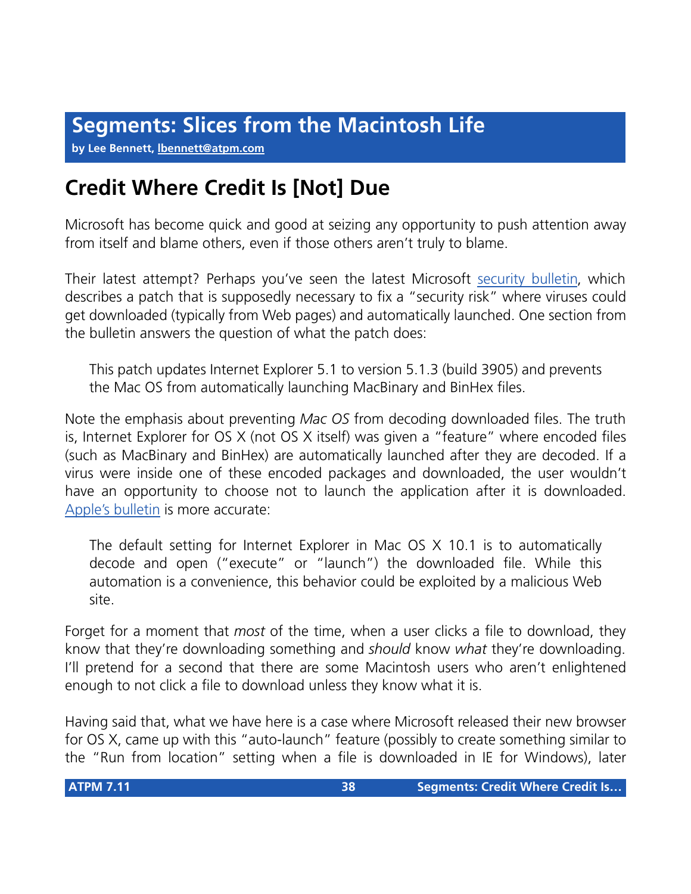# Segments: Slices from the Macintosh Life

**by Lee Bennett, lbennett@atpm.com**

## Credit Where Credit Is [Not] Due

Microsoft has become quick and good at seizing any opportunity to push attention away from itself and blame others, even if those others aren't truly to blame.

Their latest attempt? Perhaps you've seen the latest Microsoft security bulletin, which describes a patch that is supposedly necessary to fix a "security risk" where viruses could get downloaded (typically from Web pages) and automatically launched. One section from the bulletin answers the question of what the patch does:

> This patch updates Internet Explorer 5.1 to version 5.1.3 (build 3905) and prevents the Mac OS from automatically launching MacBinary and BinHex files.

Note the emphasis about preventing *Mac OS* from decoding downloaded files. The truth is, Internet Explorer for OS X (not OS X itself) was given a "feature" where encoded files (such as MacBinary and BinHex) are automatically launched after they are decoded. If a virus were inside one of these encoded packages and downloaded, the user wouldn't have an opportunity to choose not to launch the application after it is downloaded. Apple's bulletin is more accurate:

> The default setting for Internet Explorer in Mac OS X 10.1 is to automatically decode and open ("execute" or "launch") the downloaded file. While this automation is a convenience, this behavior could be exploited by a malicious Web site.

Forget for a moment that *most* of the time, when a user clicks a file to download, they know that they're downloading something and *should* know *what* they're downloading. I'll pretend for a second that there are some Macintosh users who aren't enlightened enough to not click a file to download unless they know what it is.

Having said that, what we have here is a case where Microsoft released their new browser for OS X, came up with this "auto-launch" feature (possibly to create something similar to the "Run from location" setting when a file is downloaded in IE for Windows), later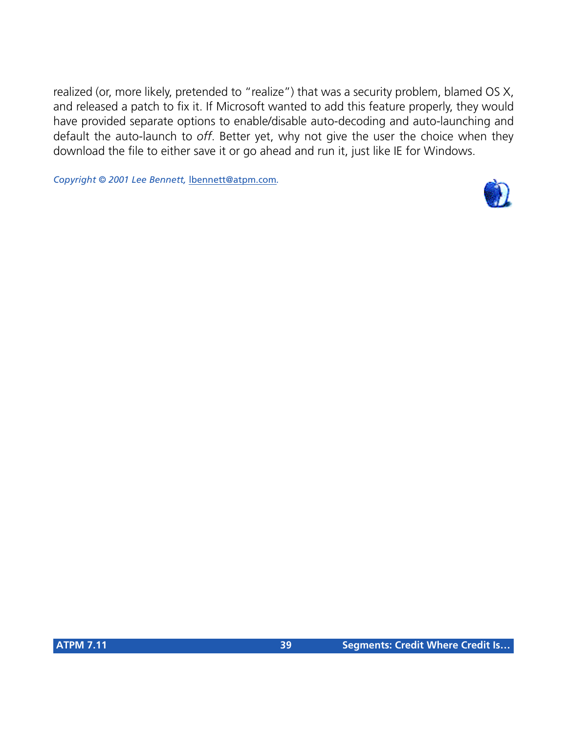realized (or, more likely, pretended to "realize") that was a security problem, blamed OS X, and released a patch to fix it. If Microsoft wanted to add this feature properly, they would have provided separate options to enable/disable auto-decoding and auto-launching and default the auto-launch to *off*. Better yet, why not give the user the choice when they download the file to either save it or go ahead and run it, just like IE for Windows.

*Copyright © 2001 Lee Bennett,* lbennett@atpm.com*.*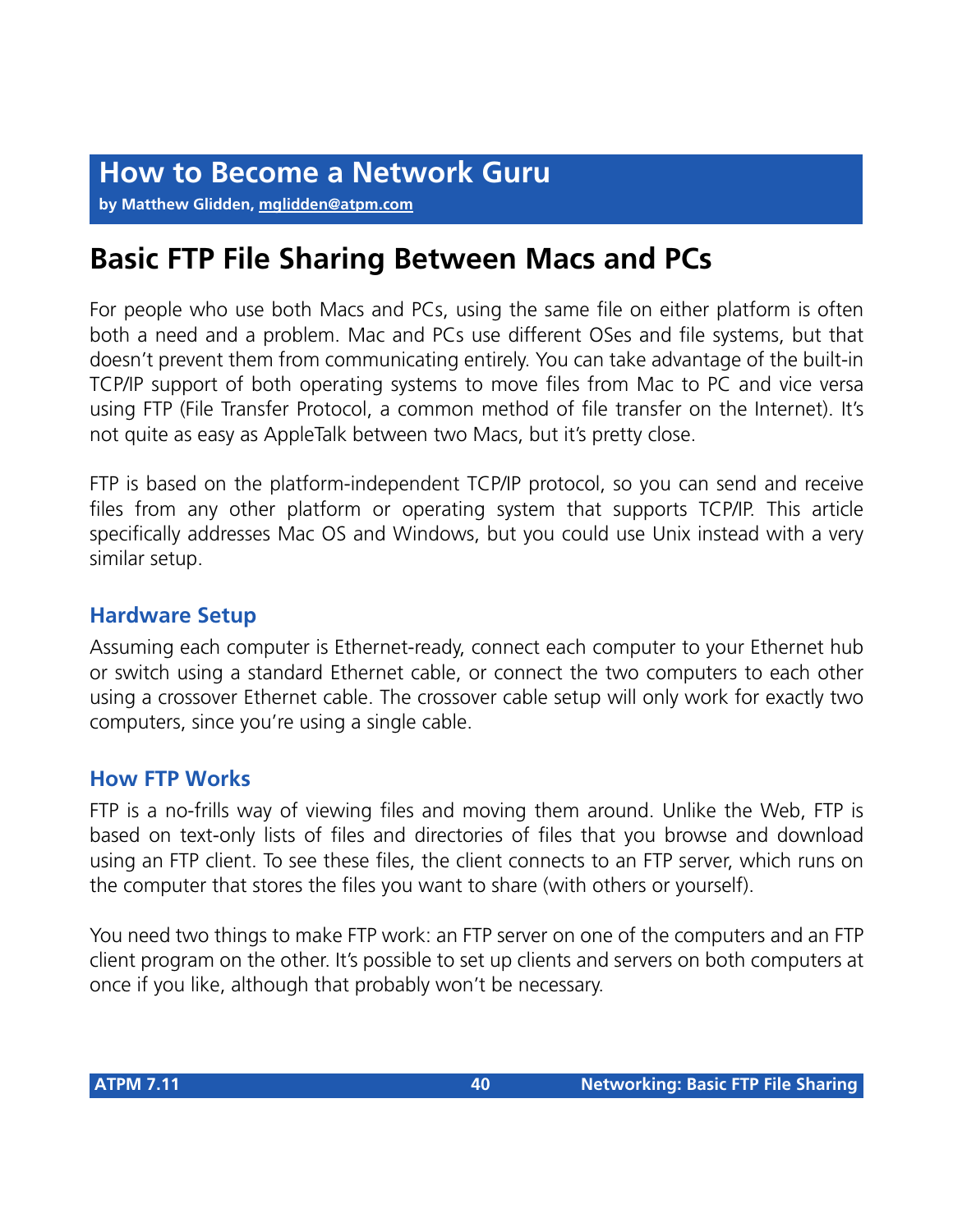# How to Become a Network Guru

**by Matthew Glidden, mglidden@atpm.com**

## Basic FTP File Sharing Between Macs and PCs

For people who use both Macs and PCs, using the same file on either platform is often both a need and a problem. Mac and PCs use different OSes and file systems, but that doesn't prevent them from communicating entirely. You can take advantage of the built-in TCP/IP support of both operating systems to move files from Mac to PC and vice versa using FTP (File Transfer Protocol, a common method of file transfer on the Internet). It's not quite as easy as AppleTalk between two Macs, but it's pretty close.

FTP is based on the platform-independent TCP/IP protocol, so you can send and receive files from any other platform or operating system that supports TCP/IP. This article specifically addresses Mac OS and Windows, but you could use Unix instead with a very similar setup.

### Hardware Setup

Assuming each computer is Ethernet-ready, connect each computer to your Ethernet hub or switch using a standard Ethernet cable, or connect the two computers to each other using a crossover Ethernet cable. The crossover cable setup will only work for exactly two computers, since you're using a single cable.

### How FTP Works

FTP is a no-frills way of viewing files and moving them around. Unlike the Web, FTP is based on text-only lists of files and directories of files that you browse and download using an FTP client. To see these files, the client connects to an FTP server, which runs on the computer that stores the files you want to share (with others or yourself).

You need two things to make FTP work: an FTP server on one of the computers and an FTP client program on the other. It's possible to set up clients and servers on both computers at once if you like, although that probably won't be necessary.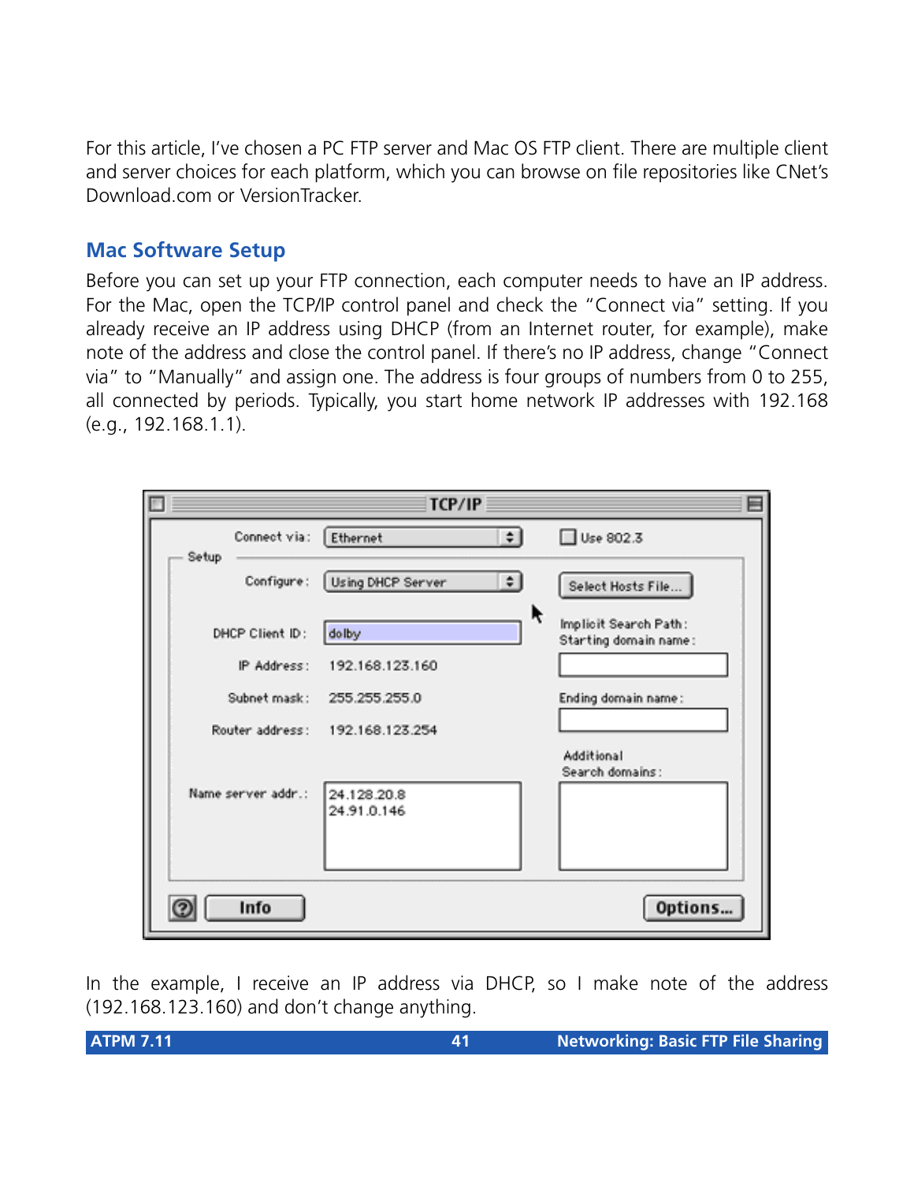For this article, I've chosen a PC FTP server and Mac OS FTP client. There are multiple client and server choices for each platform, which you can browse on file repositories like CNet's Download.com or VersionTracker.

### Mac Software Setup

Before you can set up your FTP connection, each computer needs to have an IP address. For the Mac, open the TCP/IP control panel and check the "Connect via" setting. If you already receive an IP address using DHCP (from an Internet router, for example), make note of the address and close the control panel. If there's no IP address, change "Connect via" to "Manually" and assign one. The address is four groups of numbers from 0 to 255, all connected by periods. Typically, you start home network IP addresses with 192.168 (e.g., 192.168.1.1).

In the example, I receive an IP address via DHCP, so I make note of the address (192.168.123.160) and don't change anything.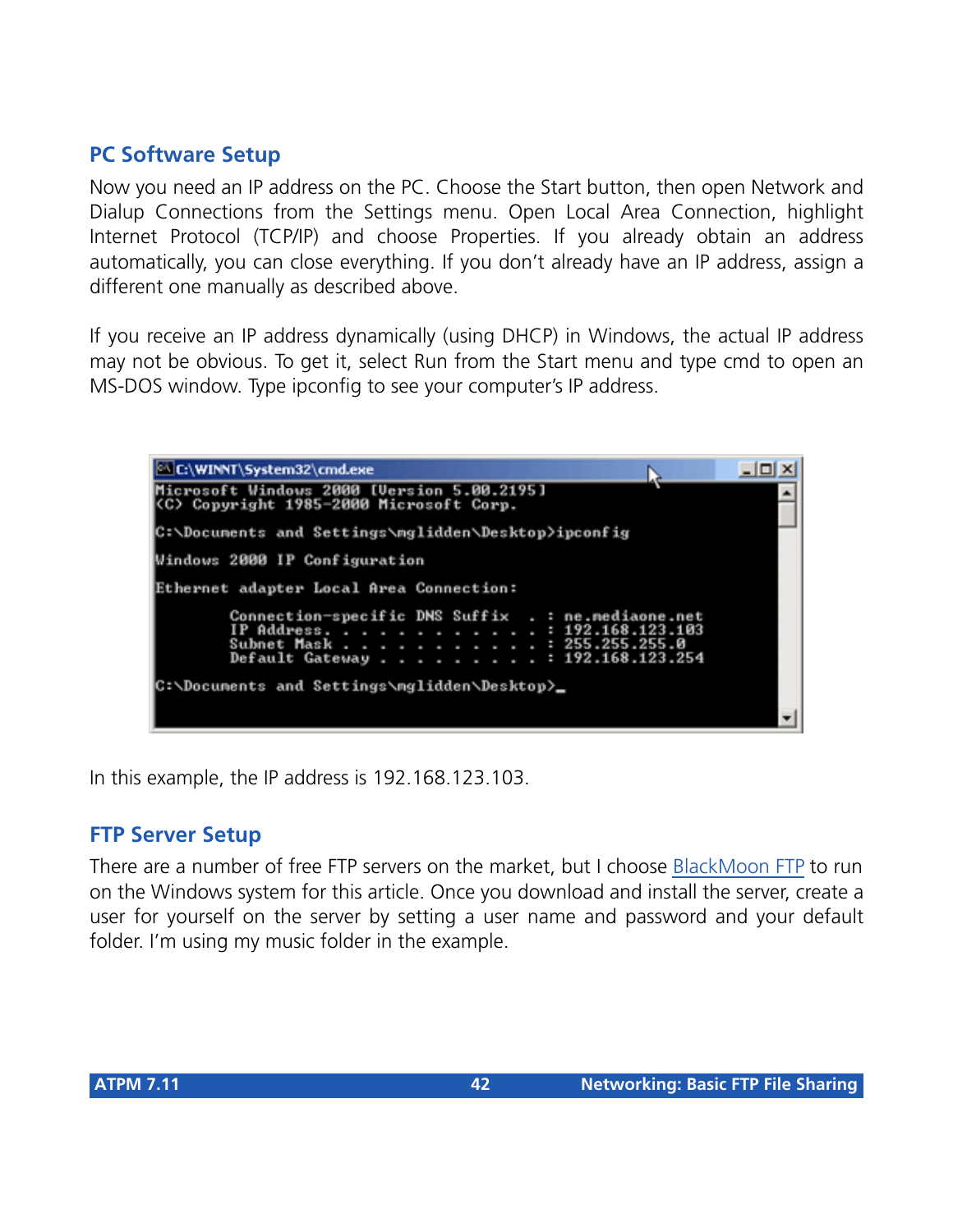## PC Software Setup

Now you need an IP address on the PC. Choose the Start button, then open Network and Dialup Connections from the Settings menu. Open Local Area Connection, highlight Internet Protocol (TCP/IP) and choose Properties. If you already obtain an address automatically, you can close everything. If you don't already have an IP address, assign a different one manually as described above.

If you receive an IP address dynamically (using DHCP) in Windows, the actual IP address may not be obvious. To get it, select Run from the Start menu and type cmd to open an MS-DOS window. Type ipconfig to see your computer's IP address.

```
C:\WINNT\System32\cmd.exe
Microsoft Windows 2000 [Version 5.00.2195]
(C) Copyright 1985-2000 Microsoft Corp.

C:\Documents and Settings\mglidden\Desktop>ipconfig

Windows 2000 IP Configuration

Ethernet adapter Local Area Connection:

        Connection-specific DNS Suffix  . : ne.mediaone.net
        IP Address. . . . . . . . . . . . : 192.168.123.103
        Subnet Mask . . . . . . . . . . . : 255.255.255.0
        Default Gateway . . . . . . . . . : 192.168.123.254

C:\Documents and Settings\mglidden\Desktop>_
```

In this example, the IP address is 192.168.123.103.

## FTP Server Setup

There are a number of free FTP servers on the market, but I choose BlackMoon FTP to run on the Windows system for this article. Once you download and install the server, create a user for yourself on the server by setting a user name and password and your default folder. I'm using my music folder in the example.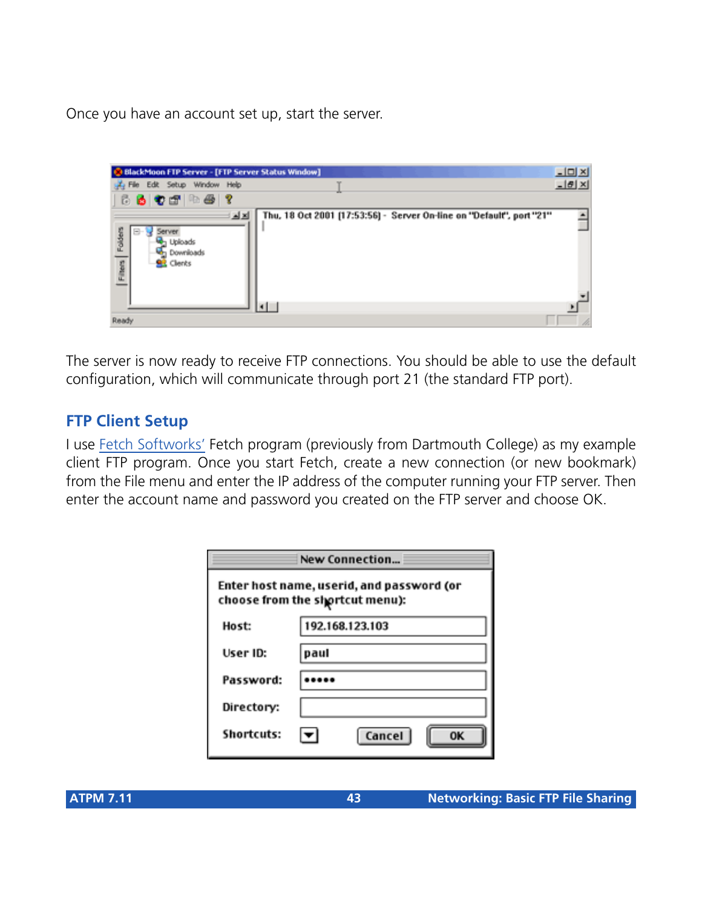Once you have an account set up, start the server.

The server is now ready to receive FTP connections. You should be able to use the default configuration, which will communicate through port 21 (the standard FTP port).

## FTP Client Setup

I use Fetch Softworks' Fetch program (previously from Dartmouth College) as my example client FTP program. Once you start Fetch, create a new connection (or new bookmark) from the File menu and enter the IP address of the computer running your FTP server. Then enter the account name and password you created on the FTP server and choose OK.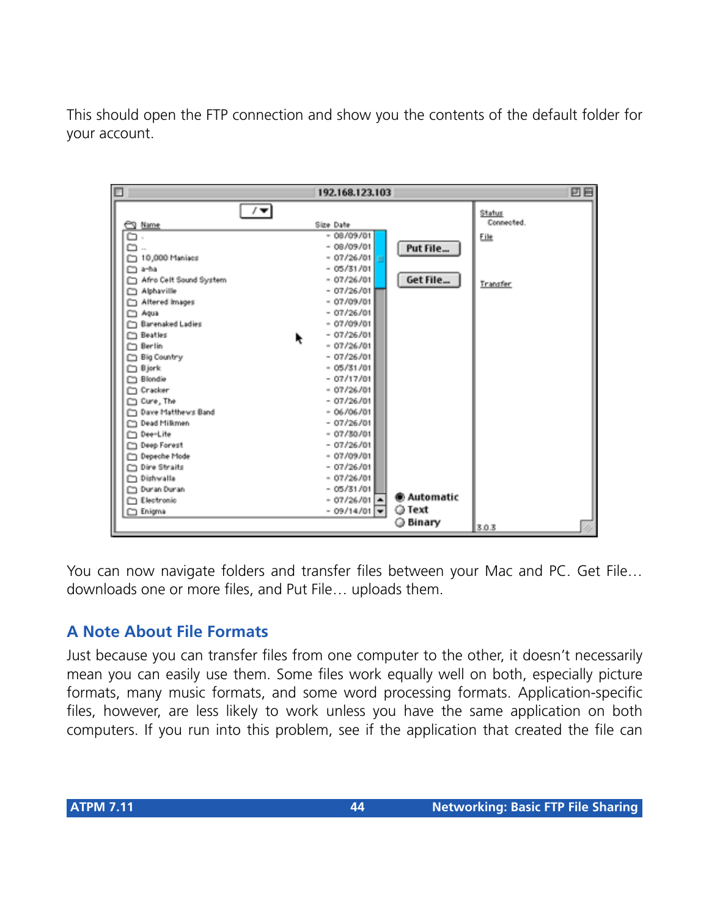This should open the FTP connection and show you the contents of the default folder for your account.

You can now navigate folders and transfer files between your Mac and PC. Get File… downloads one or more files, and Put File… uploads them.

## A Note About File Formats

Just because you can transfer files from one computer to the other, it doesn't necessarily mean you can easily use them. Some files work equally well on both, especially picture formats, many music formats, and some word processing formats. Application-specific files, however, are less likely to work unless you have the same application on both computers. If you run into this problem, see if the application that created the file can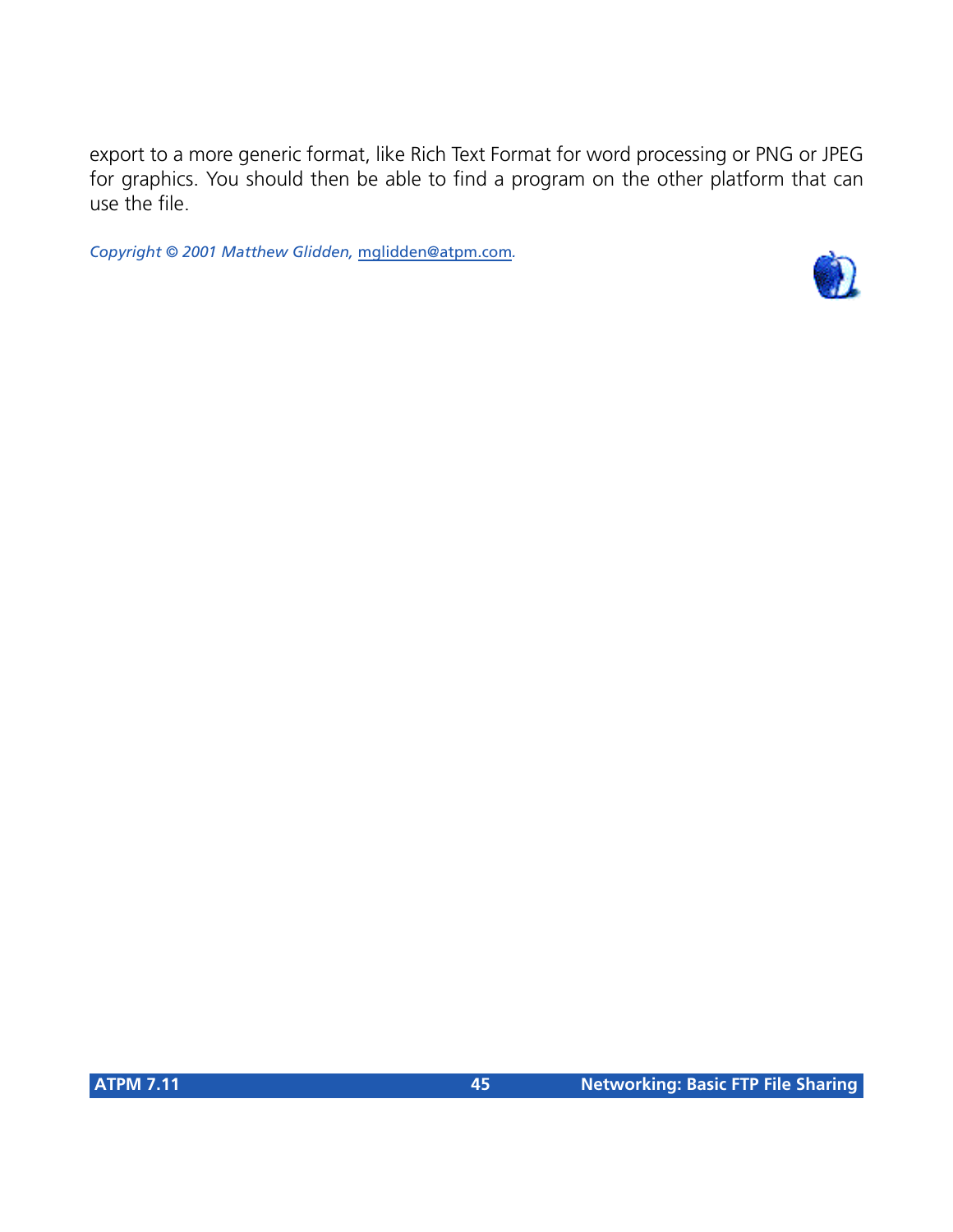export to a more generic format, like Rich Text Format for word processing or PNG or JPEG for graphics. You should then be able to find a program on the other platform that can use the file.

*Copyright © 2001 Matthew Glidden,* mglidden@atpm.com*.*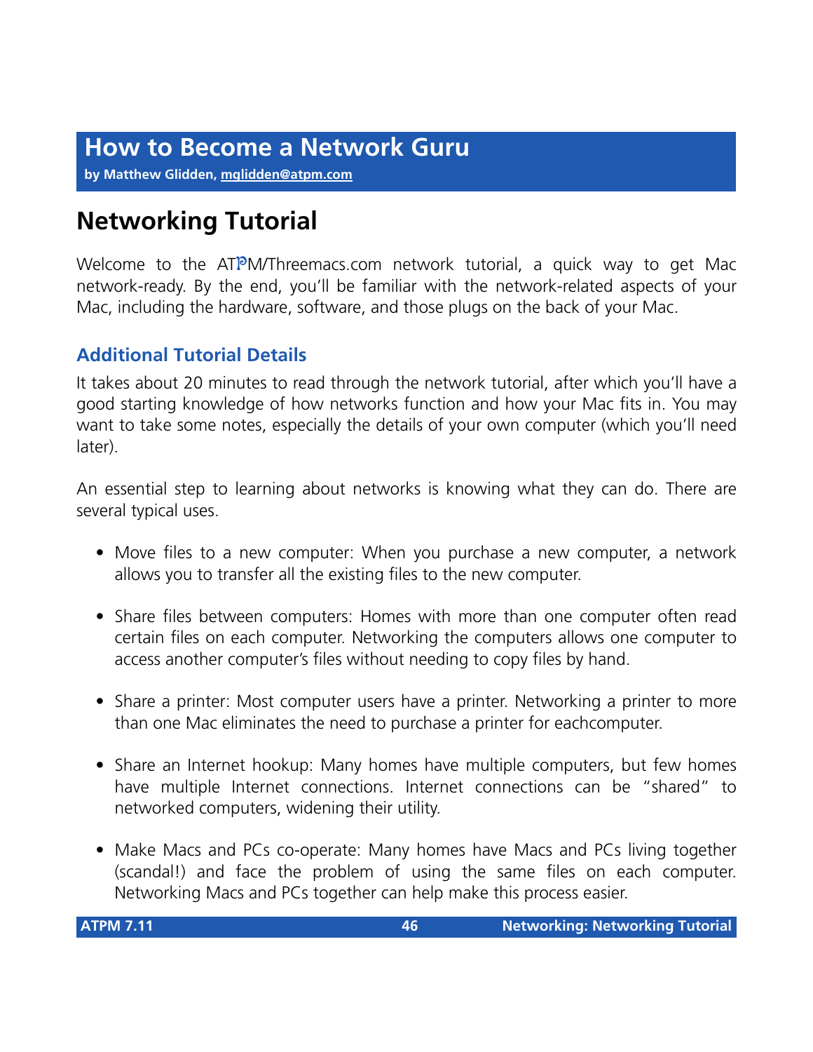# How to Become a Network Guru

**by Matthew Glidden, mglidden@atpm.com**

## Networking Tutorial

Welcome to the ATPM/Threemacs.com network tutorial, a quick way to get Mac network-ready. By the end, you'll be familiar with the network-related aspects of your Mac, including the hardware, software, and those plugs on the back of your Mac.

### Additional Tutorial Details

It takes about 20 minutes to read through the network tutorial, after which you'll have a good starting knowledge of how networks function and how your Mac fits in. You may want to take some notes, especially the details of your own computer (which you'll need later).

An essential step to learning about networks is knowing what they can do. There are several typical uses.

- Move files to a new computer: When you purchase a new computer, a network allows you to transfer all the existing files to the new computer.
- Share files between computers: Homes with more than one computer often read certain files on each computer. Networking the computers allows one computer to access another computer's files without needing to copy files by hand.
- Share a printer: Most computer users have a printer. Networking a printer to more than one Mac eliminates the need to purchase a printer for eachcomputer.
- Share an Internet hookup: Many homes have multiple computers, but few homes have multiple Internet connections. Internet connections can be "shared" to networked computers, widening their utility.
- Make Macs and PCs co-operate: Many homes have Macs and PCs living together (scandal!) and face the problem of using the same files on each computer. Networking Macs and PCs together can help make this process easier.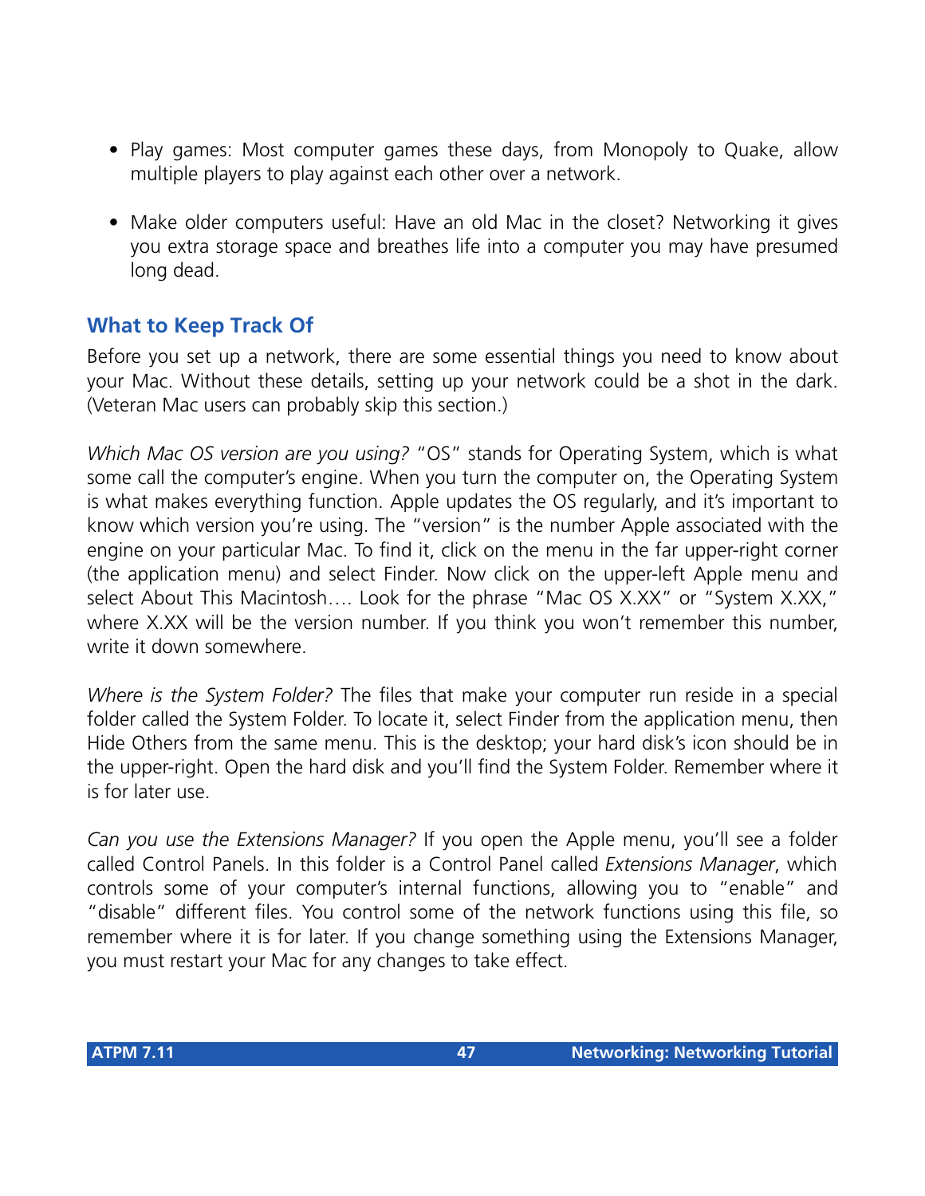- Play games: Most computer games these days, from Monopoly to Quake, allow multiple players to play against each other over a network.
- Make older computers useful: Have an old Mac in the closet? Networking it gives you extra storage space and breathes life into a computer you may have presumed long dead.

## What to Keep Track Of

Before you set up a network, there are some essential things you need to know about your Mac. Without these details, setting up your network could be a shot in the dark. (Veteran Mac users can probably skip this section.)

*Which Mac OS version are you using?* "OS" stands for Operating System, which is what some call the computer's engine. When you turn the computer on, the Operating System is what makes everything function. Apple updates the OS regularly, and it's important to know which version you're using. The "version" is the number Apple associated with the engine on your particular Mac. To find it, click on the menu in the far upper-right corner (the application menu) and select Finder. Now click on the upper-left Apple menu and select About This Macintosh…. Look for the phrase "Mac OS X.XX" or "System X.XX," where X.XX will be the version number. If you think you won't remember this number, write it down somewhere.

*Where is the System Folder?* The files that make your computer run reside in a special folder called the System Folder. To locate it, select Finder from the application menu, then Hide Others from the same menu. This is the desktop; your hard disk's icon should be in the upper-right. Open the hard disk and you'll find the System Folder. Remember where it is for later use.

*Can you use the Extensions Manager?* If you open the Apple menu, you'll see a folder called Control Panels. In this folder is a Control Panel called *Extensions Manager*, which controls some of your computer's internal functions, allowing you to "enable" and "disable" different files. You control some of the network functions using this file, so remember where it is for later. If you change something using the Extensions Manager, you must restart your Mac for any changes to take effect.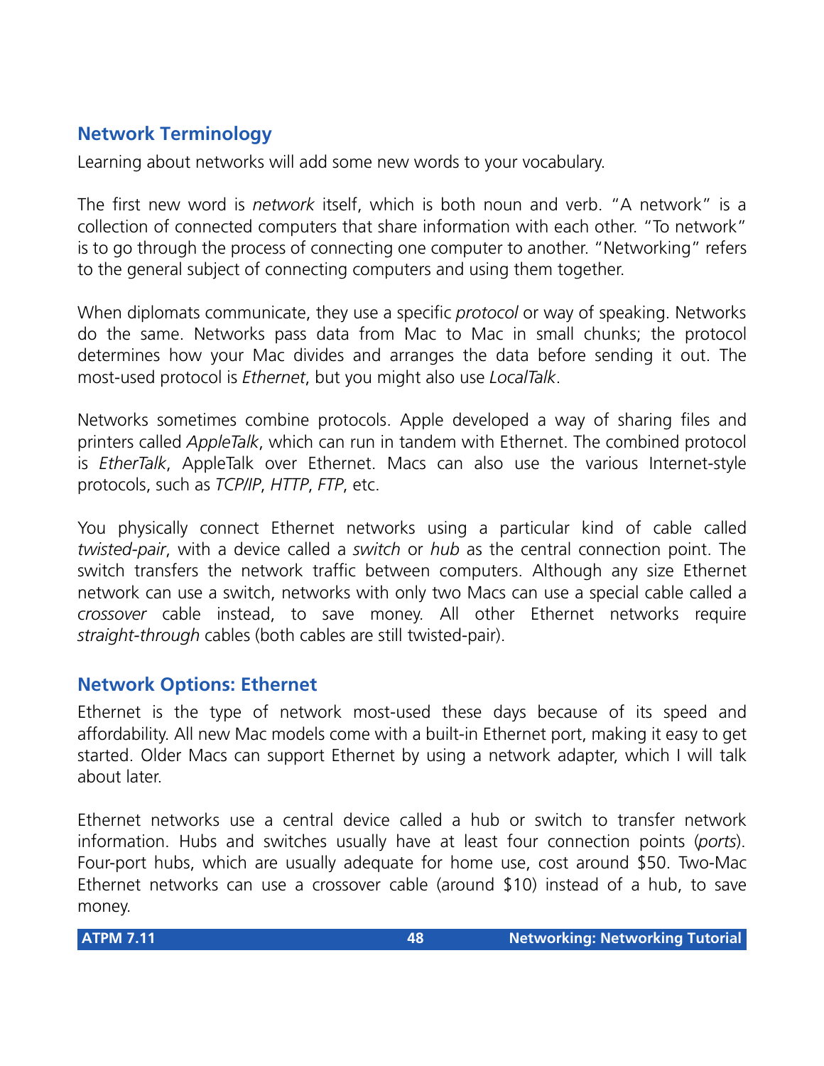## Network Terminology

Learning about networks will add some new words to your vocabulary.

The first new word is *network* itself, which is both noun and verb. "A network" is a collection of connected computers that share information with each other. "To network" is to go through the process of connecting one computer to another. "Networking" refers to the general subject of connecting computers and using them together.

When diplomats communicate, they use a specific *protocol* or way of speaking. Networks do the same. Networks pass data from Mac to Mac in small chunks; the protocol determines how your Mac divides and arranges the data before sending it out. The most-used protocol is *Ethernet*, but you might also use *LocalTalk*.

Networks sometimes combine protocols. Apple developed a way of sharing files and printers called *AppleTalk*, which can run in tandem with Ethernet. The combined protocol is *EtherTalk*, AppleTalk over Ethernet. Macs can also use the various Internet-style protocols, such as *TCP/IP*, *HTTP*, *FTP*, etc.

You physically connect Ethernet networks using a particular kind of cable called *twisted-pair*, with a device called a *switch* or *hub* as the central connection point. The switch transfers the network traffic between computers. Although any size Ethernet network can use a switch, networks with only two Macs can use a special cable called a *crossover* cable instead, to save money. All other Ethernet networks require *straight-through* cables (both cables are still twisted-pair).

## Network Options: Ethernet

Ethernet is the type of network most-used these days because of its speed and affordability. All new Mac models come with a built-in Ethernet port, making it easy to get started. Older Macs can support Ethernet by using a network adapter, which I will talk about later.

Ethernet networks use a central device called a hub or switch to transfer network information. Hubs and switches usually have at least four connection points (*ports*). Four-port hubs, which are usually adequate for home use, cost around $50. Two-Mac Ethernet networks can use a crossover cable (around $10) instead of a hub, to save money.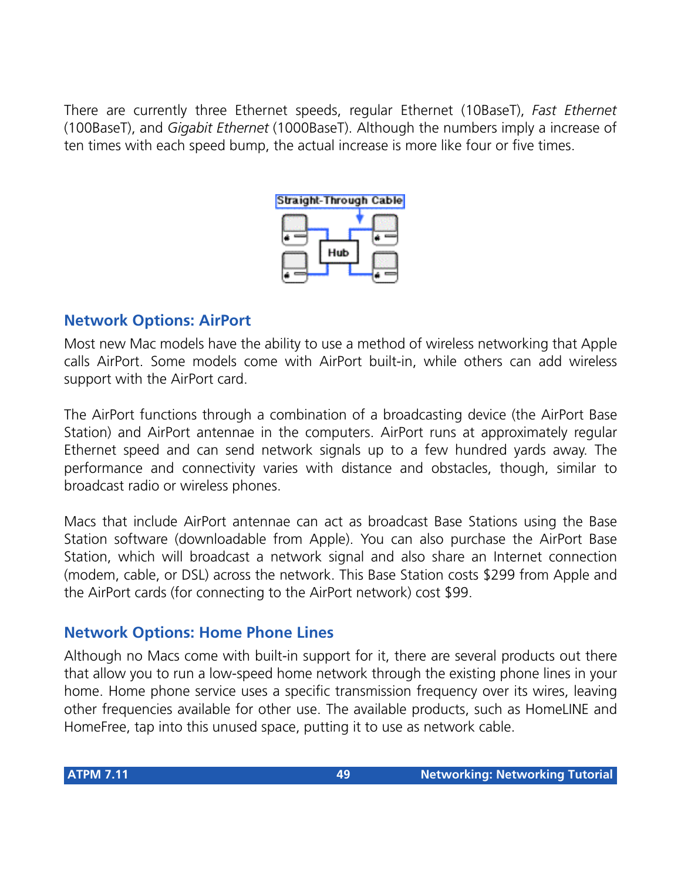There are currently three Ethernet speeds, regular Ethernet (10BaseT), *Fast Ethernet* (100BaseT), and *Gigabit Ethernet* (1000BaseT). Although the numbers imply a increase of ten times with each speed bump, the actual increase is more like four or five times.

## Network Options: AirPort

Most new Mac models have the ability to use a method of wireless networking that Apple calls AirPort. Some models come with AirPort built-in, while others can add wireless support with the AirPort card.

The AirPort functions through a combination of a broadcasting device (the AirPort Base Station) and AirPort antennae in the computers. AirPort runs at approximately regular Ethernet speed and can send network signals up to a few hundred yards away. The performance and connectivity varies with distance and obstacles, though, similar to broadcast radio or wireless phones.

Macs that include AirPort antennae can act as broadcast Base Stations using the Base Station software (downloadable from Apple). You can also purchase the AirPort Base Station, which will broadcast a network signal and also share an Internet connection (modem, cable, or DSL) across the network. This Base Station costs $299 from Apple and the AirPort cards (for connecting to the AirPort network) cost $99.

## Network Options: Home Phone Lines

Although no Macs come with built-in support for it, there are several products out there that allow you to run a low-speed home network through the existing phone lines in your home. Home phone service uses a specific transmission frequency over its wires, leaving other frequencies available for other use. The available products, such as HomeLINE and HomeFree, tap into this unused space, putting it to use as network cable.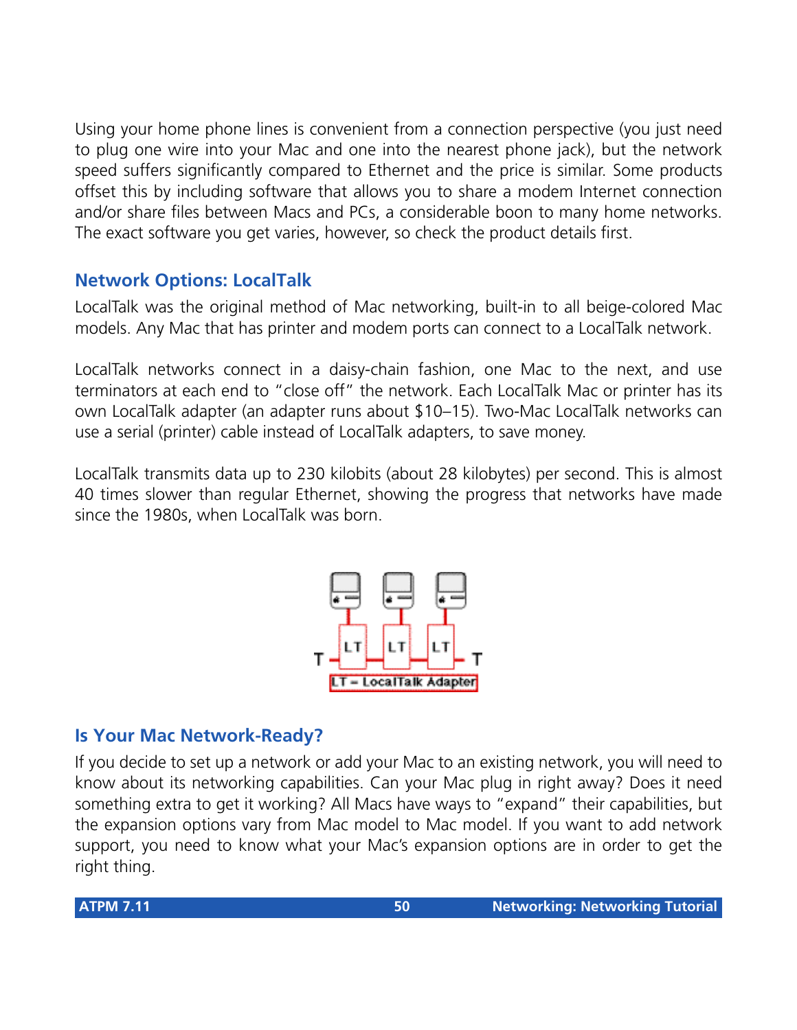Using your home phone lines is convenient from a connection perspective (you just need to plug one wire into your Mac and one into the nearest phone jack), but the network speed suffers significantly compared to Ethernet and the price is similar. Some products offset this by including software that allows you to share a modem Internet connection and/or share files between Macs and PCs, a considerable boon to many home networks. The exact software you get varies, however, so check the product details first.

### Network Options: LocalTalk

LocalTalk was the original method of Mac networking, built-in to all beige-colored Mac models. Any Mac that has printer and modem ports can connect to a LocalTalk network.

LocalTalk networks connect in a daisy-chain fashion, one Mac to the next, and use terminators at each end to "close off" the network. Each LocalTalk Mac or printer has its own LocalTalk adapter (an adapter runs about $10–15). Two-Mac LocalTalk networks can use a serial (printer) cable instead of LocalTalk adapters, to save money.

LocalTalk transmits data up to 230 kilobits (about 28 kilobytes) per second. This is almost 40 times slower than regular Ethernet, showing the progress that networks have made since the 1980s, when LocalTalk was born.

### Is Your Mac Network-Ready?

If you decide to set up a network or add your Mac to an existing network, you will need to know about its networking capabilities. Can your Mac plug in right away? Does it need something extra to get it working? All Macs have ways to "expand" their capabilities, but the expansion options vary from Mac model to Mac model. If you want to add network support, you need to know what your Mac's expansion options are in order to get the right thing.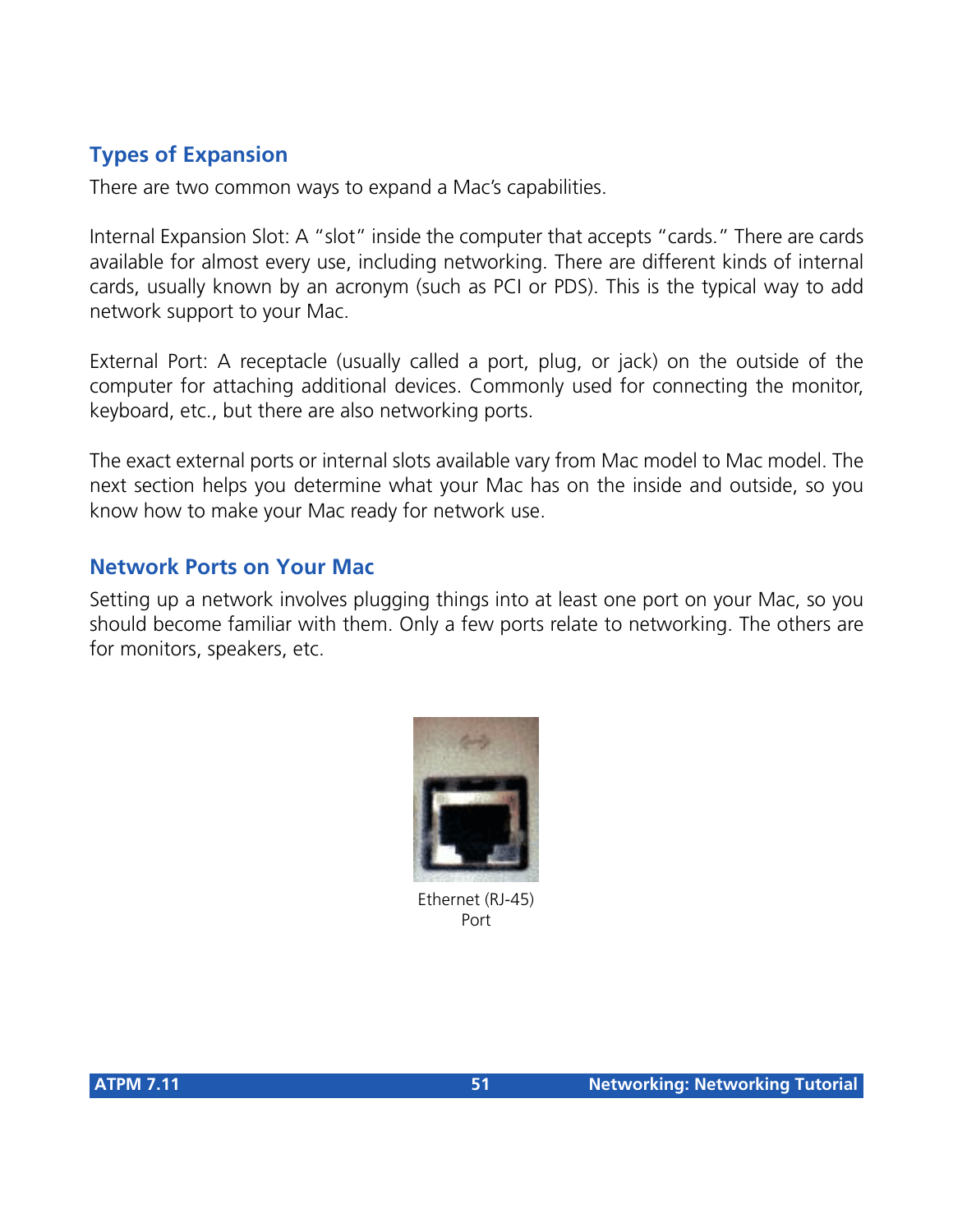## Types of Expansion

There are two common ways to expand a Mac's capabilities.

Internal Expansion Slot: A "slot" inside the computer that accepts "cards." There are cards available for almost every use, including networking. There are different kinds of internal cards, usually known by an acronym (such as PCI or PDS). This is the typical way to add network support to your Mac.

External Port: A receptacle (usually called a port, plug, or jack) on the outside of the computer for attaching additional devices. Commonly used for connecting the monitor, keyboard, etc., but there are also networking ports.

The exact external ports or internal slots available vary from Mac model to Mac model. The next section helps you determine what your Mac has on the inside and outside, so you know how to make your Mac ready for network use.

## Network Ports on Your Mac

Setting up a network involves plugging things into at least one port on your Mac, so you should become familiar with them. Only a few ports relate to networking. The others are for monitors, speakers, etc.

Ethernet (RJ-45) Port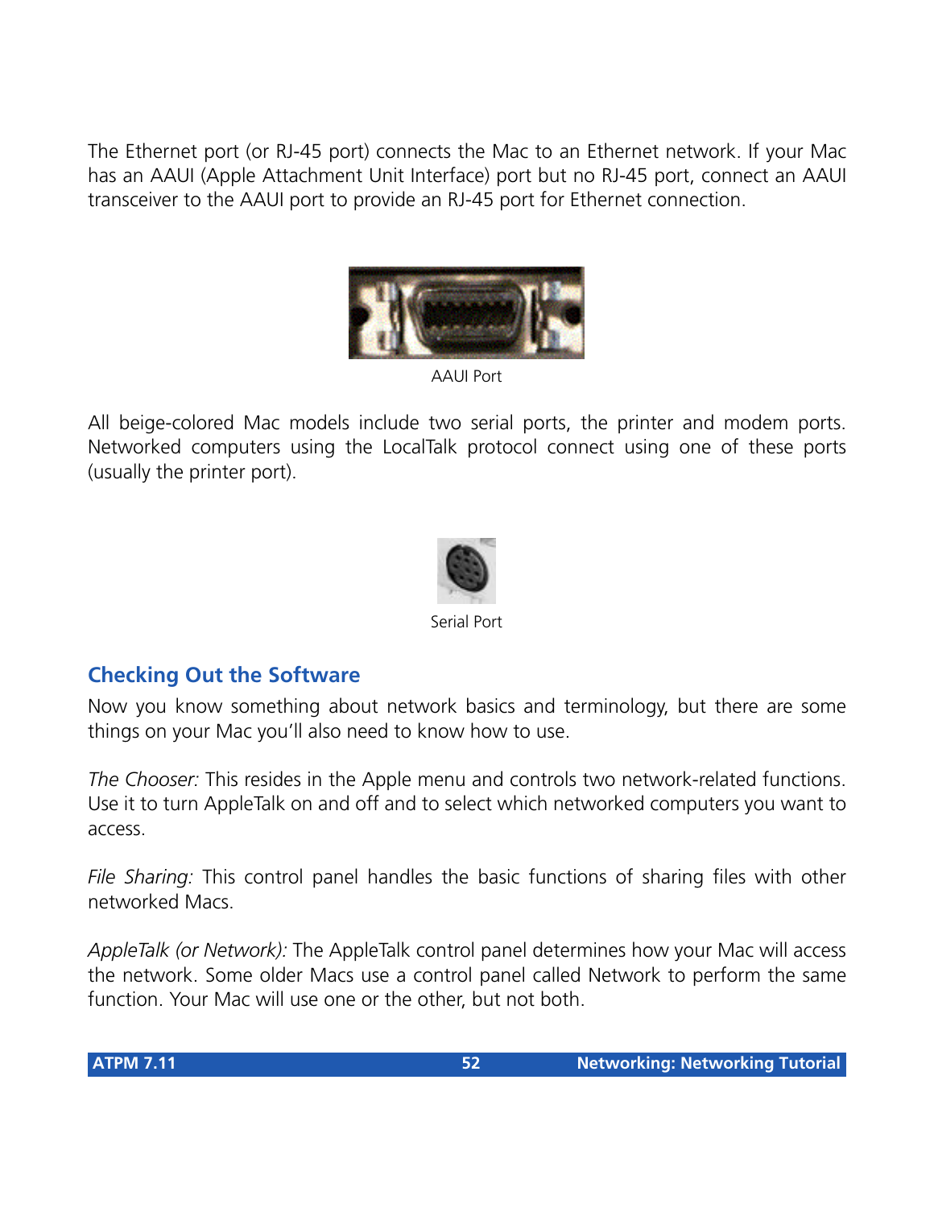The Ethernet port (or RJ-45 port) connects the Mac to an Ethernet network. If your Mac has an AAUI (Apple Attachment Unit Interface) port but no RJ-45 port, connect an AAUI transceiver to the AAUI port to provide an RJ-45 port for Ethernet connection.

AAUI Port

All beige-colored Mac models include two serial ports, the printer and modem ports. Networked computers using the LocalTalk protocol connect using one of these ports (usually the printer port).

Serial Port

## Checking Out the Software

Now you know something about network basics and terminology, but there are some things on your Mac you'll also need to know how to use.

*The Chooser:* This resides in the Apple menu and controls two network-related functions. Use it to turn AppleTalk on and off and to select which networked computers you want to access.

*File Sharing:* This control panel handles the basic functions of sharing files with other networked Macs.

*AppleTalk (or Network):* The AppleTalk control panel determines how your Mac will access the network. Some older Macs use a control panel called Network to perform the same function. Your Mac will use one or the other, but not both.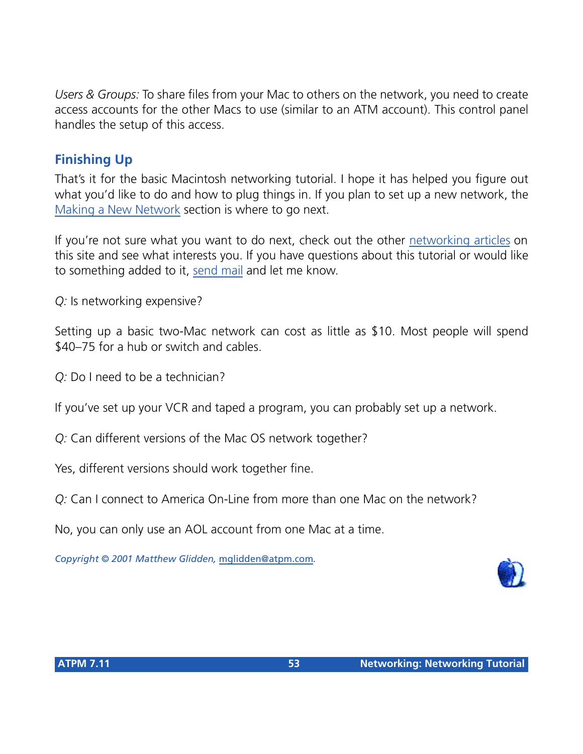*Users & Groups:* To share files from your Mac to others on the network, you need to create access accounts for the other Macs to use (similar to an ATM account). This control panel handles the setup of this access.

## Finishing Up

That's it for the basic Macintosh networking tutorial. I hope it has helped you figure out what you'd like to do and how to plug things in. If you plan to set up a new network, the Making a New Network section is where to go next.

If you're not sure what you want to do next, check out the other networking articles on this site and see what interests you. If you have questions about this tutorial or would like to something added to it, send mail and let me know.

*Q:* Is networking expensive?

Setting up a basic two-Mac network can cost as little as $10. Most people will spend $40–75 for a hub or switch and cables.

*Q:* Do I need to be a technician?

If you've set up your VCR and taped a program, you can probably set up a network.

*Q:* Can different versions of the Mac OS network together?

Yes, different versions should work together fine.

*Q:* Can I connect to America On-Line from more than one Mac on the network?

No, you can only use an AOL account from one Mac at a time.

*Copyright © 2001 Matthew Glidden, mglidden@atpm.com.*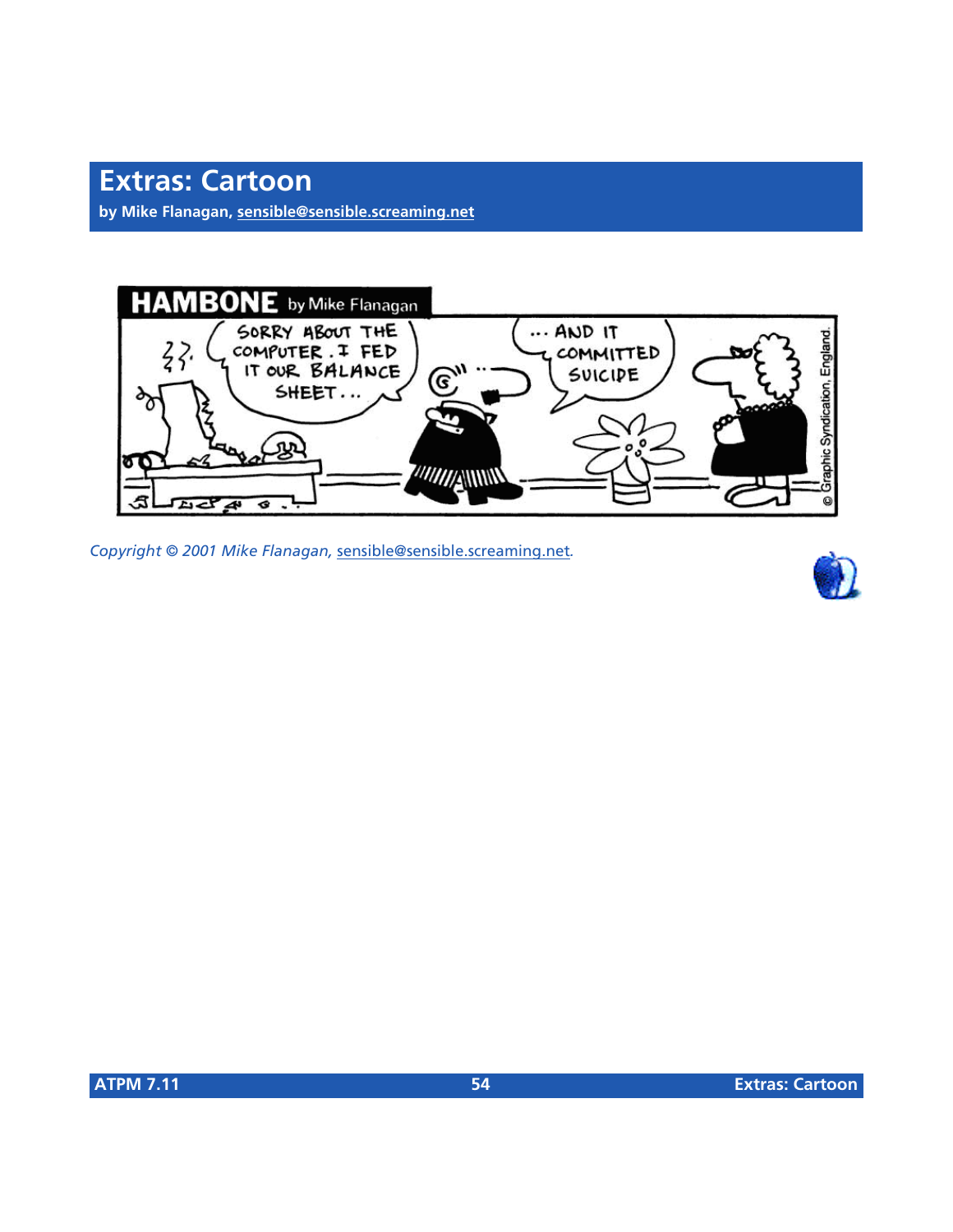# Extras: Cartoon

**by Mike Flanagan, sensible@sensible.screaming.net**

HAMBONE by Mike Flanagan

SORRY ABOUT THE COMPUTER. I FED IT OUR BALANCE SHEET...

...AND IT COMMITTED SUICIDE

© Graphic Syndication, England.

*Copyright © 2001 Mike Flanagan, sensible@sensible.screaming.net.*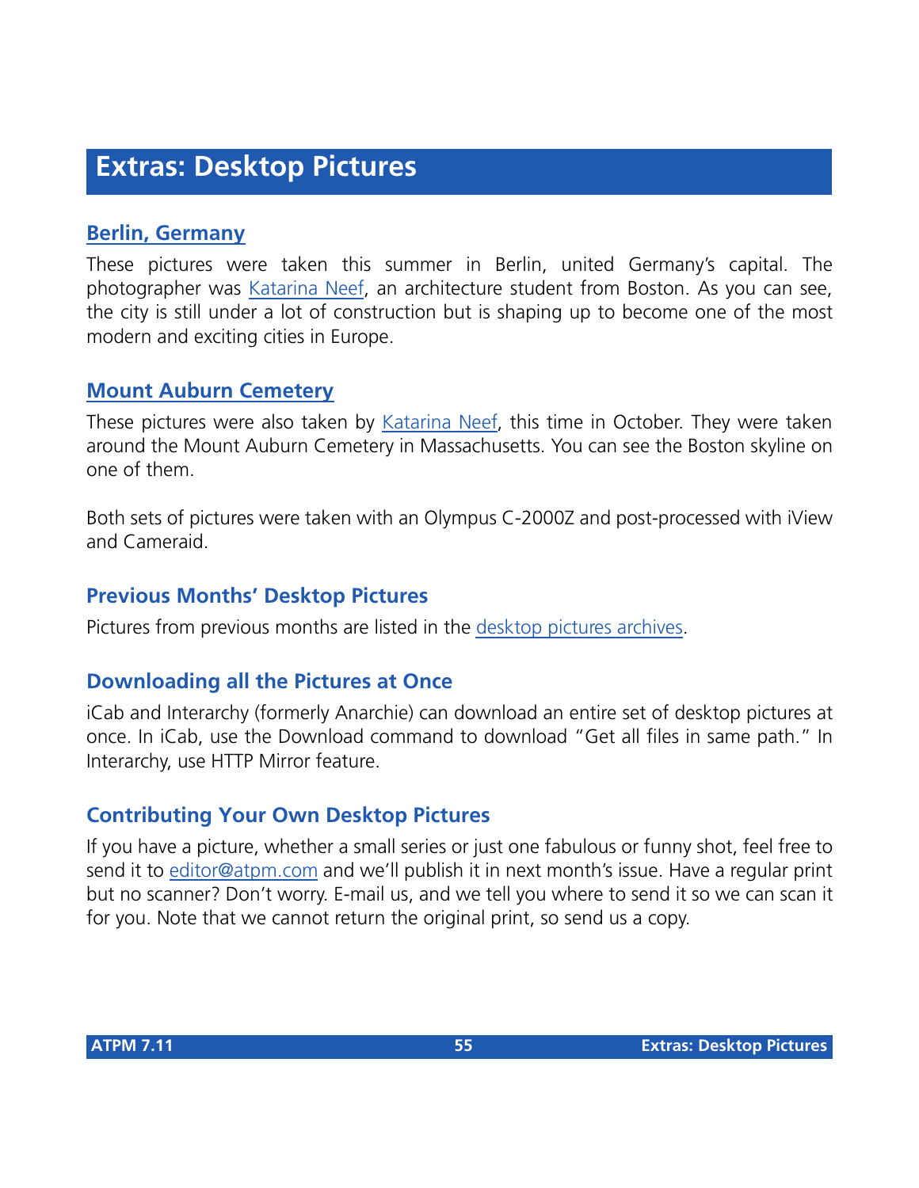# Extras: Desktop Pictures

## Berlin, Germany

These pictures were taken this summer in Berlin, united Germany's capital. The photographer was Katarina Neef, an architecture student from Boston. As you can see, the city is still under a lot of construction but is shaping up to become one of the most modern and exciting cities in Europe.

## Mount Auburn Cemetery

These pictures were also taken by Katarina Neef, this time in October. They were taken around the Mount Auburn Cemetery in Massachusetts. You can see the Boston skyline on one of them.

Both sets of pictures were taken with an Olympus C-2000Z and post-processed with iView and Cameraid.

## Previous Months' Desktop Pictures

Pictures from previous months are listed in the desktop pictures archives.

## Downloading all the Pictures at Once

iCab and Interarchy (formerly Anarchie) can download an entire set of desktop pictures at once. In iCab, use the Download command to download "Get all files in same path." In Interarchy, use HTTP Mirror feature.

## Contributing Your Own Desktop Pictures

If you have a picture, whether a small series or just one fabulous or funny shot, feel free to send it to editor@atpm.com and we'll publish it in next month's issue. Have a regular print but no scanner? Don't worry. E-mail us, and we tell you where to send it so we can scan it for you. Note that we cannot return the original print, so send us a copy.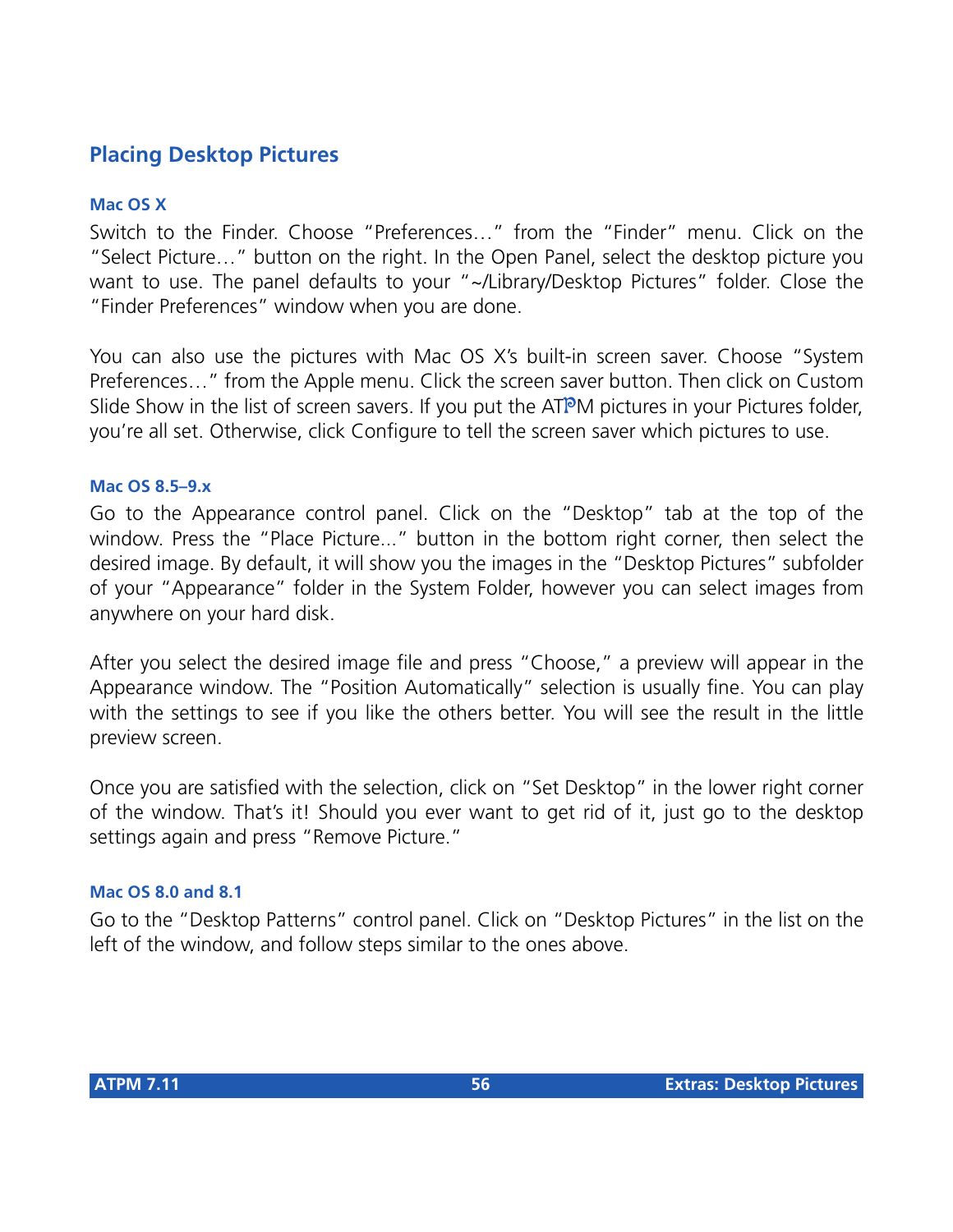## Placing Desktop Pictures

### Mac OS X

Switch to the Finder. Choose "Preferences…" from the "Finder" menu. Click on the "Select Picture…" button on the right. In the Open Panel, select the desktop picture you want to use. The panel defaults to your "~/Library/Desktop Pictures" folder. Close the "Finder Preferences" window when you are done.

You can also use the pictures with Mac OS X's built-in screen saver. Choose "System Preferences…" from the Apple menu. Click the screen saver button. Then click on Custom Slide Show in the list of screen savers. If you put the ATPM pictures in your Pictures folder, you're all set. Otherwise, click Configure to tell the screen saver which pictures to use.

### Mac OS 8.5–9.x

Go to the Appearance control panel. Click on the "Desktop" tab at the top of the window. Press the "Place Picture..." button in the bottom right corner, then select the desired image. By default, it will show you the images in the "Desktop Pictures" subfolder of your "Appearance" folder in the System Folder, however you can select images from anywhere on your hard disk.

After you select the desired image file and press "Choose," a preview will appear in the Appearance window. The "Position Automatically" selection is usually fine. You can play with the settings to see if you like the others better. You will see the result in the little preview screen.

Once you are satisfied with the selection, click on "Set Desktop" in the lower right corner of the window. That's it! Should you ever want to get rid of it, just go to the desktop settings again and press "Remove Picture."

### Mac OS 8.0 and 8.1

Go to the "Desktop Patterns" control panel. Click on "Desktop Pictures" in the list on the left of the window, and follow steps similar to the ones above.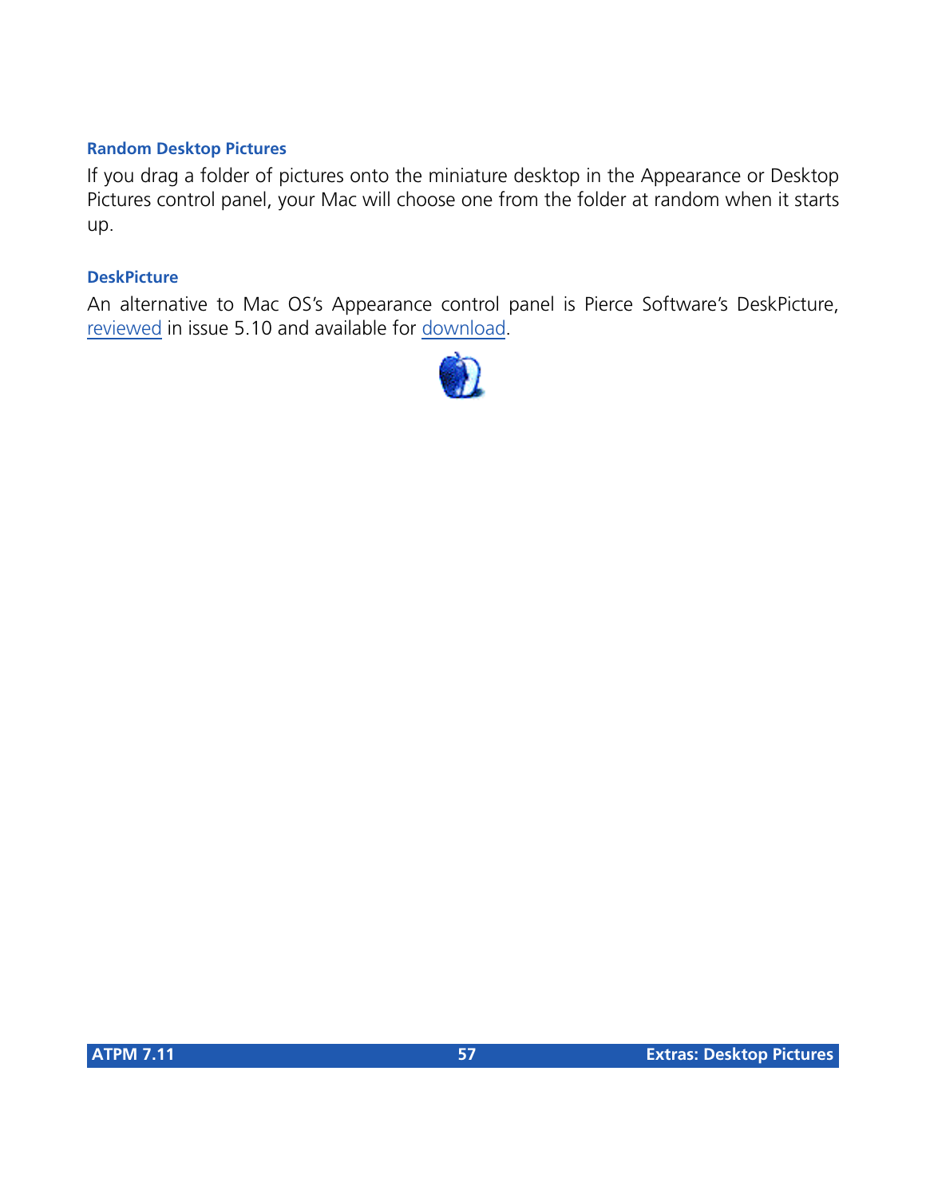### Random Desktop Pictures

If you drag a folder of pictures onto the miniature desktop in the Appearance or Desktop Pictures control panel, your Mac will choose one from the folder at random when it starts up.

### DeskPicture

An alternative to Mac OS's Appearance control panel is Pierce Software's DeskPicture, reviewed in issue 5.10 and available for download.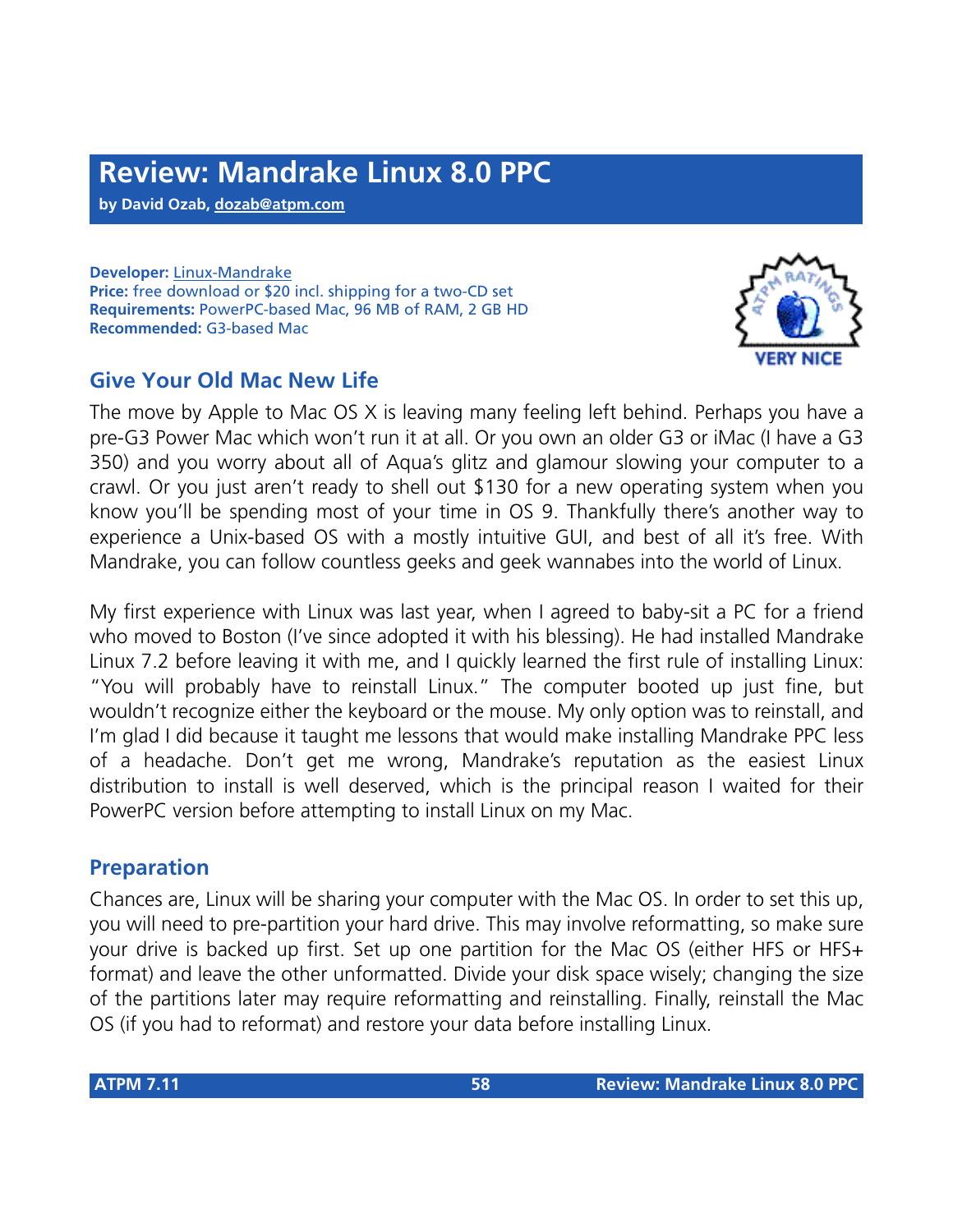# Review: Mandrake Linux 8.0 PPC

**by David Ozab, dozab@atpm.com**

**Developer:** Linux-Mandrake
**Price:** free download or $20 incl. shipping for a two-CD set
**Requirements:** PowerPC-based Mac, 96 MB of RAM, 2 GB HD
**Recommended:** G3-based Mac

VERY NICE

## Give Your Old Mac New Life

The move by Apple to Mac OS X is leaving many feeling left behind. Perhaps you have a pre-G3 Power Mac which won't run it at all. Or you own an older G3 or iMac (I have a G3 350) and you worry about all of Aqua's glitz and glamour slowing your computer to a crawl. Or you just aren't ready to shell out $130 for a new operating system when you know you'll be spending most of your time in OS 9. Thankfully there's another way to experience a Unix-based OS with a mostly intuitive GUI, and best of all it's free. With Mandrake, you can follow countless geeks and geek wannabes into the world of Linux.

My first experience with Linux was last year, when I agreed to baby-sit a PC for a friend who moved to Boston (I've since adopted it with his blessing). He had installed Mandrake Linux 7.2 before leaving it with me, and I quickly learned the first rule of installing Linux: "You will probably have to reinstall Linux." The computer booted up just fine, but wouldn't recognize either the keyboard or the mouse. My only option was to reinstall, and I'm glad I did because it taught me lessons that would make installing Mandrake PPC less of a headache. Don't get me wrong, Mandrake's reputation as the easiest Linux distribution to install is well deserved, which is the principal reason I waited for their PowerPC version before attempting to install Linux on my Mac.

## Preparation

Chances are, Linux will be sharing your computer with the Mac OS. In order to set this up, you will need to pre-partition your hard drive. This may involve reformatting, so make sure your drive is backed up first. Set up one partition for the Mac OS (either HFS or HFS+ format) and leave the other unformatted. Divide your disk space wisely; changing the size of the partitions later may require reformatting and reinstalling. Finally, reinstall the Mac OS (if you had to reformat) and restore your data before installing Linux.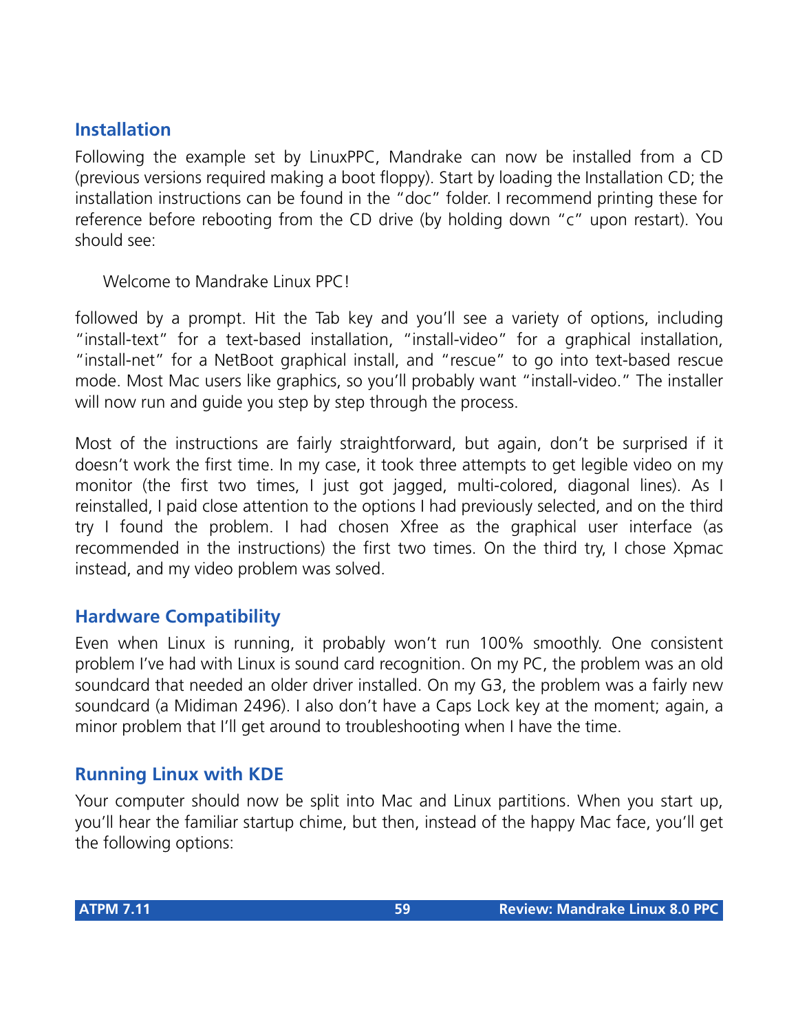## Installation

Following the example set by LinuxPPC, Mandrake can now be installed from a CD (previous versions required making a boot floppy). Start by loading the Installation CD; the installation instructions can be found in the "doc" folder. I recommend printing these for reference before rebooting from the CD drive (by holding down "c" upon restart). You should see:

> Welcome to Mandrake Linux PPC!

followed by a prompt. Hit the Tab key and you'll see a variety of options, including "install-text" for a text-based installation, "install-video" for a graphical installation, "install-net" for a NetBoot graphical install, and "rescue" to go into text-based rescue mode. Most Mac users like graphics, so you'll probably want "install-video." The installer will now run and guide you step by step through the process.

Most of the instructions are fairly straightforward, but again, don't be surprised if it doesn't work the first time. In my case, it took three attempts to get legible video on my monitor (the first two times, I just got jagged, multi-colored, diagonal lines). As I reinstalled, I paid close attention to the options I had previously selected, and on the third try I found the problem. I had chosen Xfree as the graphical user interface (as recommended in the instructions) the first two times. On the third try, I chose Xpmac instead, and my video problem was solved.

## Hardware Compatibility

Even when Linux is running, it probably won't run 100% smoothly. One consistent problem I've had with Linux is sound card recognition. On my PC, the problem was an old soundcard that needed an older driver installed. On my G3, the problem was a fairly new soundcard (a Midiman 2496). I also don't have a Caps Lock key at the moment; again, a minor problem that I'll get around to troubleshooting when I have the time.

## Running Linux with KDE

Your computer should now be split into Mac and Linux partitions. When you start up, you'll hear the familiar startup chime, but then, instead of the happy Mac face, you'll get the following options: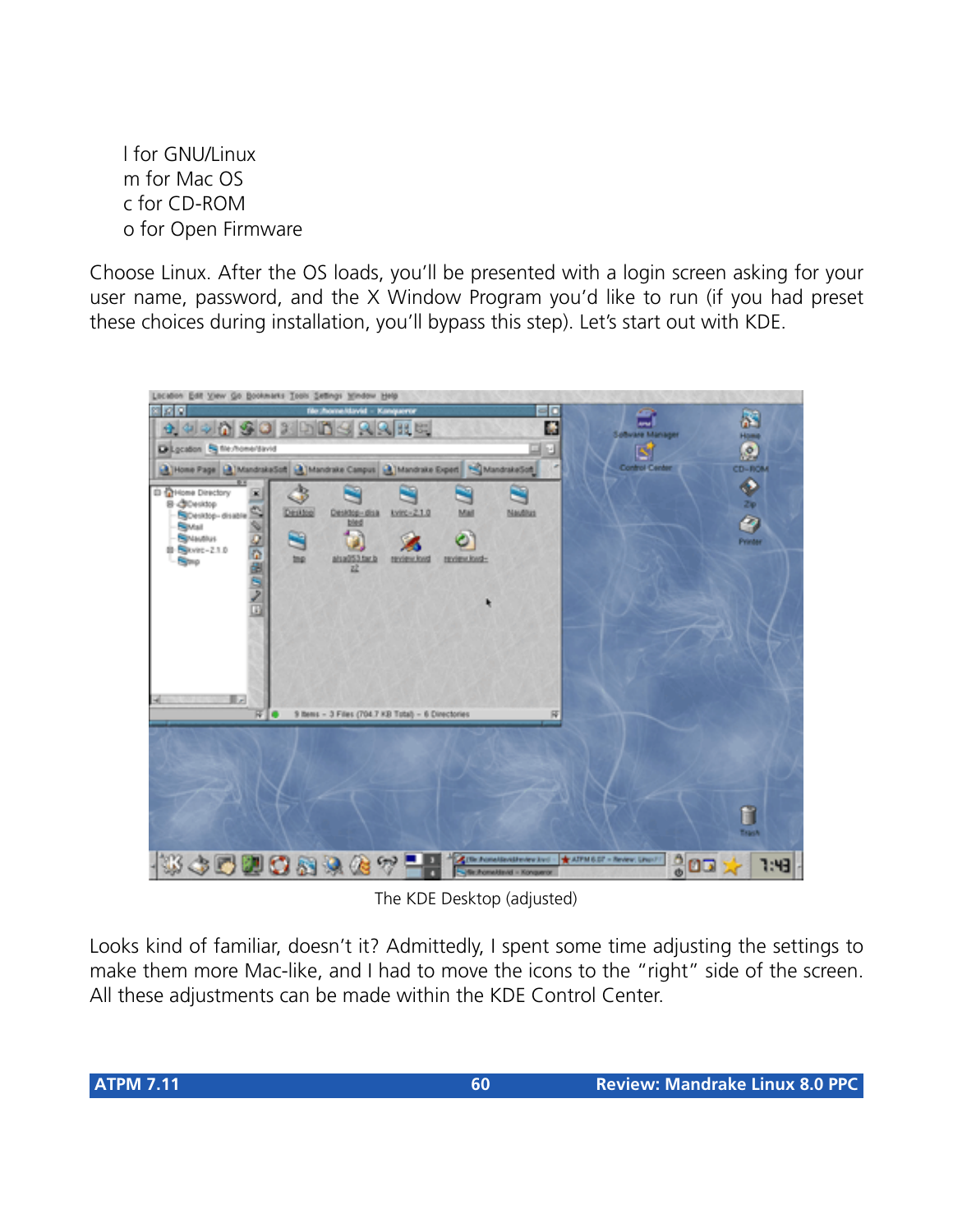l for GNU/Linux
m for Mac OS
c for CD-ROM
o for Open Firmware

Choose Linux. After the OS loads, you'll be presented with a login screen asking for your user name, password, and the X Window Program you'd like to run (if you had preset these choices during installation, you'll bypass this step). Let's start out with KDE.

The KDE Desktop (adjusted)

Looks kind of familiar, doesn't it? Admittedly, I spent some time adjusting the settings to make them more Mac-like, and I had to move the icons to the "right" side of the screen. All these adjustments can be made within the KDE Control Center.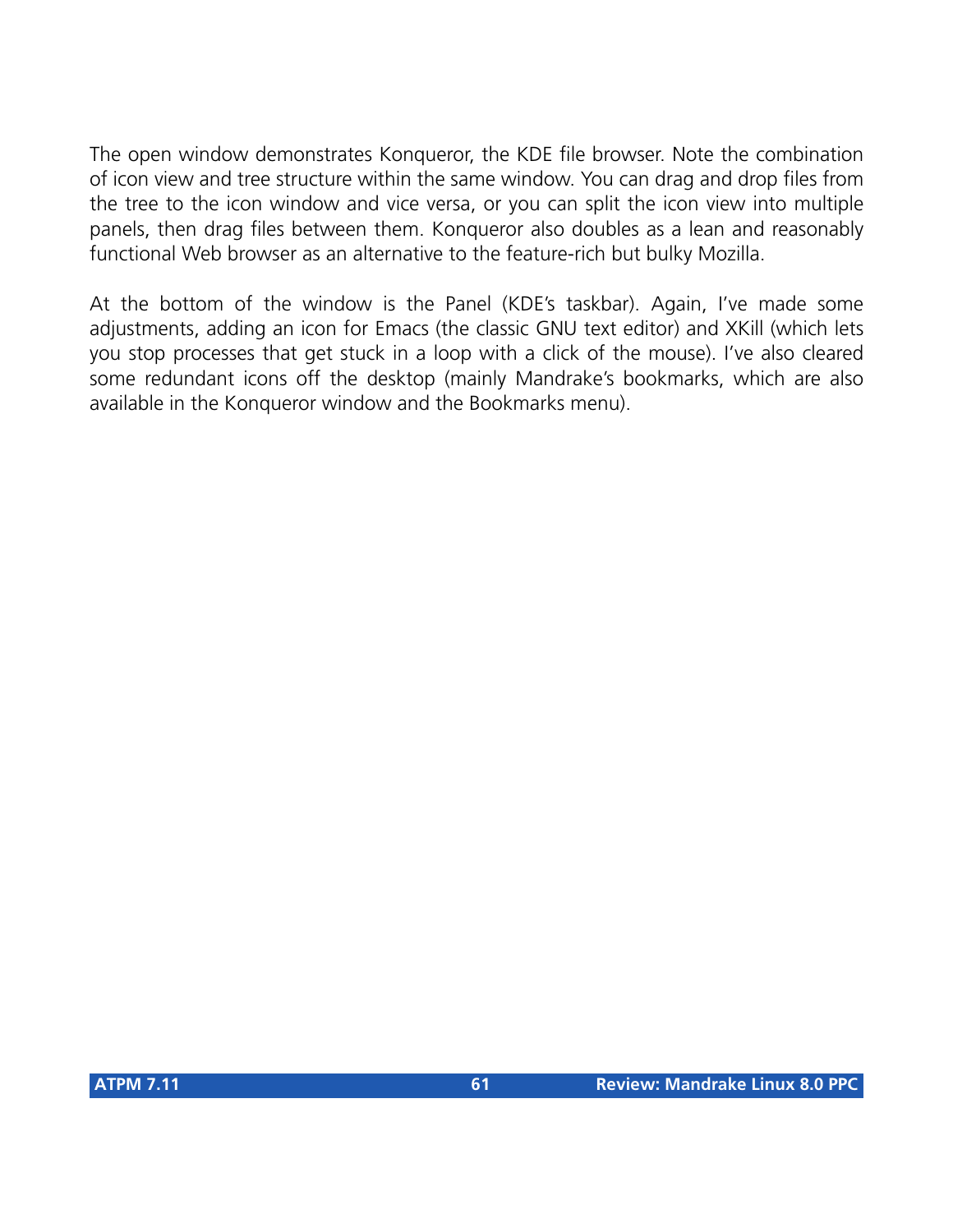The open window demonstrates Konqueror, the KDE file browser. Note the combination of icon view and tree structure within the same window. You can drag and drop files from the tree to the icon window and vice versa, or you can split the icon view into multiple panels, then drag files between them. Konqueror also doubles as a lean and reasonably functional Web browser as an alternative to the feature-rich but bulky Mozilla.

At the bottom of the window is the Panel (KDE's taskbar). Again, I've made some adjustments, adding an icon for Emacs (the classic GNU text editor) and XKill (which lets you stop processes that get stuck in a loop with a click of the mouse). I've also cleared some redundant icons off the desktop (mainly Mandrake's bookmarks, which are also available in the Konqueror window and the Bookmarks menu).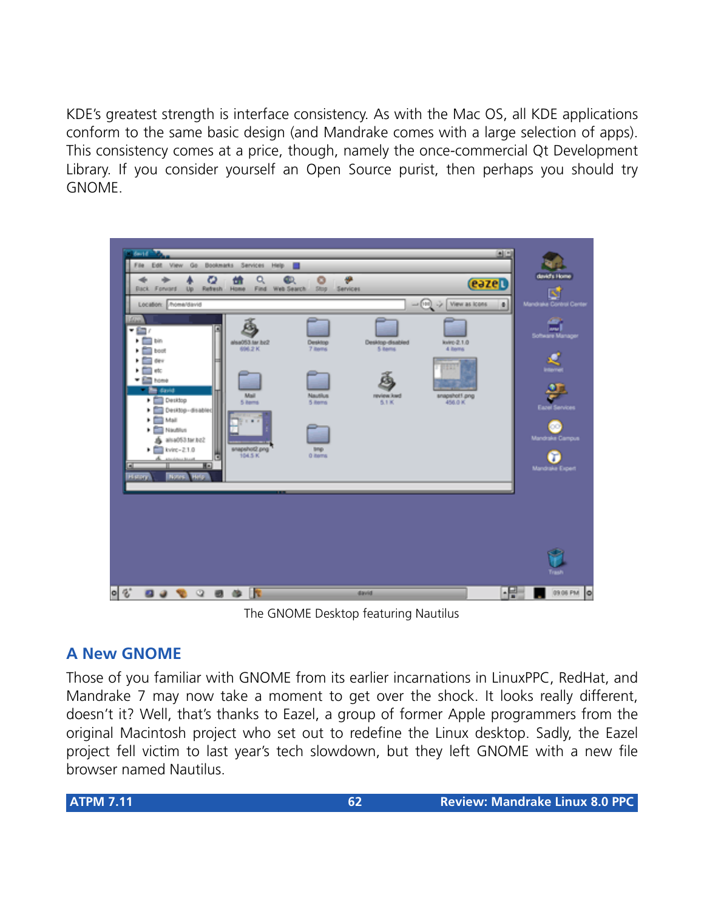KDE's greatest strength is interface consistency. As with the Mac OS, all KDE applications conform to the same basic design (and Mandrake comes with a large selection of apps). This consistency comes at a price, though, namely the once-commercial Qt Development Library. If you consider yourself an Open Source purist, then perhaps you should try GNOME.

The GNOME Desktop featuring Nautilus

## A New GNOME

Those of you familiar with GNOME from its earlier incarnations in LinuxPPC, RedHat, and Mandrake 7 may now take a moment to get over the shock. It looks really different, doesn't it? Well, that's thanks to Eazel, a group of former Apple programmers from the original Macintosh project who set out to redefine the Linux desktop. Sadly, the Eazel project fell victim to last year's tech slowdown, but they left GNOME with a new file browser named Nautilus.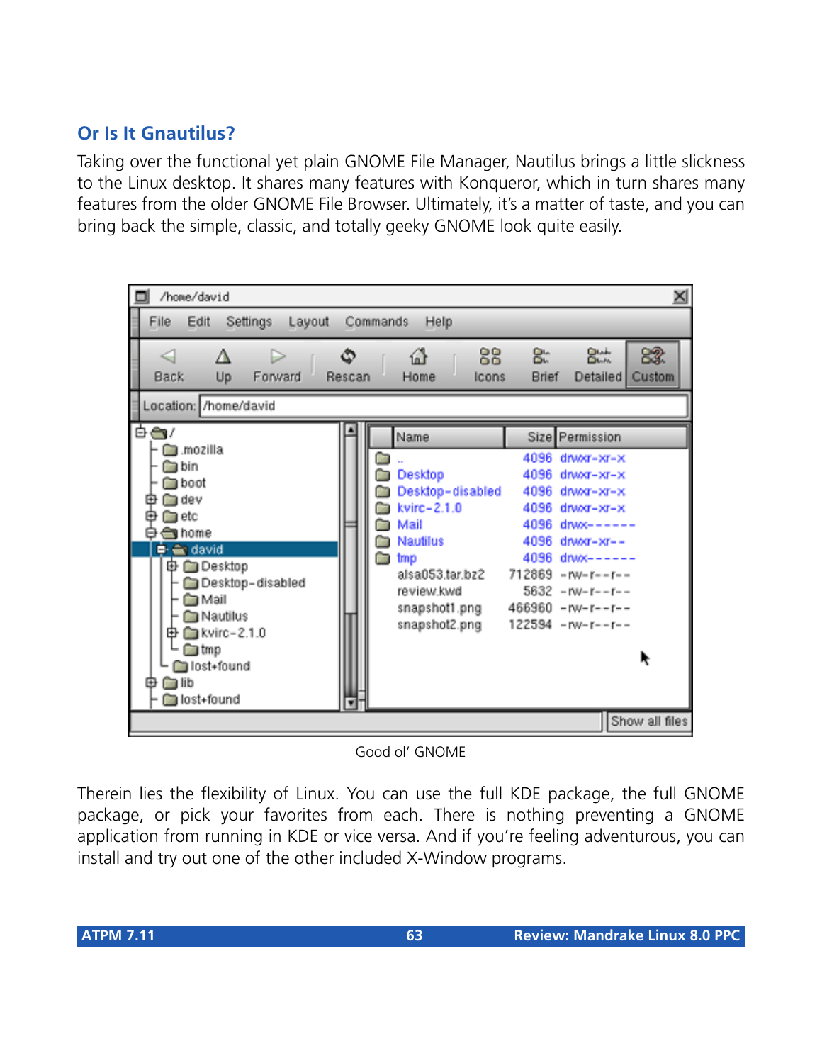### Or Is It Gnautilus?

Taking over the functional yet plain GNOME File Manager, Nautilus brings a little slickness to the Linux desktop. It shares many features with Konqueror, which in turn shares many features from the older GNOME File Browser. Ultimately, it's a matter of taste, and you can bring back the simple, classic, and totally geeky GNOME look quite easily.

Good ol' GNOME

Therein lies the flexibility of Linux. You can use the full KDE package, the full GNOME package, or pick your favorites from each. There is nothing preventing a GNOME application from running in KDE or vice versa. And if you're feeling adventurous, you can install and try out one of the other included X-Window programs.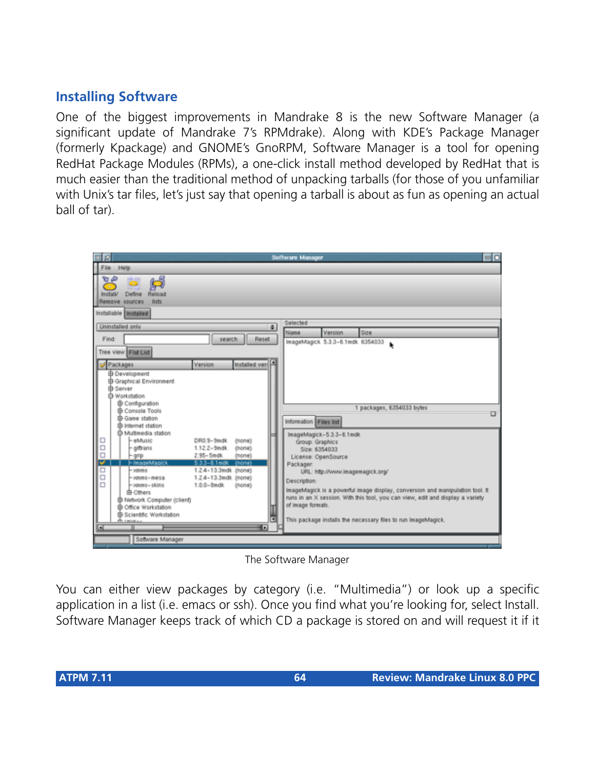## Installing Software

One of the biggest improvements in Mandrake 8 is the new Software Manager (a significant update of Mandrake 7's RPMdrake). Along with KDE's Package Manager (formerly Kpackage) and GNOME's GnoRPM, Software Manager is a tool for opening RedHat Package Modules (RPMs), a one-click install method developed by RedHat that is much easier than the traditional method of unpacking tarballs (for those of you unfamiliar with Unix's tar files, let's just say that opening a tarball is about as fun as opening an actual ball of tar).

The Software Manager

You can either view packages by category (i.e. "Multimedia") or look up a specific application in a list (i.e. emacs or ssh). Once you find what you're looking for, select Install. Software Manager keeps track of which CD a package is stored on and will request it if it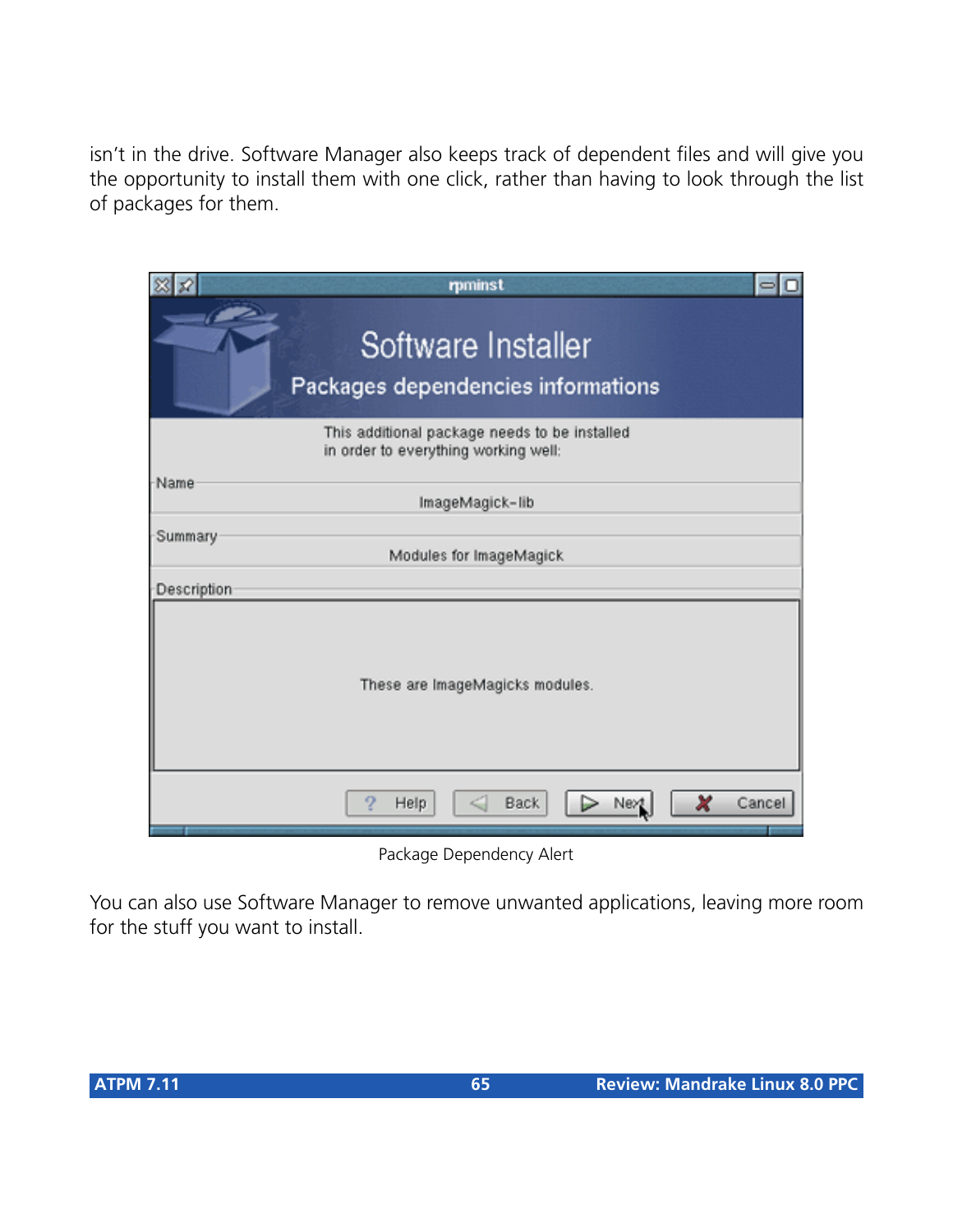isn't in the drive. Software Manager also keeps track of dependent files and will give you the opportunity to install them with one click, rather than having to look through the list of packages for them.

Package Dependency Alert

You can also use Software Manager to remove unwanted applications, leaving more room for the stuff you want to install.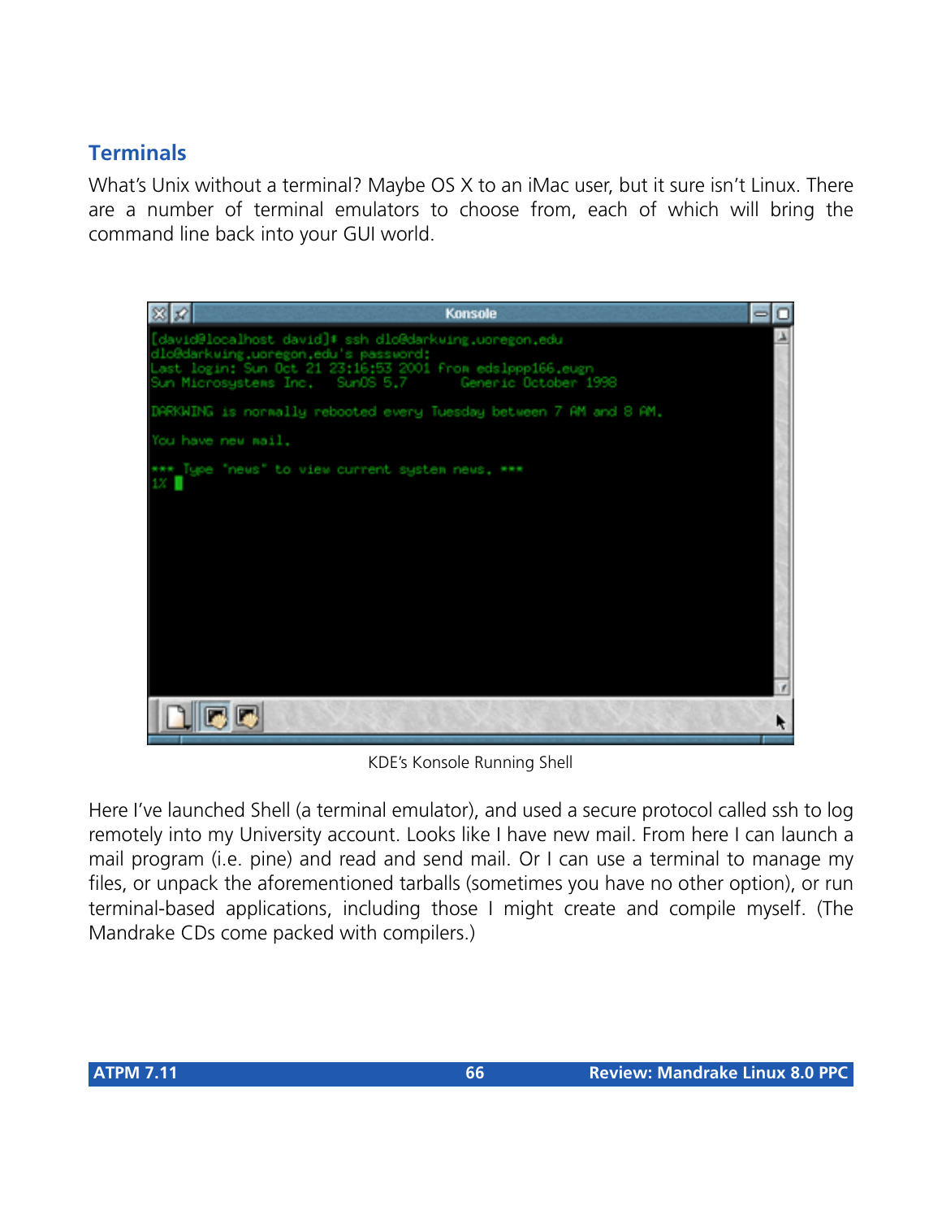## Terminals

What's Unix without a terminal? Maybe OS X to an iMac user, but it sure isn't Linux. There are a number of terminal emulators to choose from, each of which will bring the command line back into your GUI world.

KDE's Konsole Running Shell

Here I've launched Shell (a terminal emulator), and used a secure protocol called ssh to log remotely into my University account. Looks like I have new mail. From here I can launch a mail program (i.e. pine) and read and send mail. Or I can use a terminal to manage my files, or unpack the aforementioned tarballs (sometimes you have no other option), or run terminal-based applications, including those I might create and compile myself. (The Mandrake CDs come packed with compilers.)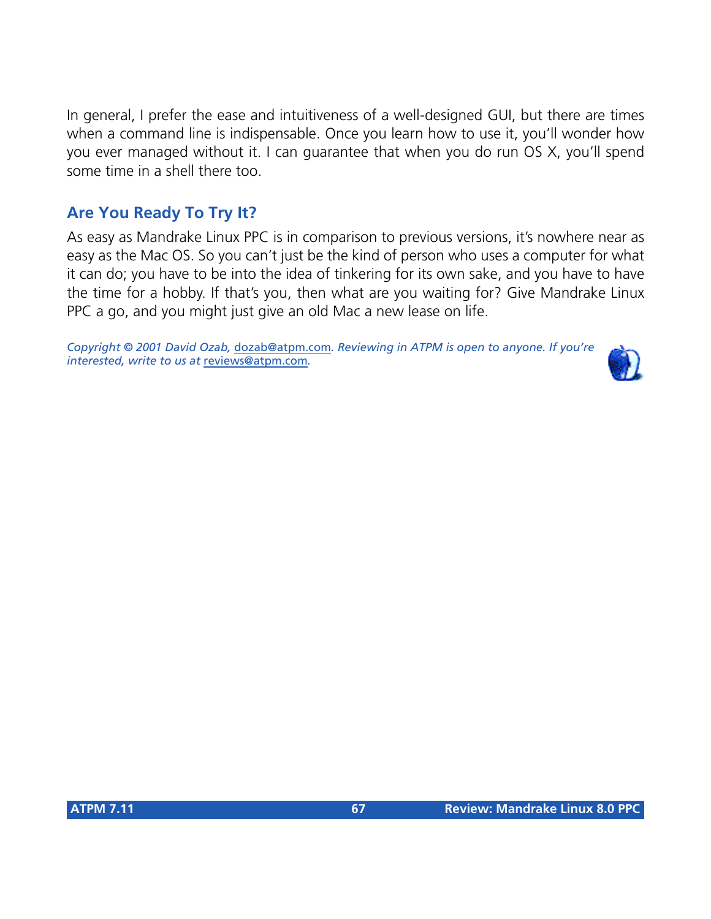In general, I prefer the ease and intuitiveness of a well-designed GUI, but there are times when a command line is indispensable. Once you learn how to use it, you'll wonder how you ever managed without it. I can guarantee that when you do run OS X, you'll spend some time in a shell there too.

## Are You Ready To Try It?

As easy as Mandrake Linux PPC is in comparison to previous versions, it's nowhere near as easy as the Mac OS. So you can't just be the kind of person who uses a computer for what it can do; you have to be into the idea of tinkering for its own sake, and you have to have the time for a hobby. If that's you, then what are you waiting for? Give Mandrake Linux PPC a go, and you might just give an old Mac a new lease on life.

*Copyright © 2001 David Ozab, dozab@atpm.com. Reviewing in ATPM is open to anyone. If you're interested, write to us at reviews@atpm.com.*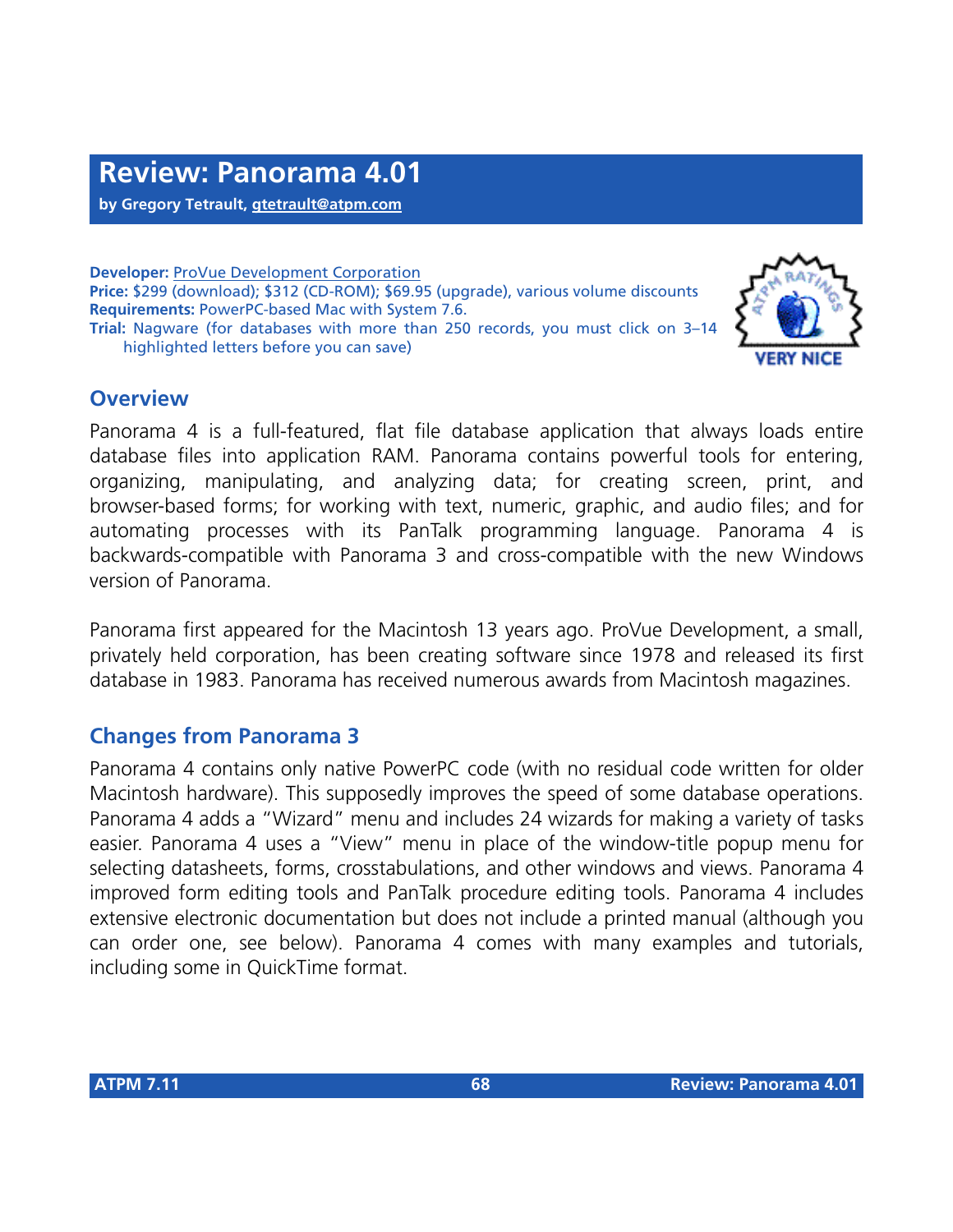# Review: Panorama 4.01

**by Gregory Tetrault, gtetrault@atpm.com**

**Developer:** ProVue Development Corporation
**Price:** $299 (download); $312 (CD-ROM); $69.95 (upgrade), various volume discounts
**Requirements:** PowerPC-based Mac with System 7.6.
**Trial:** Nagware (for databases with more than 250 records, you must click on 3–14 highlighted letters before you can save)

VERY NICE

## Overview

Panorama 4 is a full-featured, flat file database application that always loads entire database files into application RAM. Panorama contains powerful tools for entering, organizing, manipulating, and analyzing data; for creating screen, print, and browser-based forms; for working with text, numeric, graphic, and audio files; and for automating processes with its PanTalk programming language. Panorama 4 is backwards-compatible with Panorama 3 and cross-compatible with the new Windows version of Panorama.

Panorama first appeared for the Macintosh 13 years ago. ProVue Development, a small, privately held corporation, has been creating software since 1978 and released its first database in 1983. Panorama has received numerous awards from Macintosh magazines.

## Changes from Panorama 3

Panorama 4 contains only native PowerPC code (with no residual code written for older Macintosh hardware). This supposedly improves the speed of some database operations. Panorama 4 adds a “Wizard” menu and includes 24 wizards for making a variety of tasks easier. Panorama 4 uses a “View” menu in place of the window-title popup menu for selecting datasheets, forms, crosstabulations, and other windows and views. Panorama 4 improved form editing tools and PanTalk procedure editing tools. Panorama 4 includes extensive electronic documentation but does not include a printed manual (although you can order one, see below). Panorama 4 comes with many examples and tutorials, including some in QuickTime format.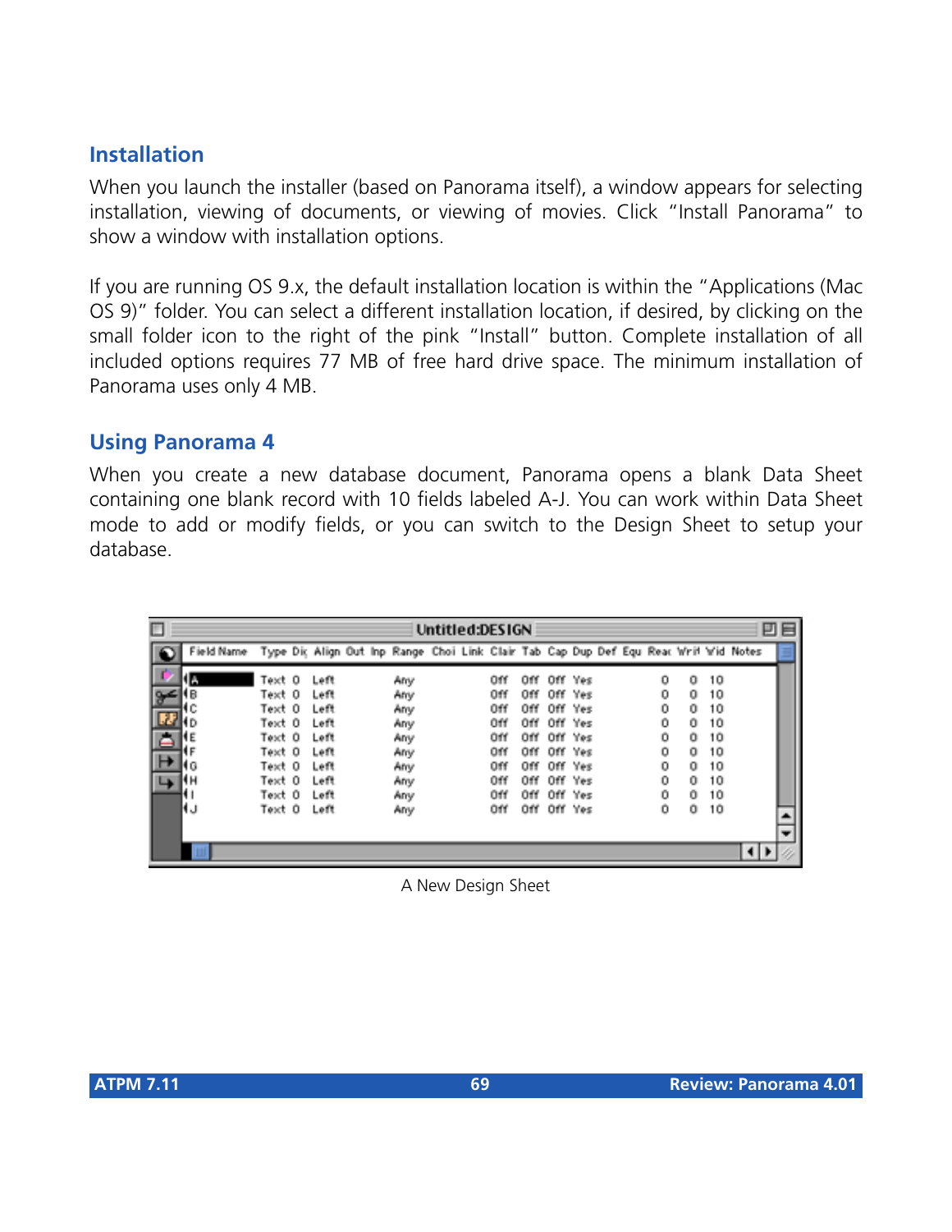## Installation

When you launch the installer (based on Panorama itself), a window appears for selecting installation, viewing of documents, or viewing of movies. Click “Install Panorama” to show a window with installation options.

If you are running OS 9.x, the default installation location is within the “Applications (Mac OS 9)” folder. You can select a different installation location, if desired, by clicking on the small folder icon to the right of the pink “Install” button. Complete installation of all included options requires 77 MB of free hard drive space. The minimum installation of Panorama uses only 4 MB.

## Using Panorama 4

When you create a new database document, Panorama opens a blank Data Sheet containing one blank record with 10 fields labeled A-J. You can work within Data Sheet mode to add or modify fields, or you can switch to the Design Sheet to setup your database.

A New Design Sheet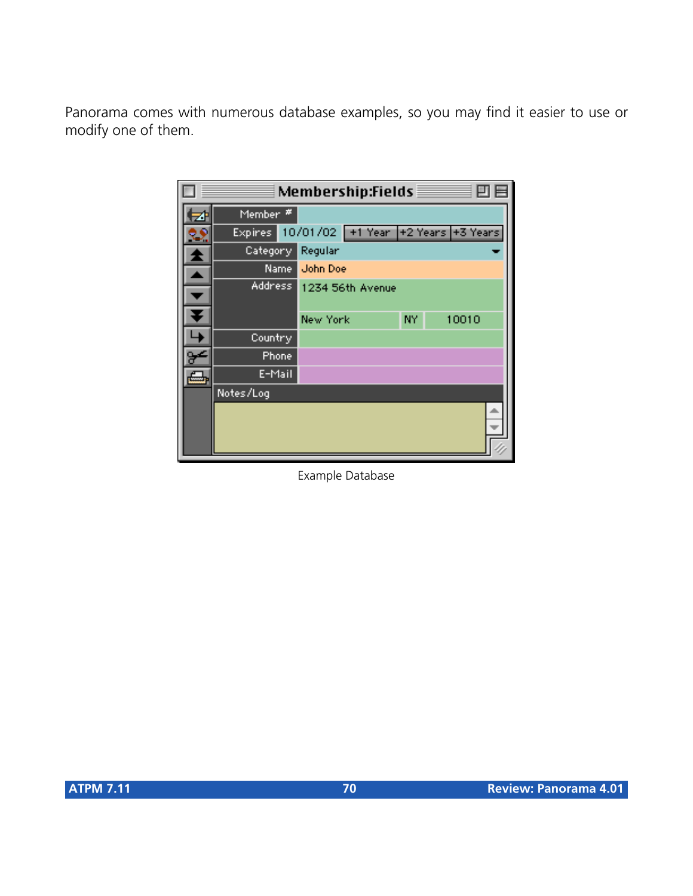Panorama comes with numerous database examples, so you may find it easier to use or modify one of them.

Example Database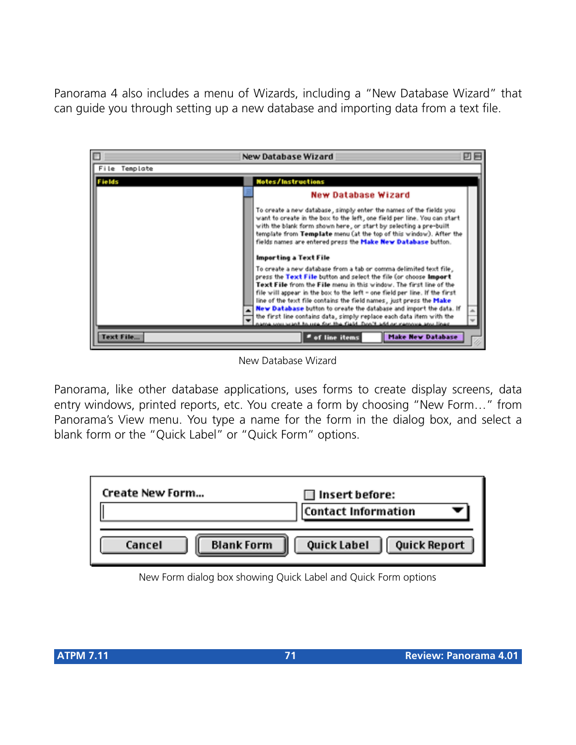Panorama 4 also includes a menu of Wizards, including a "New Database Wizard" that can guide you through setting up a new database and importing data from a text file.

New Database Wizard

Panorama, like other database applications, uses forms to create display screens, data entry windows, printed reports, etc. You create a form by choosing "New Form…" from Panorama's View menu. You type a name for the form in the dialog box, and select a blank form or the "Quick Label" or "Quick Form" options.

New Form dialog box showing Quick Label and Quick Form options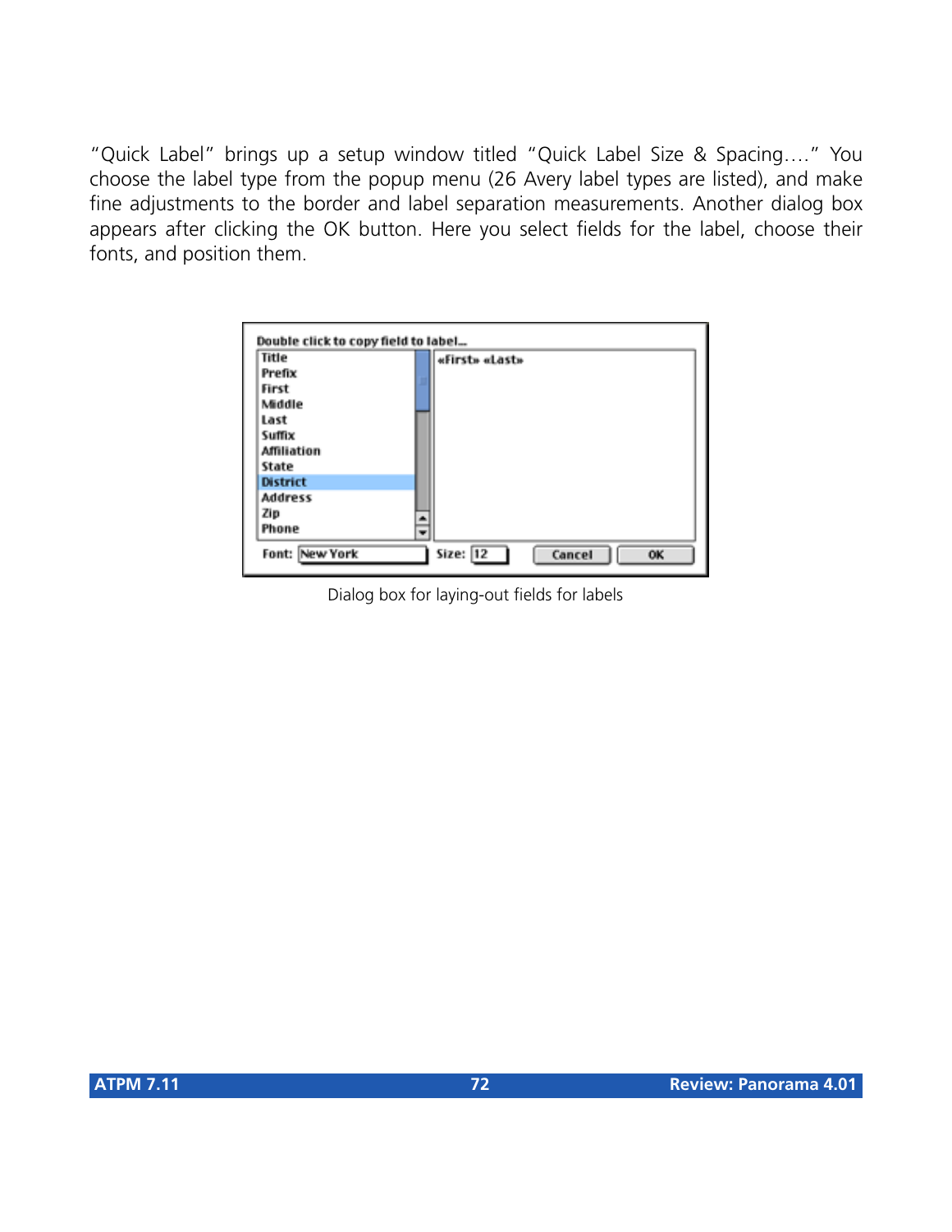"Quick Label" brings up a setup window titled "Quick Label Size & Spacing…." You choose the label type from the popup menu (26 Avery label types are listed), and make fine adjustments to the border and label separation measurements. Another dialog box appears after clicking the OK button. Here you select fields for the label, choose their fonts, and position them.

Dialog box for laying-out fields for labels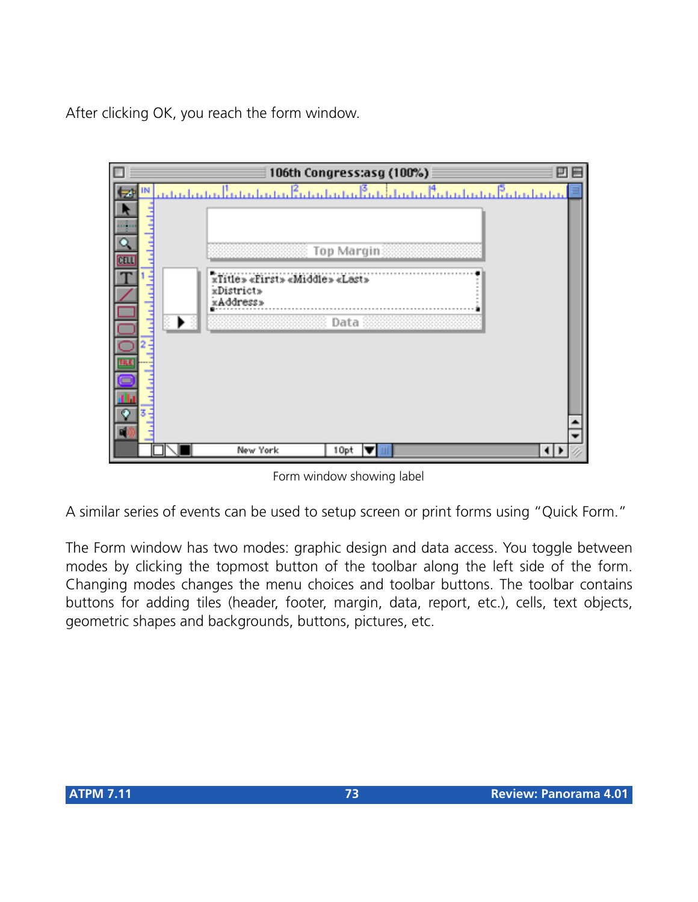After clicking OK, you reach the form window.

Form window showing label

A similar series of events can be used to setup screen or print forms using "Quick Form."

The Form window has two modes: graphic design and data access. You toggle between modes by clicking the topmost button of the toolbar along the left side of the form. Changing modes changes the menu choices and toolbar buttons. The toolbar contains buttons for adding tiles (header, footer, margin, data, report, etc.), cells, text objects, geometric shapes and backgrounds, buttons, pictures, etc.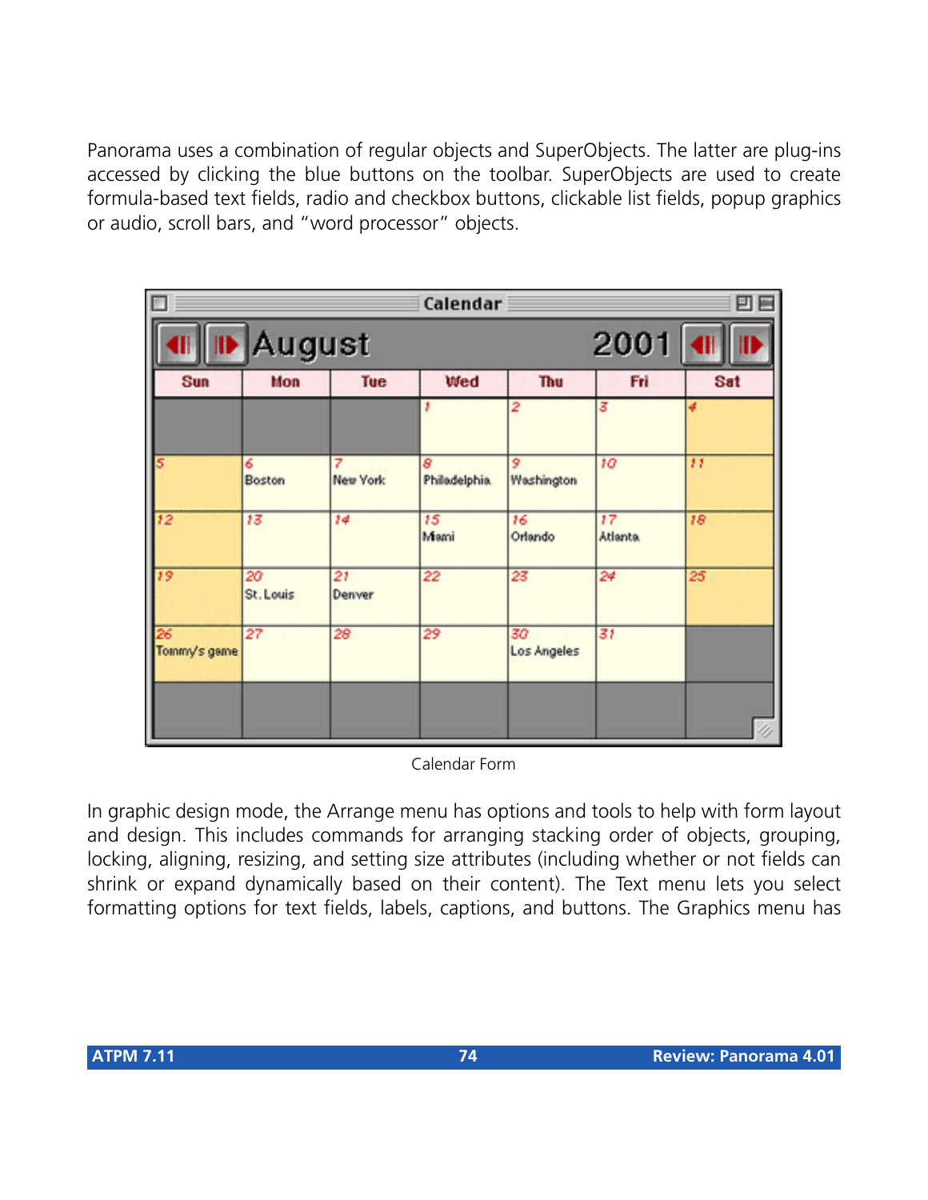Panorama uses a combination of regular objects and SuperObjects. The latter are plug-ins accessed by clicking the blue buttons on the toolbar. SuperObjects are used to create formula-based text fields, radio and checkbox buttons, clickable list fields, popup graphics or audio, scroll bars, and "word processor" objects.

Calendar Form

In graphic design mode, the Arrange menu has options and tools to help with form layout and design. This includes commands for arranging stacking order of objects, grouping, locking, aligning, resizing, and setting size attributes (including whether or not fields can shrink or expand dynamically based on their content). The Text menu lets you select formatting options for text fields, labels, captions, and buttons. The Graphics menu has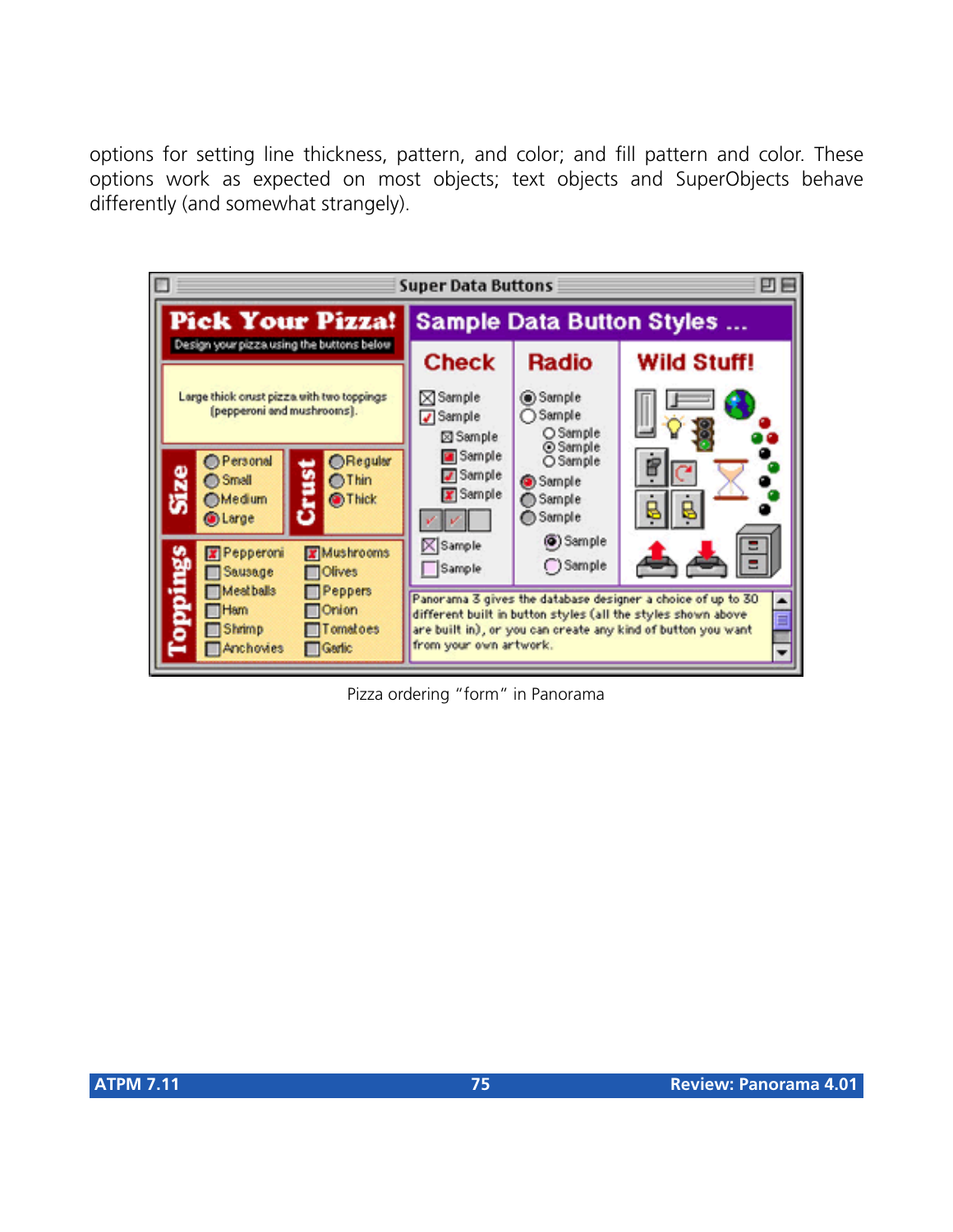options for setting line thickness, pattern, and color; and fill pattern and color. These options work as expected on most objects; text objects and SuperObjects behave differently (and somewhat strangely).

Pizza ordering “form” in Panorama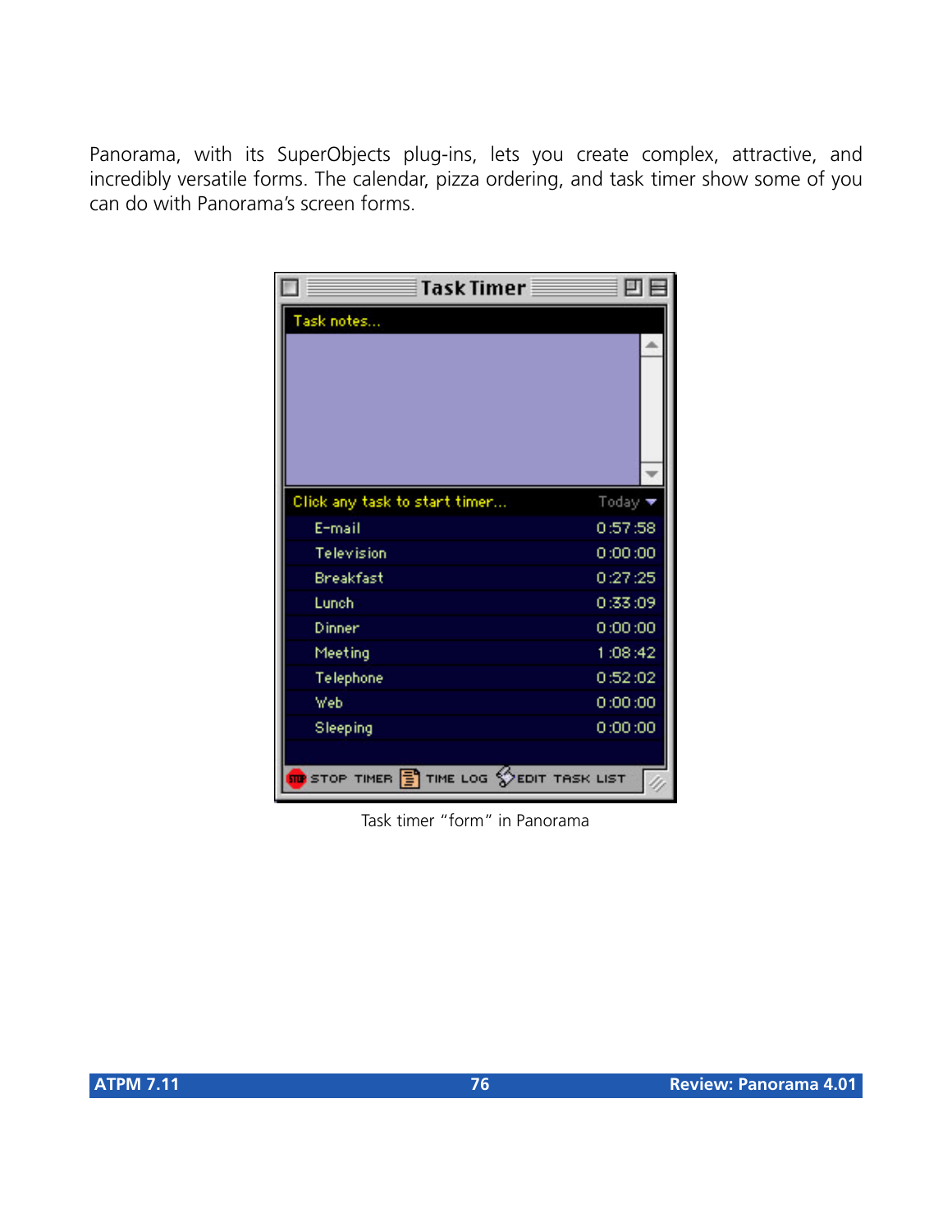Panorama, with its SuperObjects plug-ins, lets you create complex, attractive, and incredibly versatile forms. The calendar, pizza ordering, and task timer show some of you can do with Panorama's screen forms.

Task timer "form" in Panorama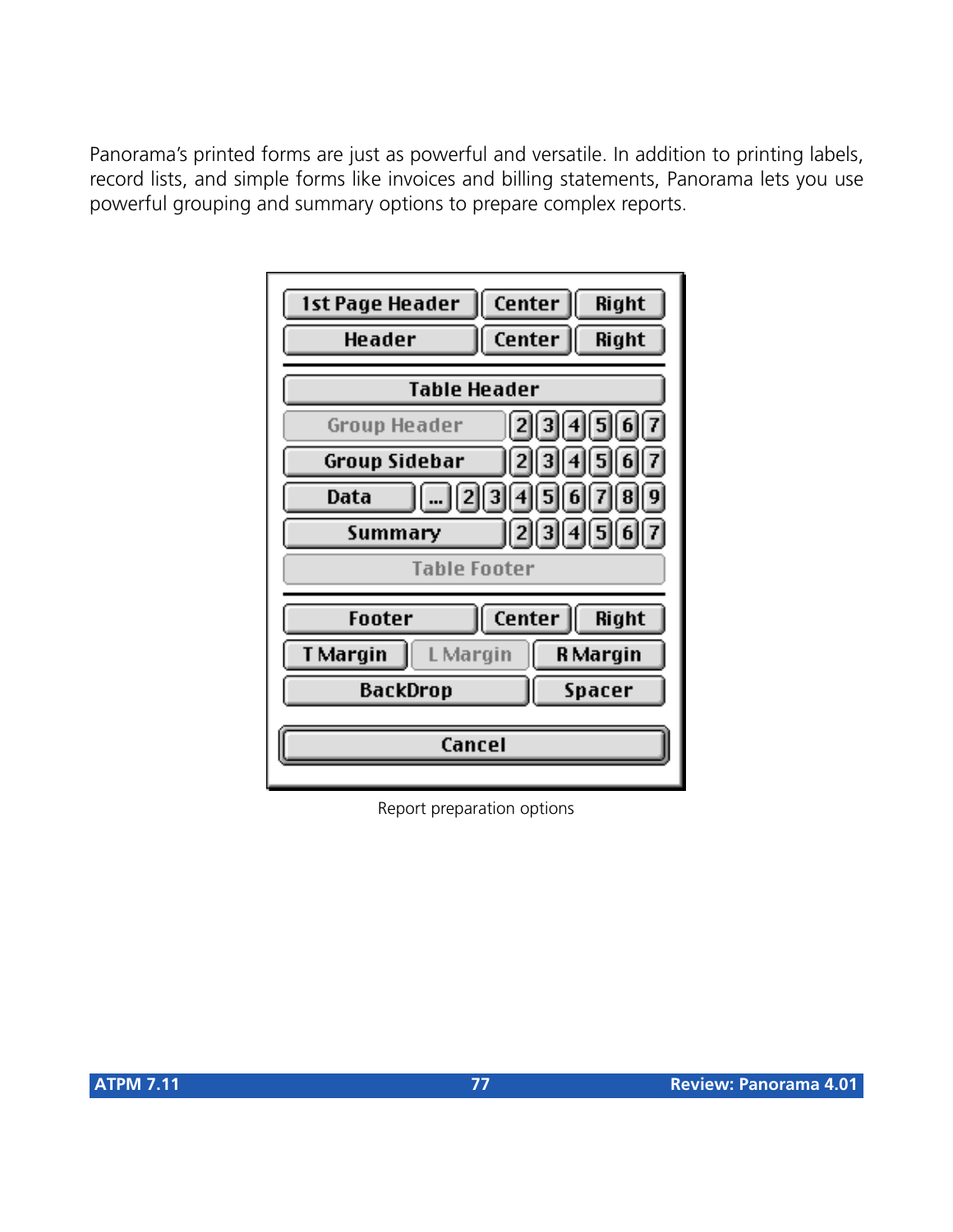Panorama's printed forms are just as powerful and versatile. In addition to printing labels, record lists, and simple forms like invoices and billing statements, Panorama lets you use powerful grouping and summary options to prepare complex reports.

Report preparation options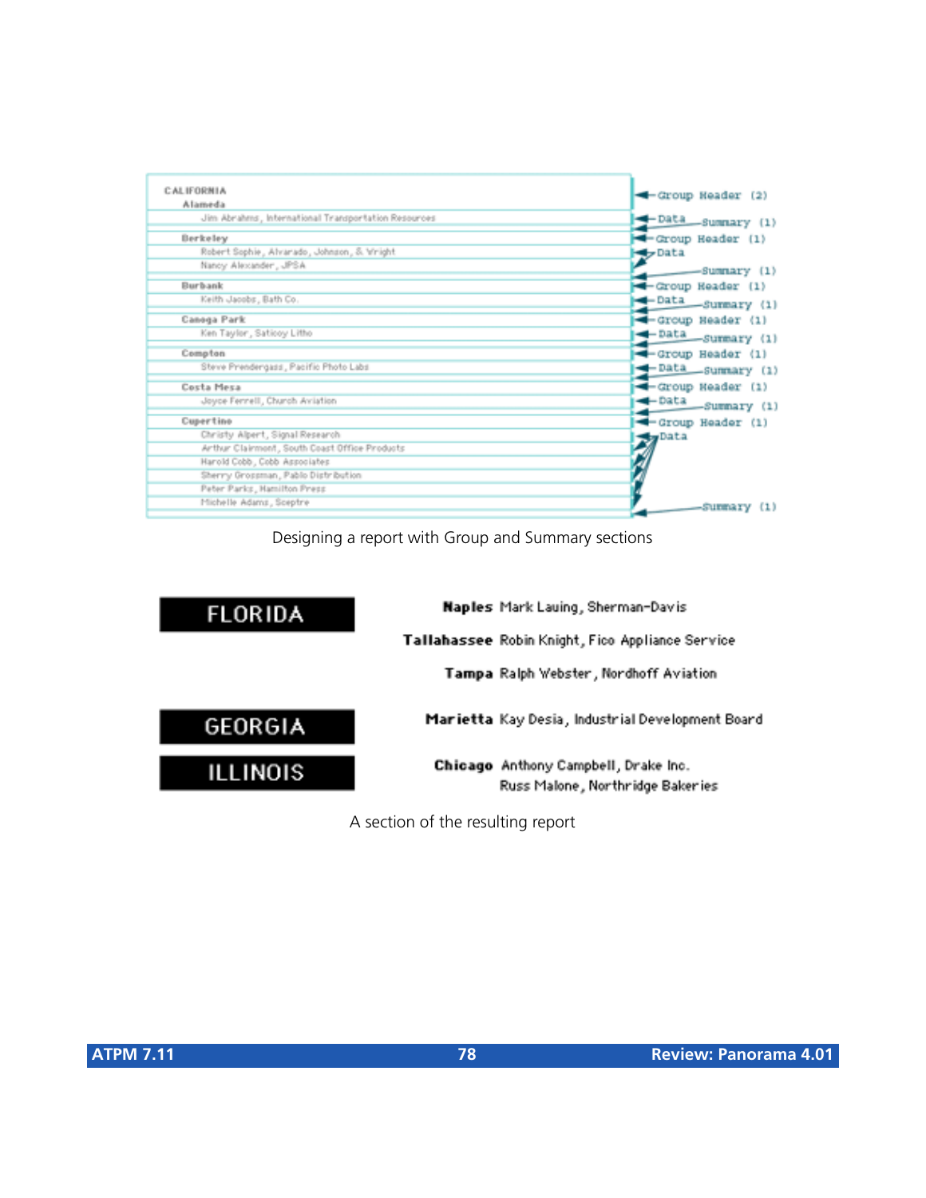CALIFORNIA
Alameda
Jim Abrahms, International Transportation Resources
Berkeley
Robert Sophie, Alvarado, Johnson, & Wright
Nancy Alexander, JPSA
Burbank
Keith Jacobs, Bath Co.
Canoga Park
Ken Taylor, Saticoy Litho
Compton
Steve Prendergass, Pacific Photo Labs
Costa Mesa
Joyce Ferrell, Church Aviation
Cupertino
Christy Alpert, Signal Research
Arthur Clairmont, South Coast Office Products
Harold Cobb, Cobb Associates
Sherry Grossman, Pablo Distribution
Peter Parks, Hamilton Press
Michelle Adams, Sceptre

Group Header (2)
Data — Summary (1)
Group Header (1)
Data
Summary (1)
Group Header (1)
Data — Summary (1)
Group Header (1)
Data — Summary (1)
Group Header (1)
Data — Summary (1)
Group Header (1)
Data — Summary (1)
Group Header (1)
Data
Summary (1)

Designing a report with Group and Summary sections

**FLORIDA**

**Naples** Mark Lauing, Sherman-Davis

**Tallahassee** Robin Knight, Fico Appliance Service

**Tampa** Ralph Webster, Nordhoff Aviation

**GEORGIA**

**Marietta** Kay Desia, Industrial Development Board

**ILLINOIS**

**Chicago** Anthony Campbell, Drake Inc.
Russ Malone, Northridge Bakeries

A section of the resulting report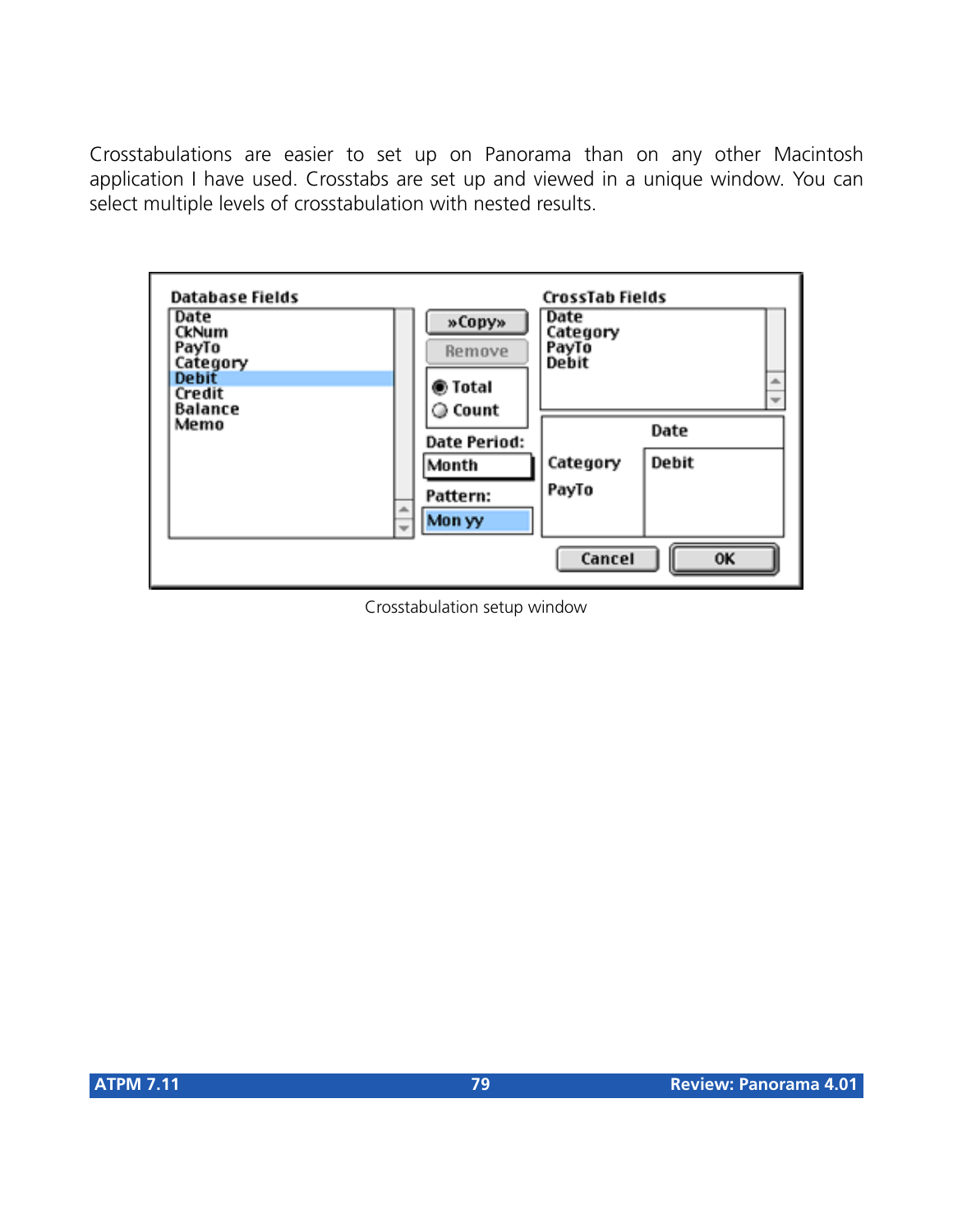Crosstabulations are easier to set up on Panorama than on any other Macintosh application I have used. Crosstabs are set up and viewed in a unique window. You can select multiple levels of crosstabulation with nested results.

Crosstabulation setup window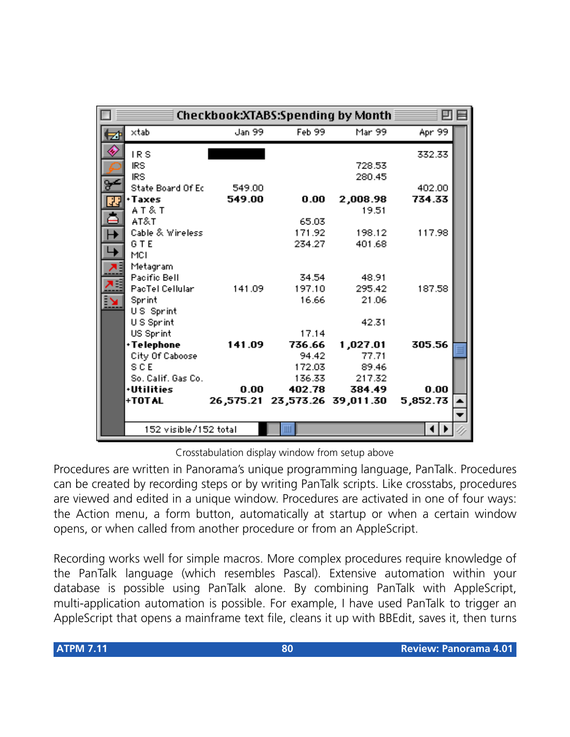| xtab | Jan 99 | Feb 99 | Mar 99 | Apr 99 |
|---|---|---|---|---|
| I R S | | | | 332.33 |
| IRS | | | 728.53 | |
| IRS | | | 280.45 | |
| State Board Of Ec | 549.00 | | | 402.00 |
| •Taxes | 549.00 | 0.00 | 2,008.98 | 734.33 |
| A T & T | | | 19.51 | |
| AT&T | | 65.03 | | |
| Cable & Wireless | | 171.92 | 198.12 | 117.98 |
| G T E | | 234.27 | 401.68 | |
| MCI | | | | |
| Metagram | | | | |
| Pacific Bell | | 34.54 | 48.91 | |
| PacTel Cellular | 141.09 | 197.10 | 295.42 | 187.58 |
| Sprint | | 16.66 | 21.06 | |
| U S Sprint | | | | |
| U S Sprint | | | 42.31 | |
| US Sprint | | 17.14 | | |
| •Telephone | 141.09 | 736.66 | 1,027.01 | 305.56 |
| City Of Caboose | | 94.42 | 77.71 | |
| S C E | | 172.03 | 89.46 | |
| So. Calif. Gas Co. | | 136.33 | 217.32 | |
| •Utilities | 0.00 | 402.78 | 384.49 | 0.00 |
| •TOTAL | 26,575.21 | 23,573.26 | 39,011.30 | 5,852.73 |

152 visible/152 total

Crosstabulation display window from setup above

Procedures are written in Panorama's unique programming language, PanTalk. Procedures can be created by recording steps or by writing PanTalk scripts. Like crosstabs, procedures are viewed and edited in a unique window. Procedures are activated in one of four ways: the Action menu, a form button, automatically at startup or when a certain window opens, or when called from another procedure or from an AppleScript.

Recording works well for simple macros. More complex procedures require knowledge of the PanTalk language (which resembles Pascal). Extensive automation within your database is possible using PanTalk alone. By combining PanTalk with AppleScript, multi-application automation is possible. For example, I have used PanTalk to trigger an AppleScript that opens a mainframe text file, cleans it up with BBEdit, saves it, then turns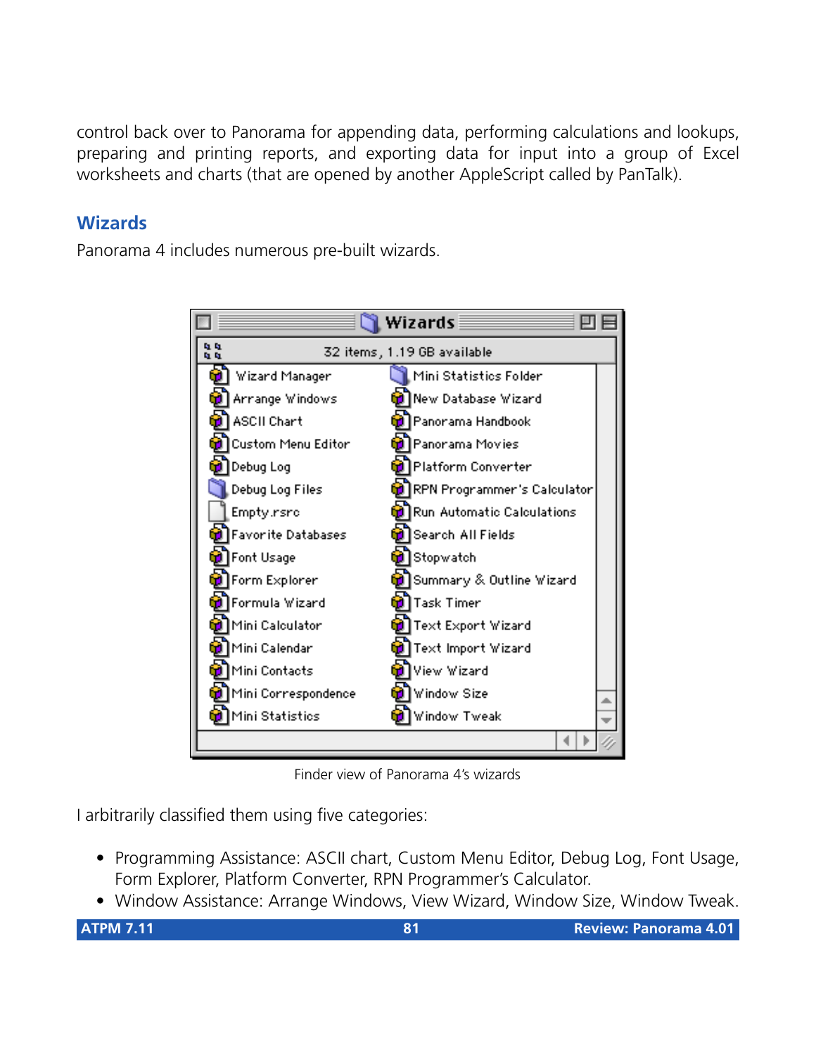control back over to Panorama for appending data, performing calculations and lookups, preparing and printing reports, and exporting data for input into a group of Excel worksheets and charts (that are opened by another AppleScript called by PanTalk).

## Wizards

Panorama 4 includes numerous pre-built wizards.

Finder view of Panorama 4's wizards

I arbitrarily classified them using five categories:

- Programming Assistance: ASCII chart, Custom Menu Editor, Debug Log, Font Usage, Form Explorer, Platform Converter, RPN Programmer's Calculator.
- Window Assistance: Arrange Windows, View Wizard, Window Size, Window Tweak.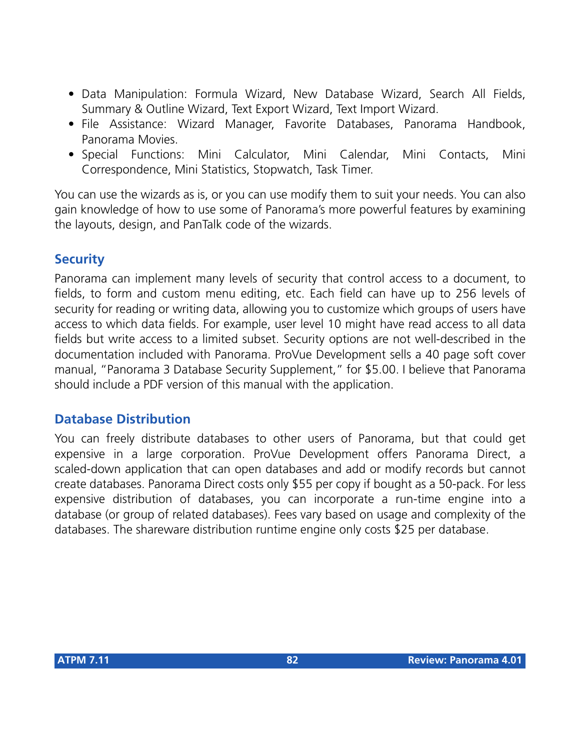- Data Manipulation: Formula Wizard, New Database Wizard, Search All Fields, Summary & Outline Wizard, Text Export Wizard, Text Import Wizard.
- File Assistance: Wizard Manager, Favorite Databases, Panorama Handbook, Panorama Movies.
- Special Functions: Mini Calculator, Mini Calendar, Mini Contacts, Mini Correspondence, Mini Statistics, Stopwatch, Task Timer.

You can use the wizards as is, or you can use modify them to suit your needs. You can also gain knowledge of how to use some of Panorama's more powerful features by examining the layouts, design, and PanTalk code of the wizards.

## Security

Panorama can implement many levels of security that control access to a document, to fields, to form and custom menu editing, etc. Each field can have up to 256 levels of security for reading or writing data, allowing you to customize which groups of users have access to which data fields. For example, user level 10 might have read access to all data fields but write access to a limited subset. Security options are not well-described in the documentation included with Panorama. ProVue Development sells a 40 page soft cover manual, "Panorama 3 Database Security Supplement," for $5.00. I believe that Panorama should include a PDF version of this manual with the application.

## Database Distribution

You can freely distribute databases to other users of Panorama, but that could get expensive in a large corporation. ProVue Development offers Panorama Direct, a scaled-down application that can open databases and add or modify records but cannot create databases. Panorama Direct costs only $55 per copy if bought as a 50-pack. For less expensive distribution of databases, you can incorporate a run-time engine into a database (or group of related databases). Fees vary based on usage and complexity of the databases. The shareware distribution runtime engine only costs $25 per database.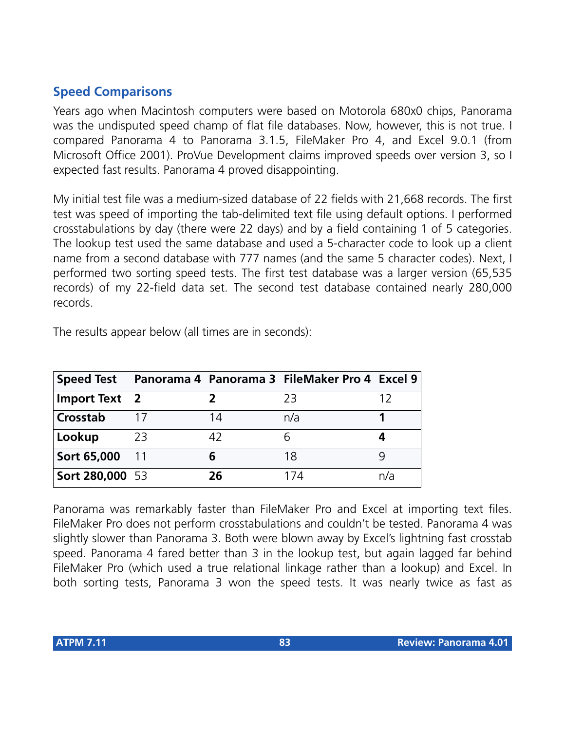### Speed Comparisons

Years ago when Macintosh computers were based on Motorola 680x0 chips, Panorama was the undisputed speed champ of flat file databases. Now, however, this is not true. I compared Panorama 4 to Panorama 3.1.5, FileMaker Pro 4, and Excel 9.0.1 (from Microsoft Office 2001). ProVue Development claims improved speeds over version 3, so I expected fast results. Panorama 4 proved disappointing.

My initial test file was a medium-sized database of 22 fields with 21,668 records. The first test was speed of importing the tab-delimited text file using default options. I performed crosstabulations by day (there were 22 days) and by a field containing 1 of 5 categories. The lookup test used the same database and used a 5-character code to look up a client name from a second database with 777 names (and the same 5 character codes). Next, I performed two sorting speed tests. The first test database was a larger version (65,535 records) of my 22-field data set. The second test database contained nearly 280,000 records.

The results appear below (all times are in seconds):

| Speed Test | Panorama 4 | Panorama 3 | FileMaker Pro 4 | Excel 9 |
|---|---|---|---|---|
| **Import Text** | **2** | **2** | 23 | 12 |
| **Crosstab** | 17 | 14 | n/a | **1** |
| **Lookup** | 23 | 42 | 6 | **4** |
| **Sort 65,000** | 11 | **6** | 18 | 9 |
| **Sort 280,000** | 53 | **26** | 174 | n/a |

Panorama was remarkably faster than FileMaker Pro and Excel at importing text files. FileMaker Pro does not perform crosstabulations and couldn't be tested. Panorama 4 was slightly slower than Panorama 3. Both were blown away by Excel's lightning fast crosstab speed. Panorama 4 fared better than 3 in the lookup test, but again lagged far behind FileMaker Pro (which used a true relational linkage rather than a lookup) and Excel. In both sorting tests, Panorama 3 won the speed tests. It was nearly twice as fast as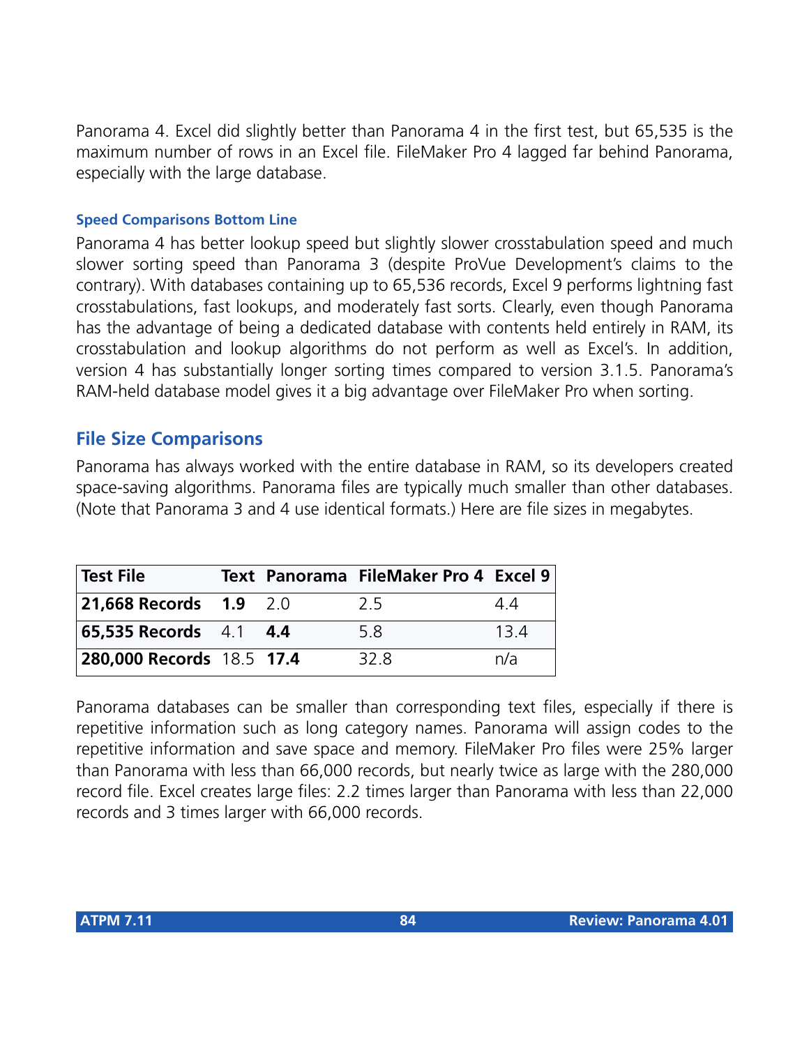Panorama 4. Excel did slightly better than Panorama 4 in the first test, but 65,535 is the maximum number of rows in an Excel file. FileMaker Pro 4 lagged far behind Panorama, especially with the large database.

#### Speed Comparisons Bottom Line

Panorama 4 has better lookup speed but slightly slower crosstabulation speed and much slower sorting speed than Panorama 3 (despite ProVue Development's claims to the contrary). With databases containing up to 65,536 records, Excel 9 performs lightning fast crosstabulations, fast lookups, and moderately fast sorts. Clearly, even though Panorama has the advantage of being a dedicated database with contents held entirely in RAM, its crosstabulation and lookup algorithms do not perform as well as Excel's. In addition, version 4 has substantially longer sorting times compared to version 3.1.5. Panorama's RAM-held database model gives it a big advantage over FileMaker Pro when sorting.

### File Size Comparisons

Panorama has always worked with the entire database in RAM, so its developers created space-saving algorithms. Panorama files are typically much smaller than other databases. (Note that Panorama 3 and 4 use identical formats.) Here are file sizes in megabytes.

| Test File | Text | Panorama | FileMaker Pro 4 | Excel 9 |
|---|---|---|---|---|
| **21,668 Records** | **1.9** | 2.0 | 2.5 | 4.4 |
| **65,535 Records** | 4.1 | **4.4** | 5.8 | 13.4 |
| **280,000 Records** | 18.5 | **17.4** | 32.8 | n/a |

Panorama databases can be smaller than corresponding text files, especially if there is repetitive information such as long category names. Panorama will assign codes to the repetitive information and save space and memory. FileMaker Pro files were 25% larger than Panorama with less than 66,000 records, but nearly twice as large with the 280,000 record file. Excel creates large files: 2.2 times larger than Panorama with less than 22,000 records and 3 times larger with 66,000 records.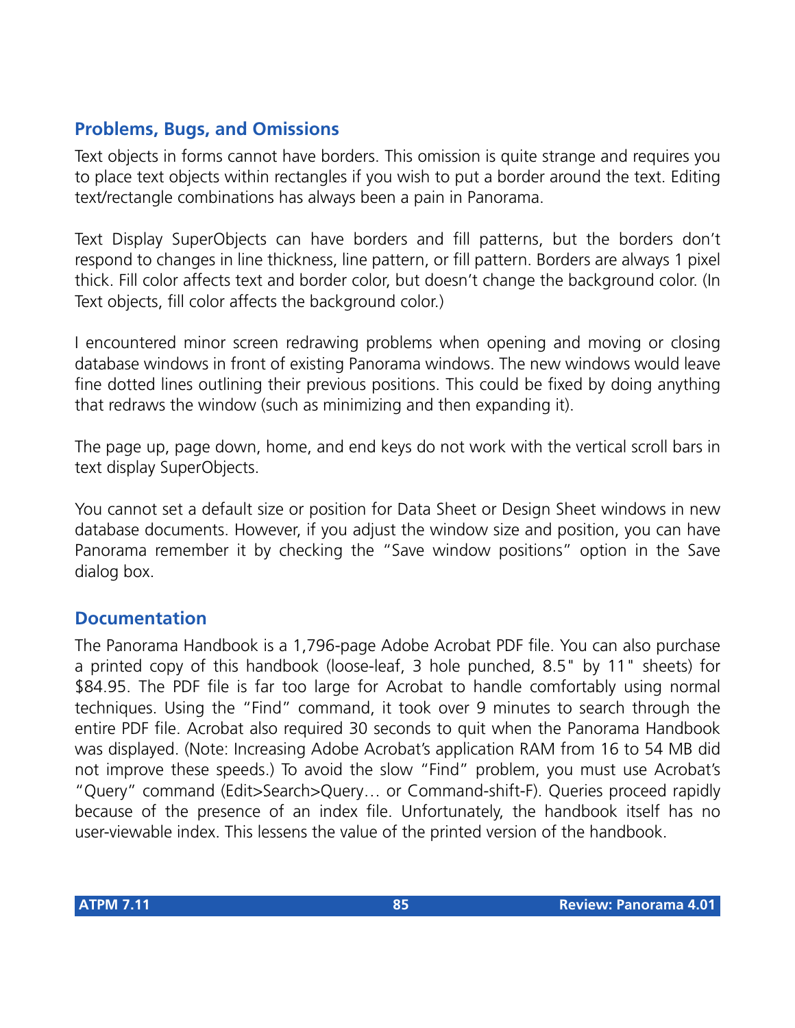## Problems, Bugs, and Omissions

Text objects in forms cannot have borders. This omission is quite strange and requires you to place text objects within rectangles if you wish to put a border around the text. Editing text/rectangle combinations has always been a pain in Panorama.

Text Display SuperObjects can have borders and fill patterns, but the borders don't respond to changes in line thickness, line pattern, or fill pattern. Borders are always 1 pixel thick. Fill color affects text and border color, but doesn't change the background color. (In Text objects, fill color affects the background color.)

I encountered minor screen redrawing problems when opening and moving or closing database windows in front of existing Panorama windows. The new windows would leave fine dotted lines outlining their previous positions. This could be fixed by doing anything that redraws the window (such as minimizing and then expanding it).

The page up, page down, home, and end keys do not work with the vertical scroll bars in text display SuperObjects.

You cannot set a default size or position for Data Sheet or Design Sheet windows in new database documents. However, if you adjust the window size and position, you can have Panorama remember it by checking the "Save window positions" option in the Save dialog box.

## Documentation

The Panorama Handbook is a 1,796-page Adobe Acrobat PDF file. You can also purchase a printed copy of this handbook (loose-leaf, 3 hole punched, 8.5" by 11" sheets) for $84.95. The PDF file is far too large for Acrobat to handle comfortably using normal techniques. Using the "Find" command, it took over 9 minutes to search through the entire PDF file. Acrobat also required 30 seconds to quit when the Panorama Handbook was displayed. (Note: Increasing Adobe Acrobat's application RAM from 16 to 54 MB did not improve these speeds.) To avoid the slow "Find" problem, you must use Acrobat's "Query" command (Edit>Search>Query… or Command-shift-F). Queries proceed rapidly because of the presence of an index file. Unfortunately, the handbook itself has no user-viewable index. This lessens the value of the printed version of the handbook.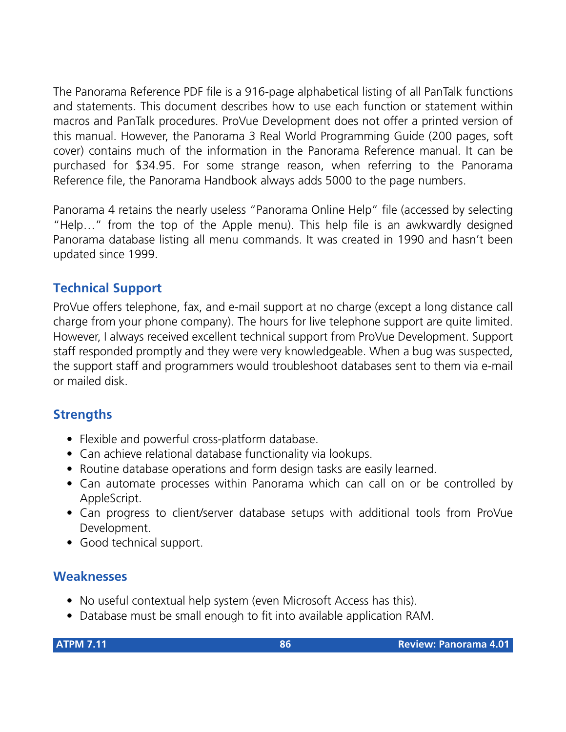The Panorama Reference PDF file is a 916-page alphabetical listing of all PanTalk functions and statements. This document describes how to use each function or statement within macros and PanTalk procedures. ProVue Development does not offer a printed version of this manual. However, the Panorama 3 Real World Programming Guide (200 pages, soft cover) contains much of the information in the Panorama Reference manual. It can be purchased for $34.95. For some strange reason, when referring to the Panorama Reference file, the Panorama Handbook always adds 5000 to the page numbers.

Panorama 4 retains the nearly useless "Panorama Online Help" file (accessed by selecting "Help…" from the top of the Apple menu). This help file is an awkwardly designed Panorama database listing all menu commands. It was created in 1990 and hasn't been updated since 1999.

### Technical Support

ProVue offers telephone, fax, and e-mail support at no charge (except a long distance call charge from your phone company). The hours for live telephone support are quite limited. However, I always received excellent technical support from ProVue Development. Support staff responded promptly and they were very knowledgeable. When a bug was suspected, the support staff and programmers would troubleshoot databases sent to them via e-mail or mailed disk.

### Strengths

- Flexible and powerful cross-platform database.
- Can achieve relational database functionality via lookups.
- Routine database operations and form design tasks are easily learned.
- Can automate processes within Panorama which can call on or be controlled by AppleScript.
- Can progress to client/server database setups with additional tools from ProVue Development.
- Good technical support.

### Weaknesses

- No useful contextual help system (even Microsoft Access has this).
- Database must be small enough to fit into available application RAM.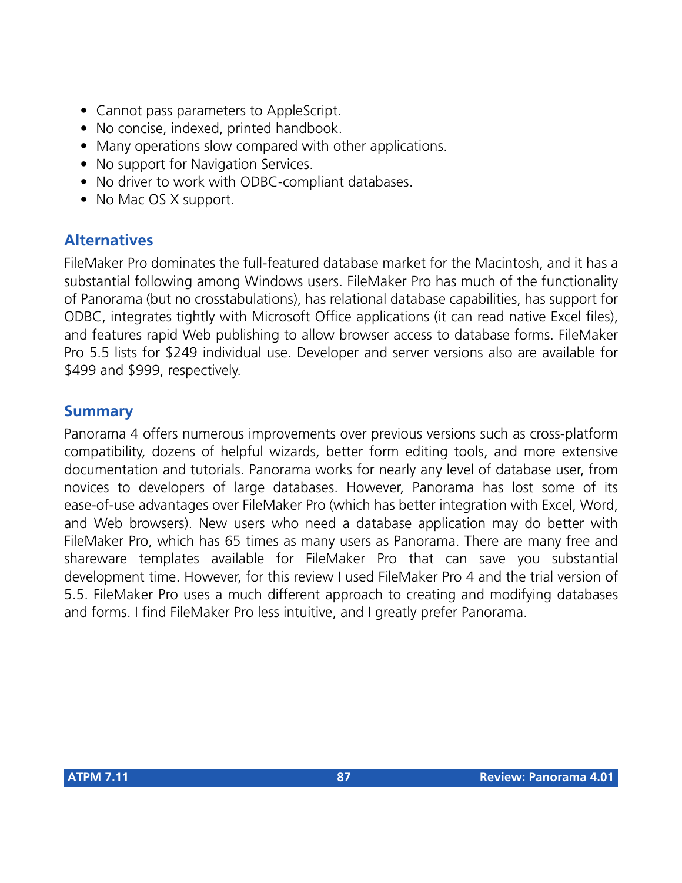- Cannot pass parameters to AppleScript.
- No concise, indexed, printed handbook.
- Many operations slow compared with other applications.
- No support for Navigation Services.
- No driver to work with ODBC-compliant databases.
- No Mac OS X support.

## Alternatives

FileMaker Pro dominates the full-featured database market for the Macintosh, and it has a substantial following among Windows users. FileMaker Pro has much of the functionality of Panorama (but no crosstabulations), has relational database capabilities, has support for ODBC, integrates tightly with Microsoft Office applications (it can read native Excel files), and features rapid Web publishing to allow browser access to database forms. FileMaker Pro 5.5 lists for $249 individual use. Developer and server versions also are available for $499 and $999, respectively.

## Summary

Panorama 4 offers numerous improvements over previous versions such as cross-platform compatibility, dozens of helpful wizards, better form editing tools, and more extensive documentation and tutorials. Panorama works for nearly any level of database user, from novices to developers of large databases. However, Panorama has lost some of its ease-of-use advantages over FileMaker Pro (which has better integration with Excel, Word, and Web browsers). New users who need a database application may do better with FileMaker Pro, which has 65 times as many users as Panorama. There are many free and shareware templates available for FileMaker Pro that can save you substantial development time. However, for this review I used FileMaker Pro 4 and the trial version of 5.5. FileMaker Pro uses a much different approach to creating and modifying databases and forms. I find FileMaker Pro less intuitive, and I greatly prefer Panorama.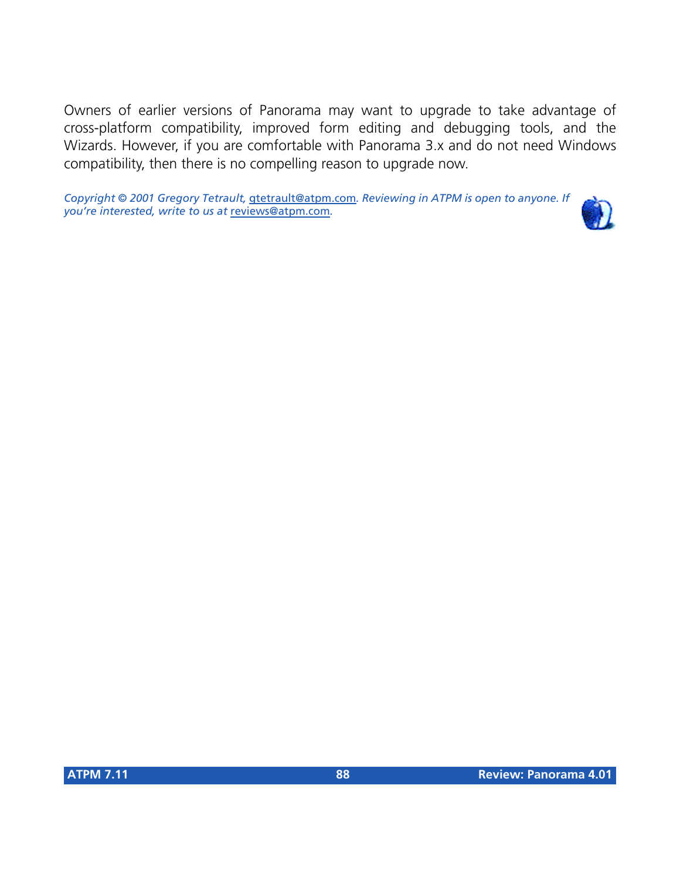Owners of earlier versions of Panorama may want to upgrade to take advantage of cross-platform compatibility, improved form editing and debugging tools, and the Wizards. However, if you are comfortable with Panorama 3.x and do not need Windows compatibility, then there is no compelling reason to upgrade now.

*Copyright © 2001 Gregory Tetrault, gtetrault@atpm.com. Reviewing in ATPM is open to anyone. If you're interested, write to us at reviews@atpm.com.*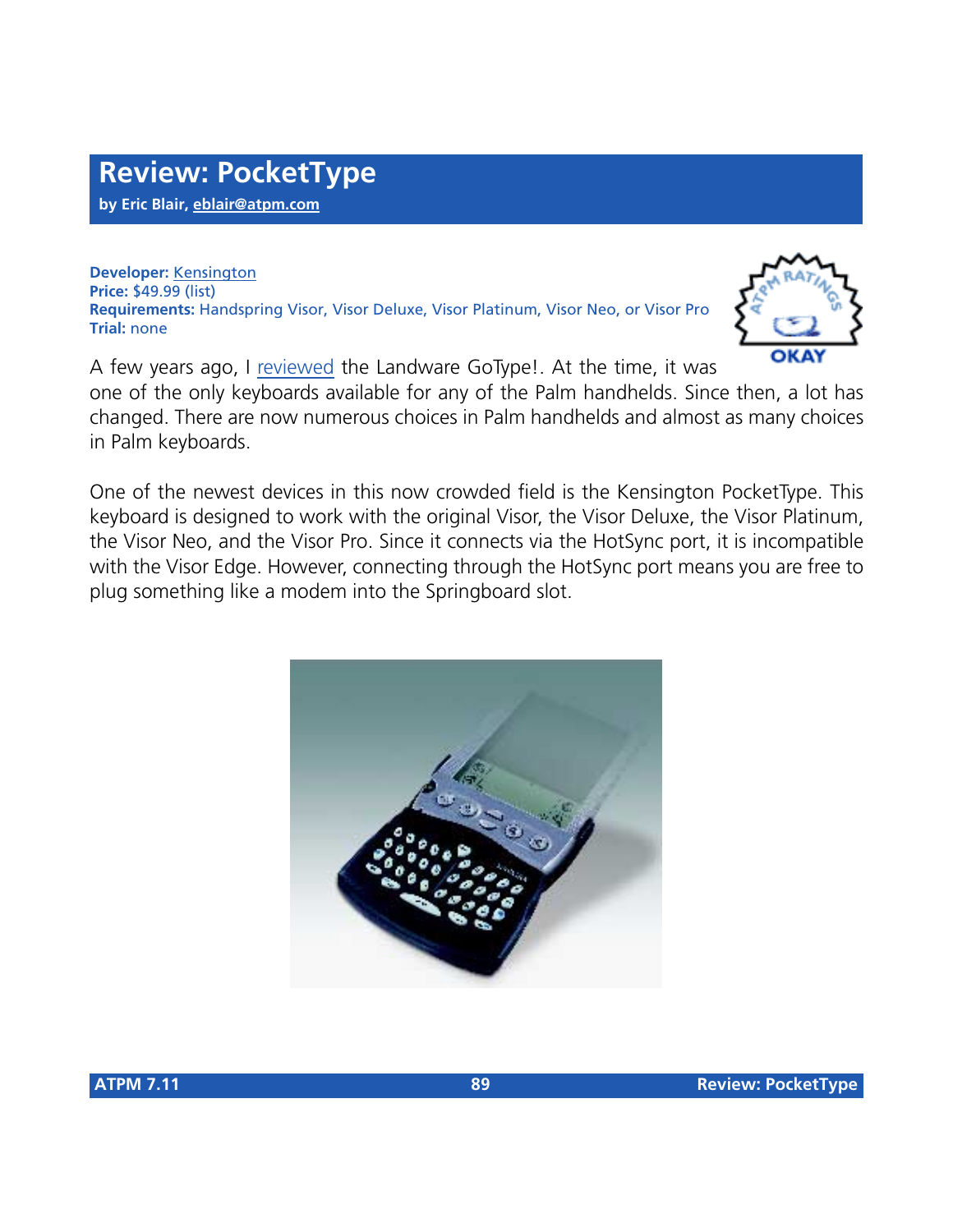# Review: PocketType

**by Eric Blair, eblair@atpm.com**

**Developer:** Kensington
**Price:** $49.99 (list)
**Requirements:** Handspring Visor, Visor Deluxe, Visor Platinum, Visor Neo, or Visor Pro
**Trial:** none

OKAY

A few years ago, I reviewed the Landware GoType!. At the time, it was one of the only keyboards available for any of the Palm handhelds. Since then, a lot has changed. There are now numerous choices in Palm handhelds and almost as many choices in Palm keyboards.

One of the newest devices in this now crowded field is the Kensington PocketType. This keyboard is designed to work with the original Visor, the Visor Deluxe, the Visor Platinum, the Visor Neo, and the Visor Pro. Since it connects via the HotSync port, it is incompatible with the Visor Edge. However, connecting through the HotSync port means you are free to plug something like a modem into the Springboard slot.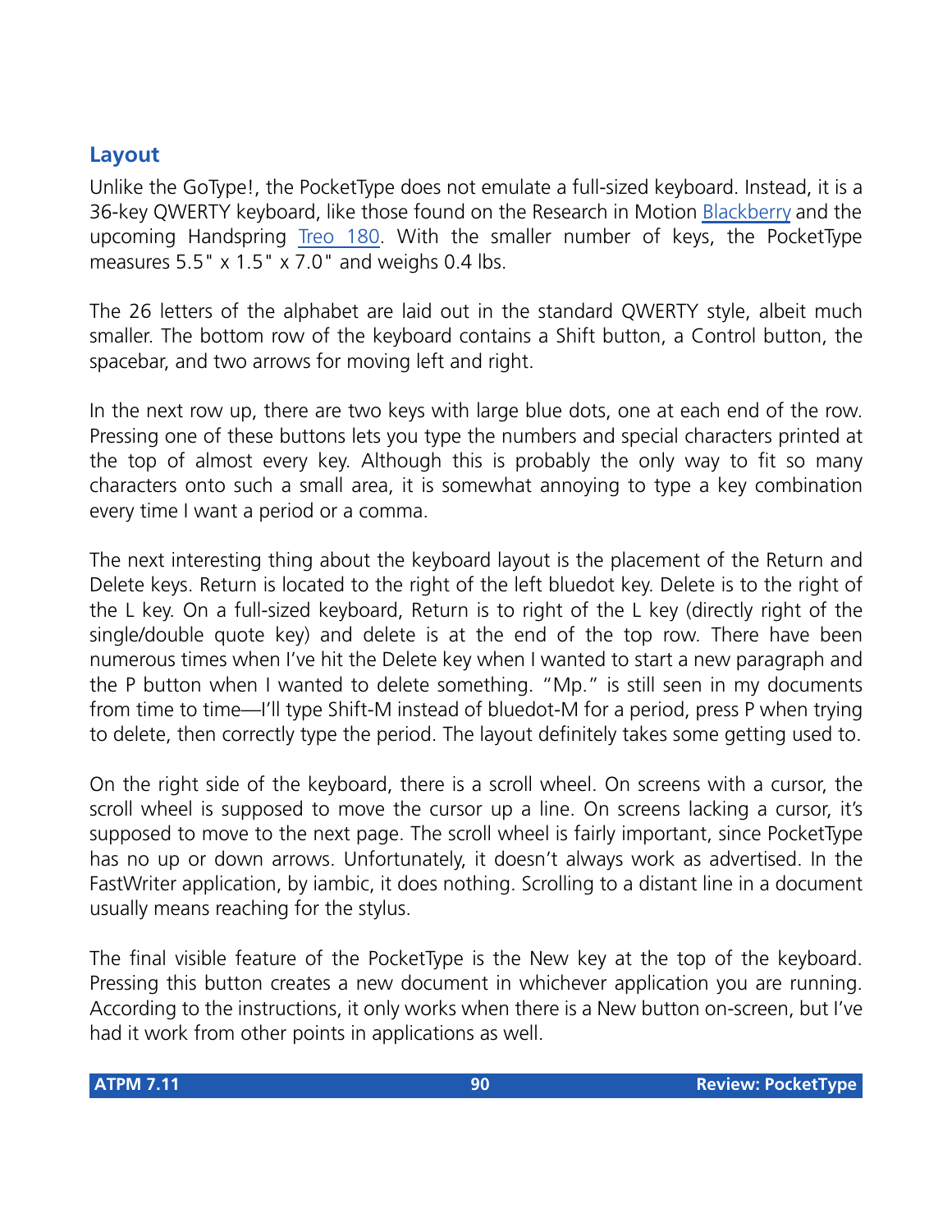## Layout

Unlike the GoType!, the PocketType does not emulate a full-sized keyboard. Instead, it is a 36-key QWERTY keyboard, like those found on the Research in Motion [Blackberry]() and the upcoming Handspring [Treo 180](). With the smaller number of keys, the PocketType measures 5.5" x 1.5" x 7.0" and weighs 0.4 lbs.

The 26 letters of the alphabet are laid out in the standard QWERTY style, albeit much smaller. The bottom row of the keyboard contains a Shift button, a Control button, the spacebar, and two arrows for moving left and right.

In the next row up, there are two keys with large blue dots, one at each end of the row. Pressing one of these buttons lets you type the numbers and special characters printed at the top of almost every key. Although this is probably the only way to fit so many characters onto such a small area, it is somewhat annoying to type a key combination every time I want a period or a comma.

The next interesting thing about the keyboard layout is the placement of the Return and Delete keys. Return is located to the right of the left bluedot key. Delete is to the right of the L key. On a full-sized keyboard, Return is to right of the L key (directly right of the single/double quote key) and delete is at the end of the top row. There have been numerous times when I've hit the Delete key when I wanted to start a new paragraph and the P button when I wanted to delete something. "Mp." is still seen in my documents from time to time—I'll type Shift-M instead of bluedot-M for a period, press P when trying to delete, then correctly type the period. The layout definitely takes some getting used to.

On the right side of the keyboard, there is a scroll wheel. On screens with a cursor, the scroll wheel is supposed to move the cursor up a line. On screens lacking a cursor, it's supposed to move to the next page. The scroll wheel is fairly important, since PocketType has no up or down arrows. Unfortunately, it doesn't always work as advertised. In the FastWriter application, by iambic, it does nothing. Scrolling to a distant line in a document usually means reaching for the stylus.

The final visible feature of the PocketType is the New key at the top of the keyboard. Pressing this button creates a new document in whichever application you are running. According to the instructions, it only works when there is a New button on-screen, but I've had it work from other points in applications as well.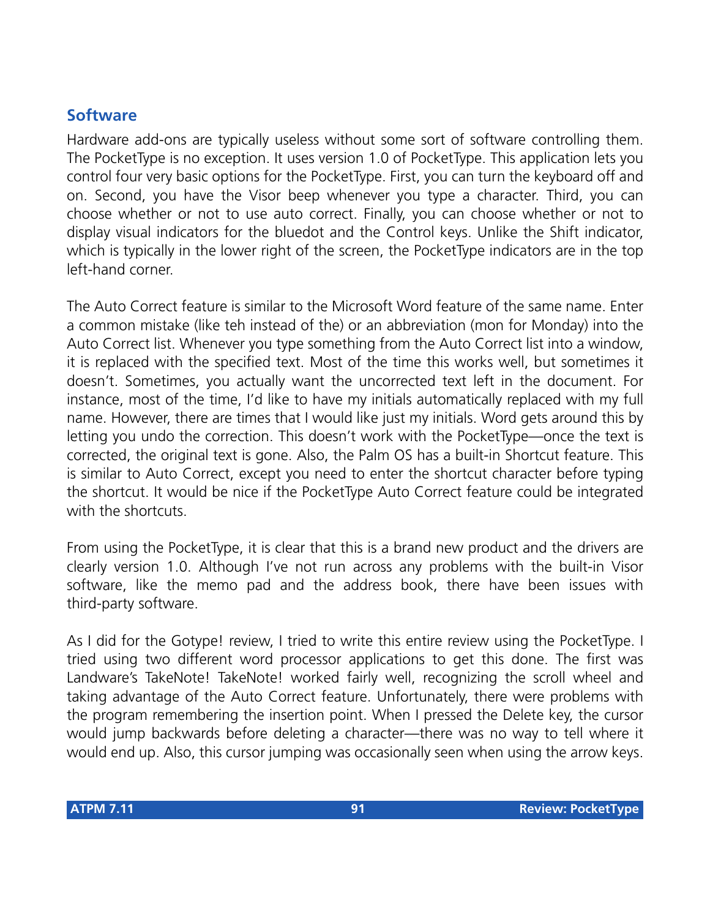## Software

Hardware add-ons are typically useless without some sort of software controlling them. The PocketType is no exception. It uses version 1.0 of PocketType. This application lets you control four very basic options for the PocketType. First, you can turn the keyboard off and on. Second, you have the Visor beep whenever you type a character. Third, you can choose whether or not to use auto correct. Finally, you can choose whether or not to display visual indicators for the bluedot and the Control keys. Unlike the Shift indicator, which is typically in the lower right of the screen, the PocketType indicators are in the top left-hand corner.

The Auto Correct feature is similar to the Microsoft Word feature of the same name. Enter a common mistake (like teh instead of the) or an abbreviation (mon for Monday) into the Auto Correct list. Whenever you type something from the Auto Correct list into a window, it is replaced with the specified text. Most of the time this works well, but sometimes it doesn't. Sometimes, you actually want the uncorrected text left in the document. For instance, most of the time, I'd like to have my initials automatically replaced with my full name. However, there are times that I would like just my initials. Word gets around this by letting you undo the correction. This doesn't work with the PocketType—once the text is corrected, the original text is gone. Also, the Palm OS has a built-in Shortcut feature. This is similar to Auto Correct, except you need to enter the shortcut character before typing the shortcut. It would be nice if the PocketType Auto Correct feature could be integrated with the shortcuts.

From using the PocketType, it is clear that this is a brand new product and the drivers are clearly version 1.0. Although I've not run across any problems with the built-in Visor software, like the memo pad and the address book, there have been issues with third-party software.

As I did for the Gotype! review, I tried to write this entire review using the PocketType. I tried using two different word processor applications to get this done. The first was Landware's TakeNote! TakeNote! worked fairly well, recognizing the scroll wheel and taking advantage of the Auto Correct feature. Unfortunately, there were problems with the program remembering the insertion point. When I pressed the Delete key, the cursor would jump backwards before deleting a character—there was no way to tell where it would end up. Also, this cursor jumping was occasionally seen when using the arrow keys.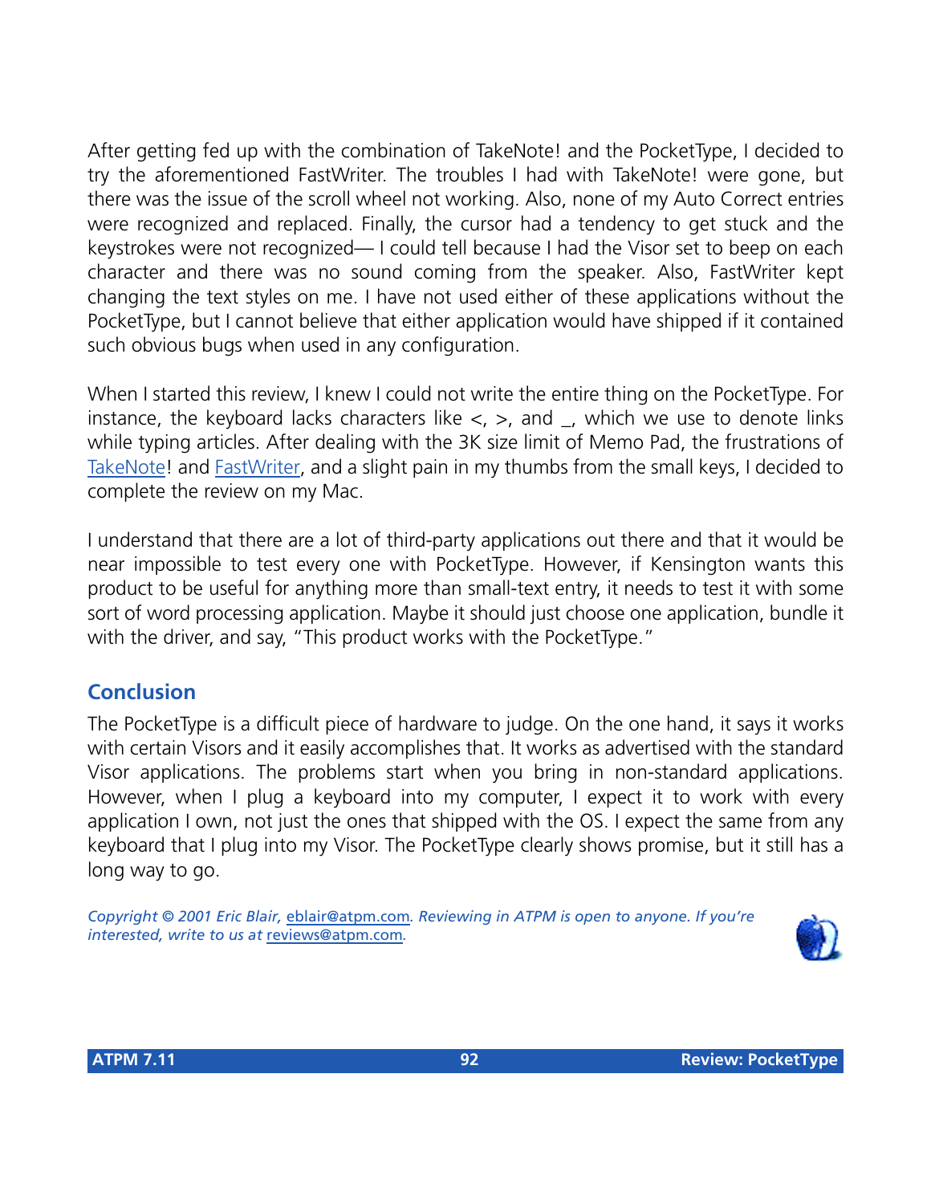After getting fed up with the combination of TakeNote! and the PocketType, I decided to try the aforementioned FastWriter. The troubles I had with TakeNote! were gone, but there was the issue of the scroll wheel not working. Also, none of my Auto Correct entries were recognized and replaced. Finally, the cursor had a tendency to get stuck and the keystrokes were not recognized— I could tell because I had the Visor set to beep on each character and there was no sound coming from the speaker. Also, FastWriter kept changing the text styles on me. I have not used either of these applications without the PocketType, but I cannot believe that either application would have shipped if it contained such obvious bugs when used in any configuration.

When I started this review, I knew I could not write the entire thing on the PocketType. For instance, the keyboard lacks characters like <, >, and _, which we use to denote links while typing articles. After dealing with the 3K size limit of Memo Pad, the frustrations of TakeNote! and FastWriter, and a slight pain in my thumbs from the small keys, I decided to complete the review on my Mac.

I understand that there are a lot of third-party applications out there and that it would be near impossible to test every one with PocketType. However, if Kensington wants this product to be useful for anything more than small-text entry, it needs to test it with some sort of word processing application. Maybe it should just choose one application, bundle it with the driver, and say, "This product works with the PocketType."

## Conclusion

The PocketType is a difficult piece of hardware to judge. On the one hand, it says it works with certain Visors and it easily accomplishes that. It works as advertised with the standard Visor applications. The problems start when you bring in non-standard applications. However, when I plug a keyboard into my computer, I expect it to work with every application I own, not just the ones that shipped with the OS. I expect the same from any keyboard that I plug into my Visor. The PocketType clearly shows promise, but it still has a long way to go.

*Copyright © 2001 Eric Blair, eblair@atpm.com. Reviewing in ATPM is open to anyone. If you're interested, write to us at reviews@atpm.com.*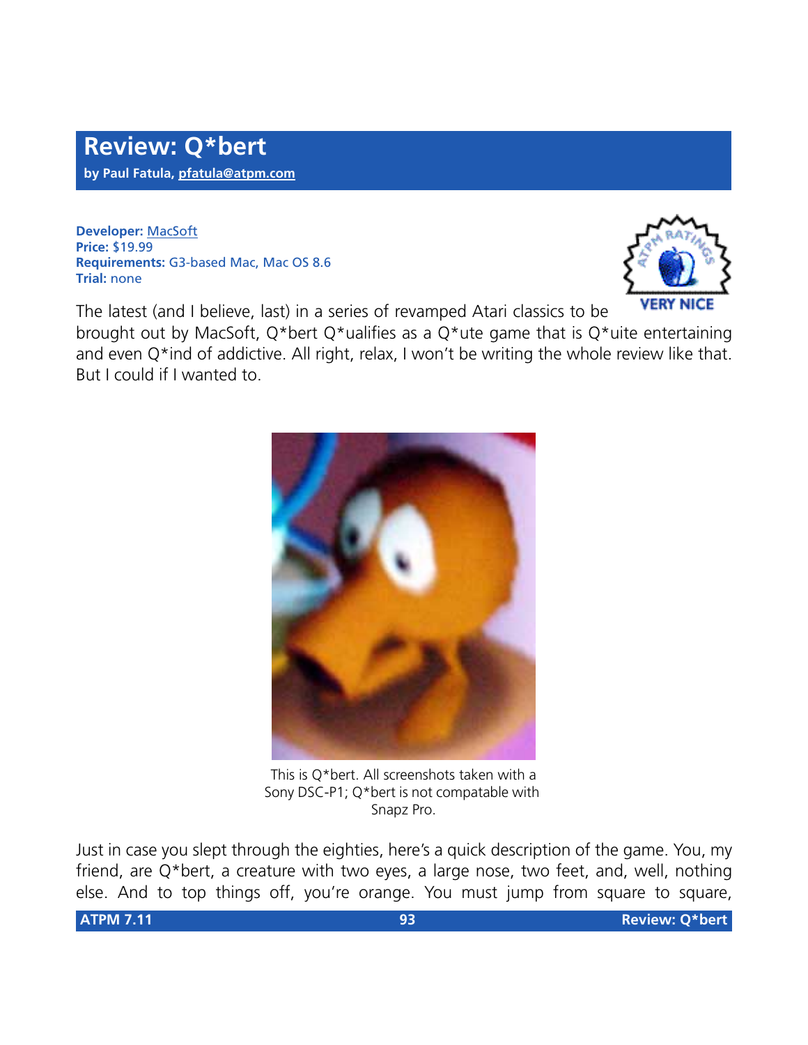# Review: Q*bert

**by Paul Fatula, pfatula@atpm.com**

**Developer:** MacSoft
**Price:** $19.99
**Requirements:** G3-based Mac, Mac OS 8.6
**Trial:** none

VERY NICE

The latest (and I believe, last) in a series of revamped Atari classics to be brought out by MacSoft, Q*bert Q*ualifies as a Q*ute game that is Q*uite entertaining and even Q*ind of addictive. All right, relax, I won't be writing the whole review like that. But I could if I wanted to.

This is Q*bert. All screenshots taken with a Sony DSC-P1; Q*bert is not compatable with Snapz Pro.

Just in case you slept through the eighties, here's a quick description of the game. You, my friend, are Q*bert, a creature with two eyes, a large nose, two feet, and, well, nothing else. And to top things off, you're orange. You must jump from square to square,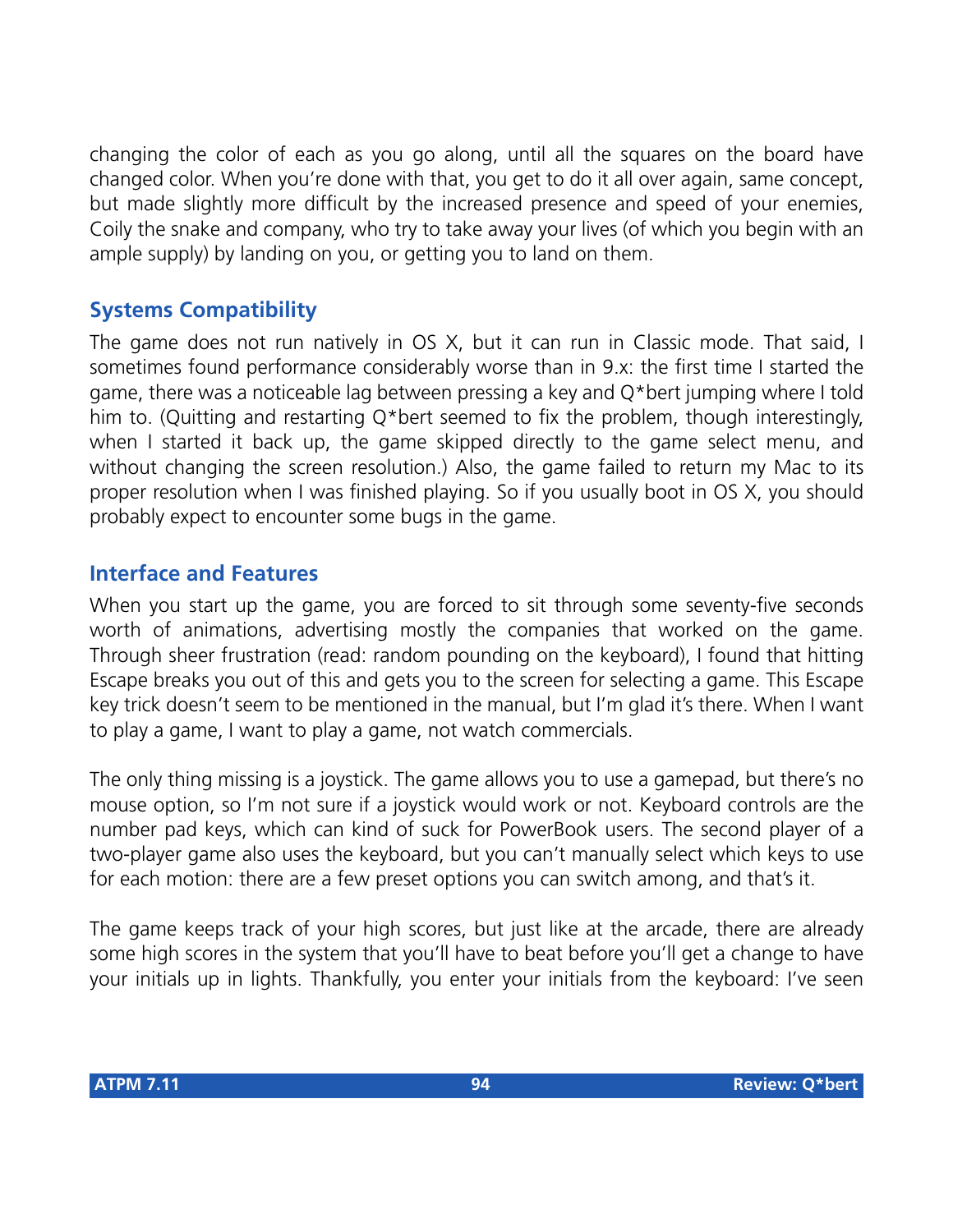changing the color of each as you go along, until all the squares on the board have changed color. When you're done with that, you get to do it all over again, same concept, but made slightly more difficult by the increased presence and speed of your enemies, Coily the snake and company, who try to take away your lives (of which you begin with an ample supply) by landing on you, or getting you to land on them.

## Systems Compatibility

The game does not run natively in OS X, but it can run in Classic mode. That said, I sometimes found performance considerably worse than in 9.x: the first time I started the game, there was a noticeable lag between pressing a key and Q*bert jumping where I told him to. (Quitting and restarting Q*bert seemed to fix the problem, though interestingly, when I started it back up, the game skipped directly to the game select menu, and without changing the screen resolution.) Also, the game failed to return my Mac to its proper resolution when I was finished playing. So if you usually boot in OS X, you should probably expect to encounter some bugs in the game.

## Interface and Features

When you start up the game, you are forced to sit through some seventy-five seconds worth of animations, advertising mostly the companies that worked on the game. Through sheer frustration (read: random pounding on the keyboard), I found that hitting Escape breaks you out of this and gets you to the screen for selecting a game. This Escape key trick doesn't seem to be mentioned in the manual, but I'm glad it's there. When I want to play a game, I want to play a game, not watch commercials.

The only thing missing is a joystick. The game allows you to use a gamepad, but there's no mouse option, so I'm not sure if a joystick would work or not. Keyboard controls are the number pad keys, which can kind of suck for PowerBook users. The second player of a two-player game also uses the keyboard, but you can't manually select which keys to use for each motion: there are a few preset options you can switch among, and that's it.

The game keeps track of your high scores, but just like at the arcade, there are already some high scores in the system that you'll have to beat before you'll get a change to have your initials up in lights. Thankfully, you enter your initials from the keyboard: I've seen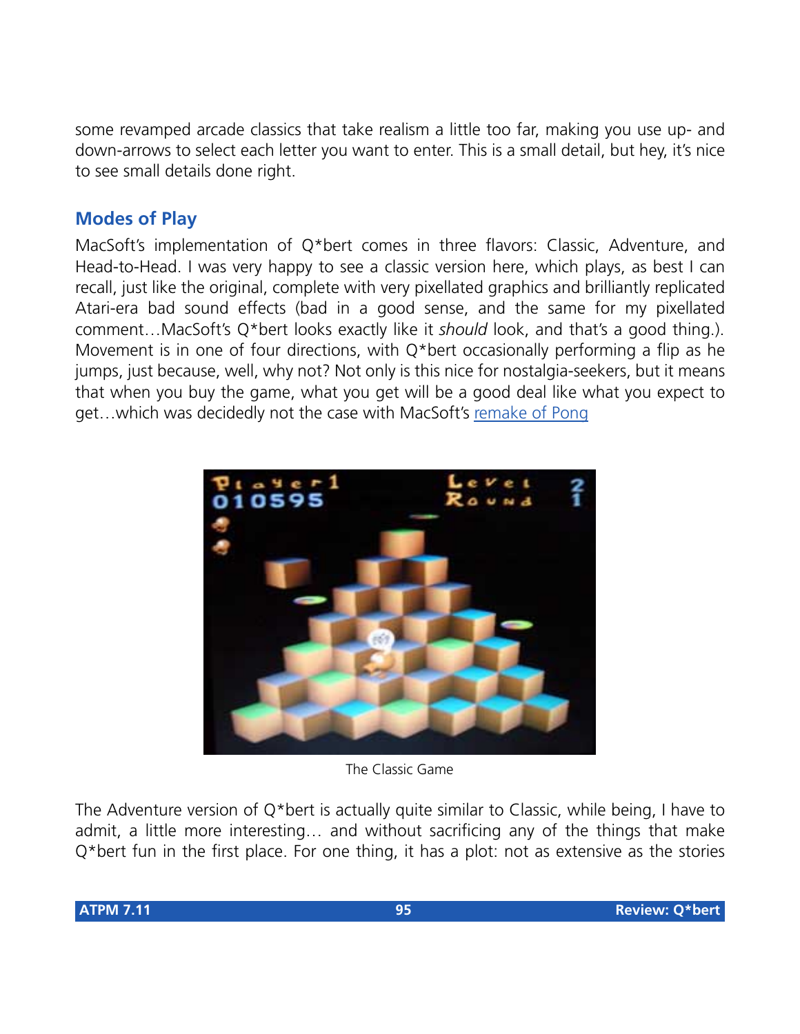some revamped arcade classics that take realism a little too far, making you use up- and down-arrows to select each letter you want to enter. This is a small detail, but hey, it's nice to see small details done right.

## Modes of Play

MacSoft's implementation of Q*bert comes in three flavors: Classic, Adventure, and Head-to-Head. I was very happy to see a classic version here, which plays, as best I can recall, just like the original, complete with very pixellated graphics and brilliantly replicated Atari-era bad sound effects (bad in a good sense, and the same for my pixellated comment…MacSoft's Q*bert looks exactly like it *should* look, and that's a good thing.). Movement is in one of four directions, with Q*bert occasionally performing a flip as he jumps, just because, well, why not? Not only is this nice for nostalgia-seekers, but it means that when you buy the game, what you get will be a good deal like what you expect to get…which was decidedly not the case with MacSoft's remake of Pong

The Classic Game

The Adventure version of Q*bert is actually quite similar to Classic, while being, I have to admit, a little more interesting… and without sacrificing any of the things that make Q*bert fun in the first place. For one thing, it has a plot: not as extensive as the stories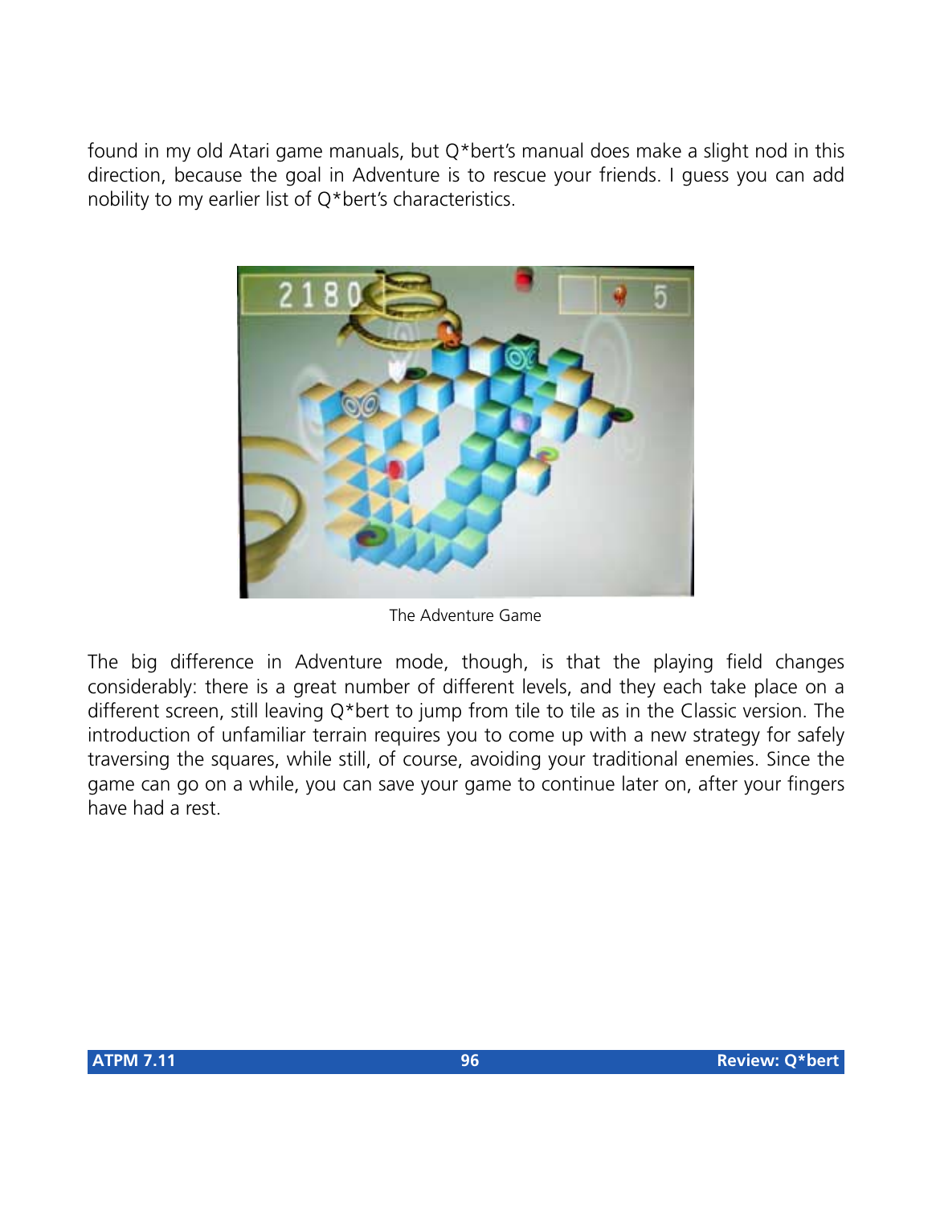found in my old Atari game manuals, but Q*bert's manual does make a slight nod in this direction, because the goal in Adventure is to rescue your friends. I guess you can add nobility to my earlier list of Q*bert's characteristics.

The Adventure Game

The big difference in Adventure mode, though, is that the playing field changes considerably: there is a great number of different levels, and they each take place on a different screen, still leaving Q*bert to jump from tile to tile as in the Classic version. The introduction of unfamiliar terrain requires you to come up with a new strategy for safely traversing the squares, while still, of course, avoiding your traditional enemies. Since the game can go on a while, you can save your game to continue later on, after your fingers have had a rest.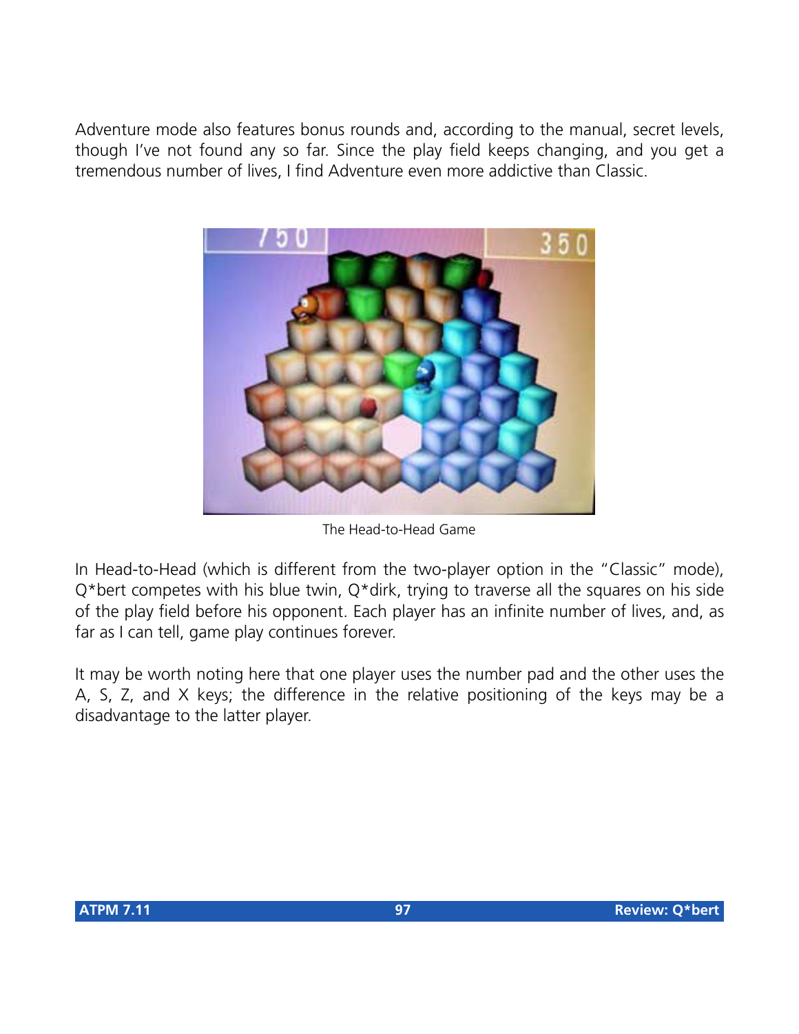Adventure mode also features bonus rounds and, according to the manual, secret levels, though I've not found any so far. Since the play field keeps changing, and you get a tremendous number of lives, I find Adventure even more addictive than Classic.

The Head-to-Head Game

In Head-to-Head (which is different from the two-player option in the "Classic" mode), Q*bert competes with his blue twin, Q*dirk, trying to traverse all the squares on his side of the play field before his opponent. Each player has an infinite number of lives, and, as far as I can tell, game play continues forever.

It may be worth noting here that one player uses the number pad and the other uses the A, S, Z, and X keys; the difference in the relative positioning of the keys may be a disadvantage to the latter player.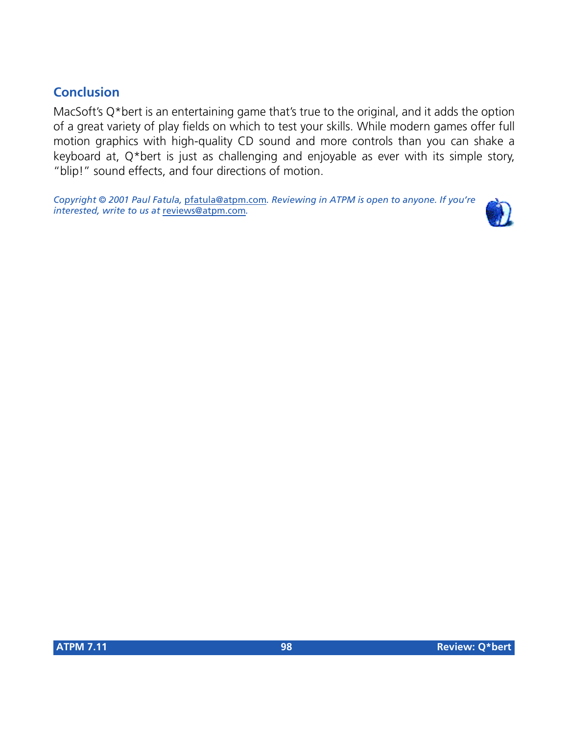## Conclusion

MacSoft's Q*bert is an entertaining game that's true to the original, and it adds the option of a great variety of play fields on which to test your skills. While modern games offer full motion graphics with high-quality CD sound and more controls than you can shake a keyboard at, Q*bert is just as challenging and enjoyable as ever with its simple story, "blip!" sound effects, and four directions of motion.

*Copyright © 2001 Paul Fatula, pfatula@atpm.com. Reviewing in ATPM is open to anyone. If you're interested, write to us at reviews@atpm.com.*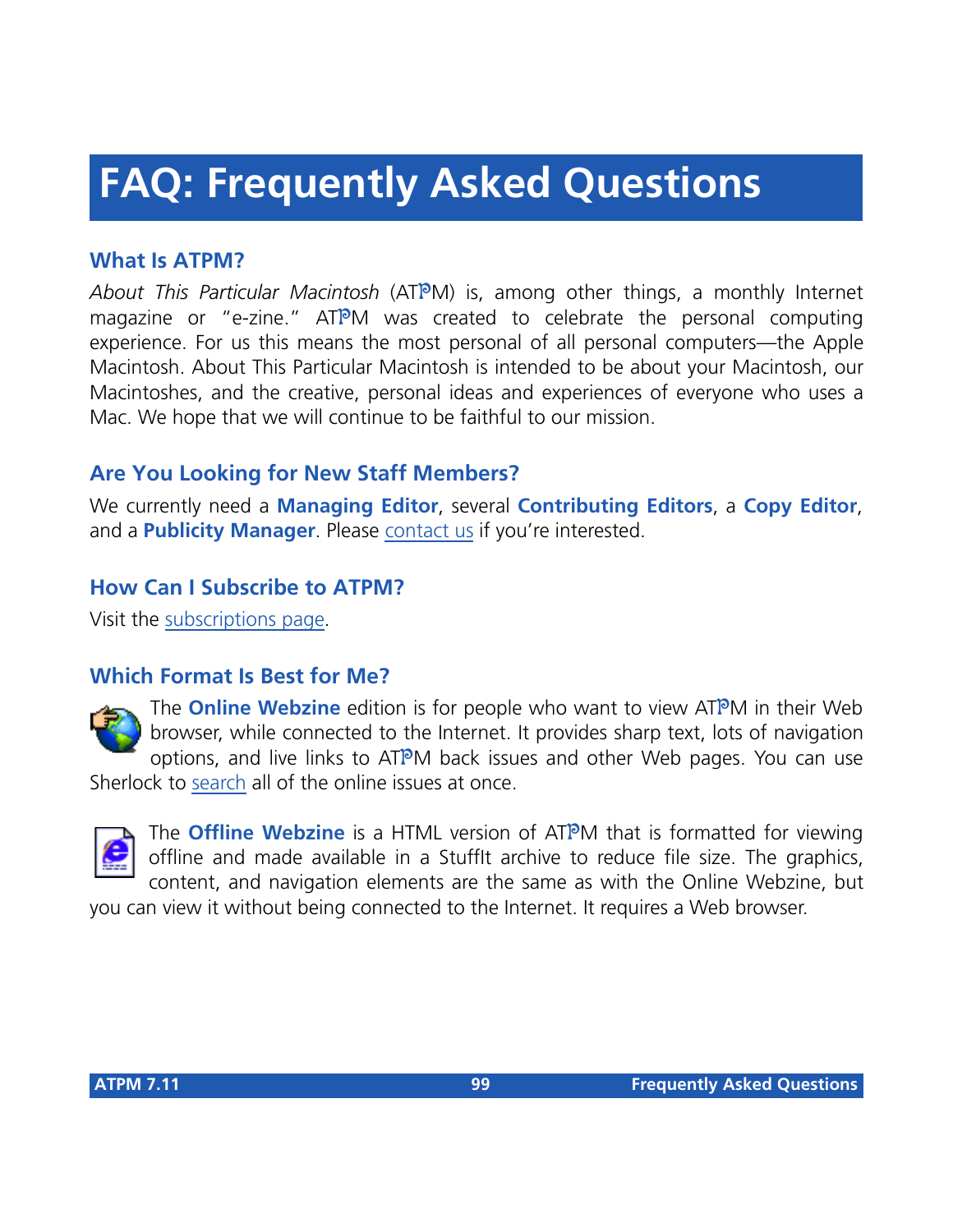# FAQ: Frequently Asked Questions

## What Is ATPM?

*About This Particular Macintosh* (ATPM) is, among other things, a monthly Internet magazine or "e-zine." ATPM was created to celebrate the personal computing experience. For us this means the most personal of all personal computers—the Apple Macintosh. About This Particular Macintosh is intended to be about your Macintosh, our Macintoshes, and the creative, personal ideas and experiences of everyone who uses a Mac. We hope that we will continue to be faithful to our mission.

## Are You Looking for New Staff Members?

We currently need a **Managing Editor**, several **Contributing Editors**, a **Copy Editor**, and a **Publicity Manager**. Please contact us if you're interested.

## How Can I Subscribe to ATPM?

Visit the subscriptions page.

## Which Format Is Best for Me?

The **Online Webzine** edition is for people who want to view ATPM in their Web browser, while connected to the Internet. It provides sharp text, lots of navigation options, and live links to ATPM back issues and other Web pages. You can use Sherlock to search all of the online issues at once.

The **Offline Webzine** is a HTML version of ATPM that is formatted for viewing offline and made available in a StuffIt archive to reduce file size. The graphics, content, and navigation elements are the same as with the Online Webzine, but you can view it without being connected to the Internet. It requires a Web browser.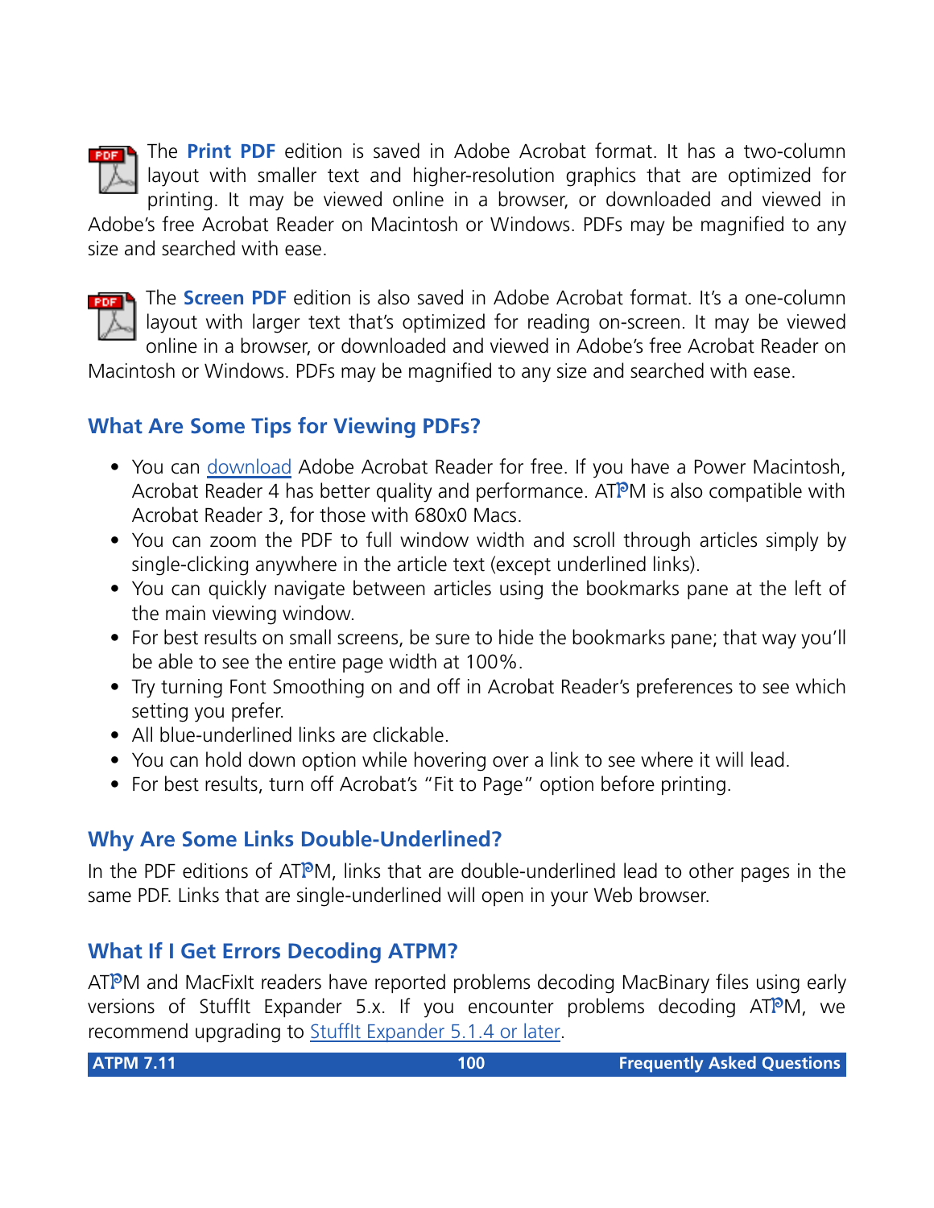The **Print PDF** edition is saved in Adobe Acrobat format. It has a two-column layout with smaller text and higher-resolution graphics that are optimized for printing. It may be viewed online in a browser, or downloaded and viewed in Adobe's free Acrobat Reader on Macintosh or Windows. PDFs may be magnified to any size and searched with ease.

The **Screen PDF** edition is also saved in Adobe Acrobat format. It's a one-column layout with larger text that's optimized for reading on-screen. It may be viewed online in a browser, or downloaded and viewed in Adobe's free Acrobat Reader on Macintosh or Windows. PDFs may be magnified to any size and searched with ease.

## What Are Some Tips for Viewing PDFs?

- You can download Adobe Acrobat Reader for free. If you have a Power Macintosh, Acrobat Reader 4 has better quality and performance. ATPM is also compatible with Acrobat Reader 3, for those with 680x0 Macs.
- You can zoom the PDF to full window width and scroll through articles simply by single-clicking anywhere in the article text (except underlined links).
- You can quickly navigate between articles using the bookmarks pane at the left of the main viewing window.
- For best results on small screens, be sure to hide the bookmarks pane; that way you'll be able to see the entire page width at 100%.
- Try turning Font Smoothing on and off in Acrobat Reader's preferences to see which setting you prefer.
- All blue-underlined links are clickable.
- You can hold down option while hovering over a link to see where it will lead.
- For best results, turn off Acrobat's "Fit to Page" option before printing.

## Why Are Some Links Double-Underlined?

In the PDF editions of ATPM, links that are double-underlined lead to other pages in the same PDF. Links that are single-underlined will open in your Web browser.

## What If I Get Errors Decoding ATPM?

ATPM and MacFixIt readers have reported problems decoding MacBinary files using early versions of StuffIt Expander 5.x. If you encounter problems decoding ATPM, we recommend upgrading to StuffIt Expander 5.1.4 or later.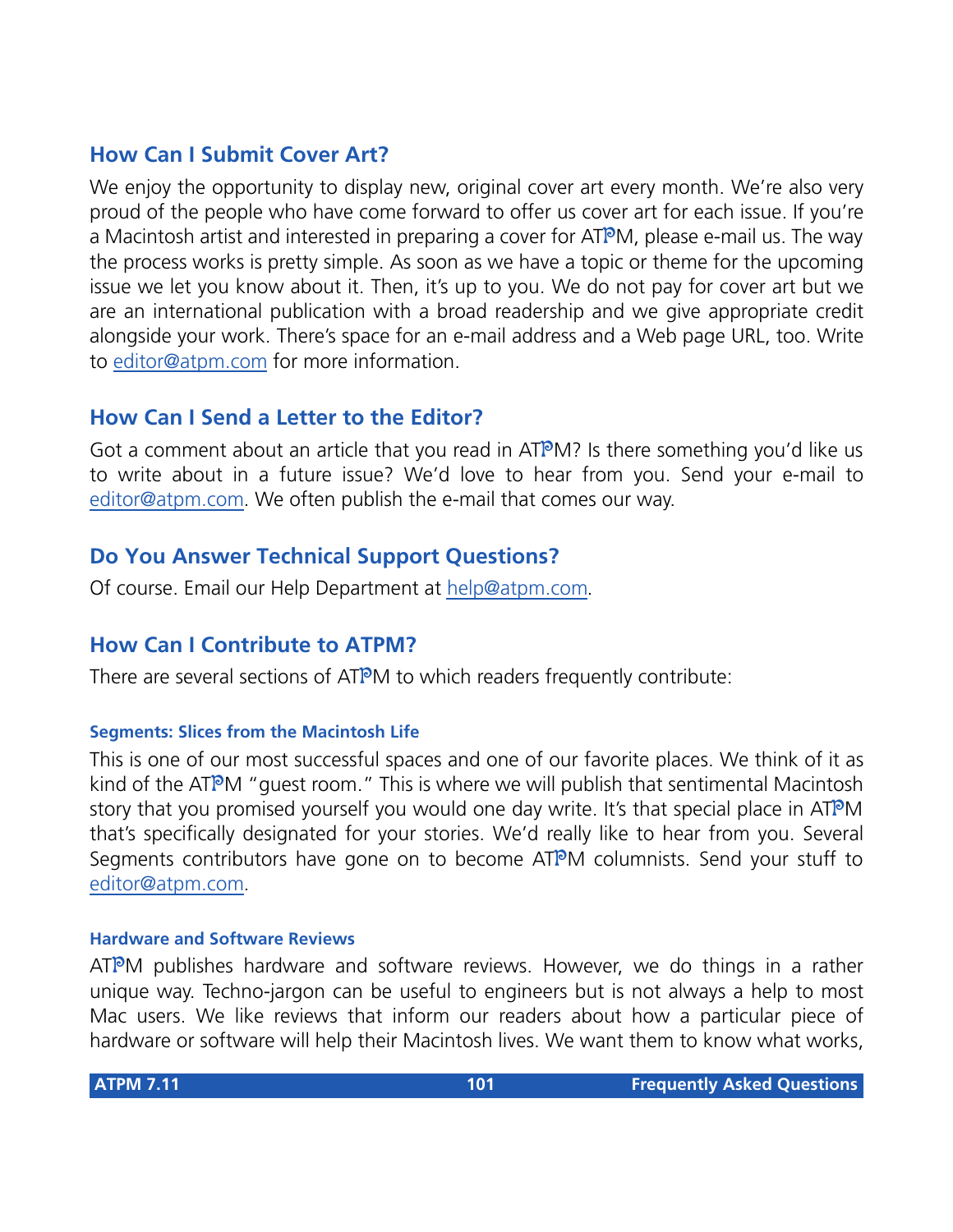## How Can I Submit Cover Art?

We enjoy the opportunity to display new, original cover art every month. We're also very proud of the people who have come forward to offer us cover art for each issue. If you're a Macintosh artist and interested in preparing a cover for ATPM, please e-mail us. The way the process works is pretty simple. As soon as we have a topic or theme for the upcoming issue we let you know about it. Then, it's up to you. We do not pay for cover art but we are an international publication with a broad readership and we give appropriate credit alongside your work. There's space for an e-mail address and a Web page URL, too. Write to editor@atpm.com for more information.

## How Can I Send a Letter to the Editor?

Got a comment about an article that you read in ATPM? Is there something you'd like us to write about in a future issue? We'd love to hear from you. Send your e-mail to editor@atpm.com. We often publish the e-mail that comes our way.

## Do You Answer Technical Support Questions?

Of course. Email our Help Department at help@atpm.com.

## How Can I Contribute to ATPM?

There are several sections of ATPM to which readers frequently contribute:

### Segments: Slices from the Macintosh Life

This is one of our most successful spaces and one of our favorite places. We think of it as kind of the ATPM "guest room." This is where we will publish that sentimental Macintosh story that you promised yourself you would one day write. It's that special place in ATPM that's specifically designated for your stories. We'd really like to hear from you. Several Segments contributors have gone on to become ATPM columnists. Send your stuff to editor@atpm.com.

### Hardware and Software Reviews

ATPM publishes hardware and software reviews. However, we do things in a rather unique way. Techno-jargon can be useful to engineers but is not always a help to most Mac users. We like reviews that inform our readers about how a particular piece of hardware or software will help their Macintosh lives. We want them to know what works,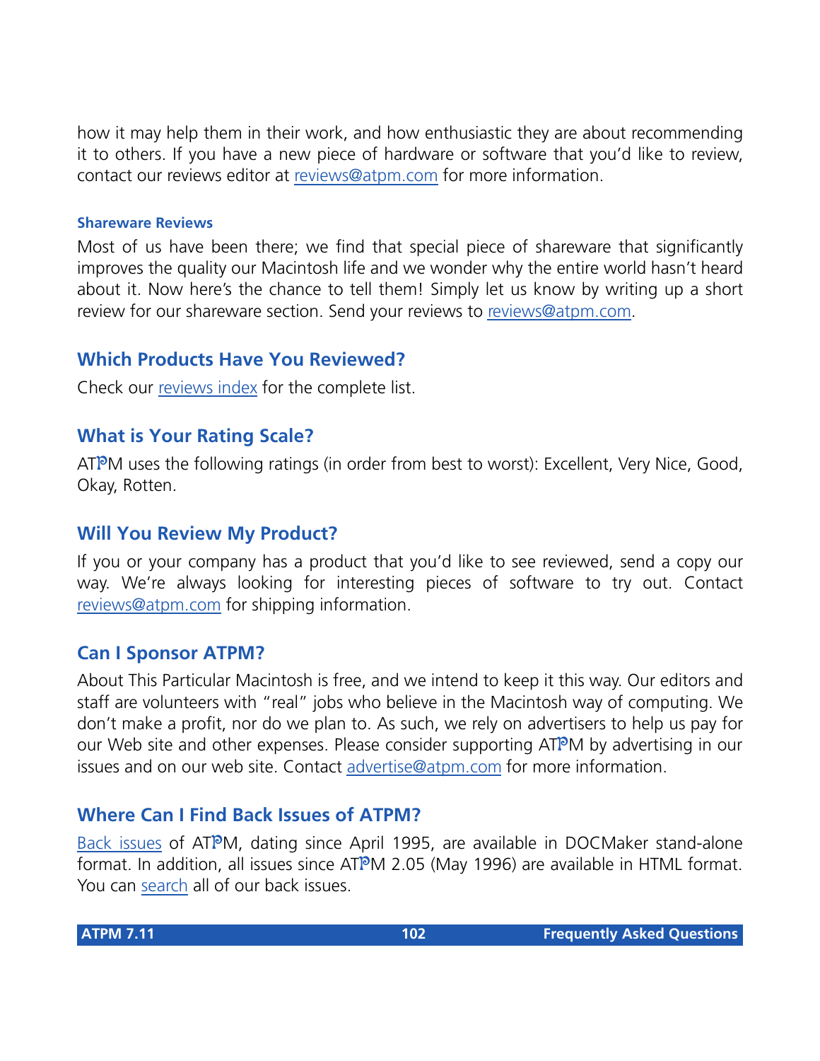how it may help them in their work, and how enthusiastic they are about recommending it to others. If you have a new piece of hardware or software that you'd like to review, contact our reviews editor at reviews@atpm.com for more information.

### Shareware Reviews

Most of us have been there; we find that special piece of shareware that significantly improves the quality our Macintosh life and we wonder why the entire world hasn't heard about it. Now here's the chance to tell them! Simply let us know by writing up a short review for our shareware section. Send your reviews to reviews@atpm.com.

## Which Products Have You Reviewed?

Check our reviews index for the complete list.

## What is Your Rating Scale?

ATPM uses the following ratings (in order from best to worst): Excellent, Very Nice, Good, Okay, Rotten.

## Will You Review My Product?

If you or your company has a product that you'd like to see reviewed, send a copy our way. We're always looking for interesting pieces of software to try out. Contact reviews@atpm.com for shipping information.

## Can I Sponsor ATPM?

About This Particular Macintosh is free, and we intend to keep it this way. Our editors and staff are volunteers with "real" jobs who believe in the Macintosh way of computing. We don't make a profit, nor do we plan to. As such, we rely on advertisers to help us pay for our Web site and other expenses. Please consider supporting ATPM by advertising in our issues and on our web site. Contact advertise@atpm.com for more information.

## Where Can I Find Back Issues of ATPM?

Back issues of ATPM, dating since April 1995, are available in DOCMaker stand-alone format. In addition, all issues since ATPM 2.05 (May 1996) are available in HTML format. You can search all of our back issues.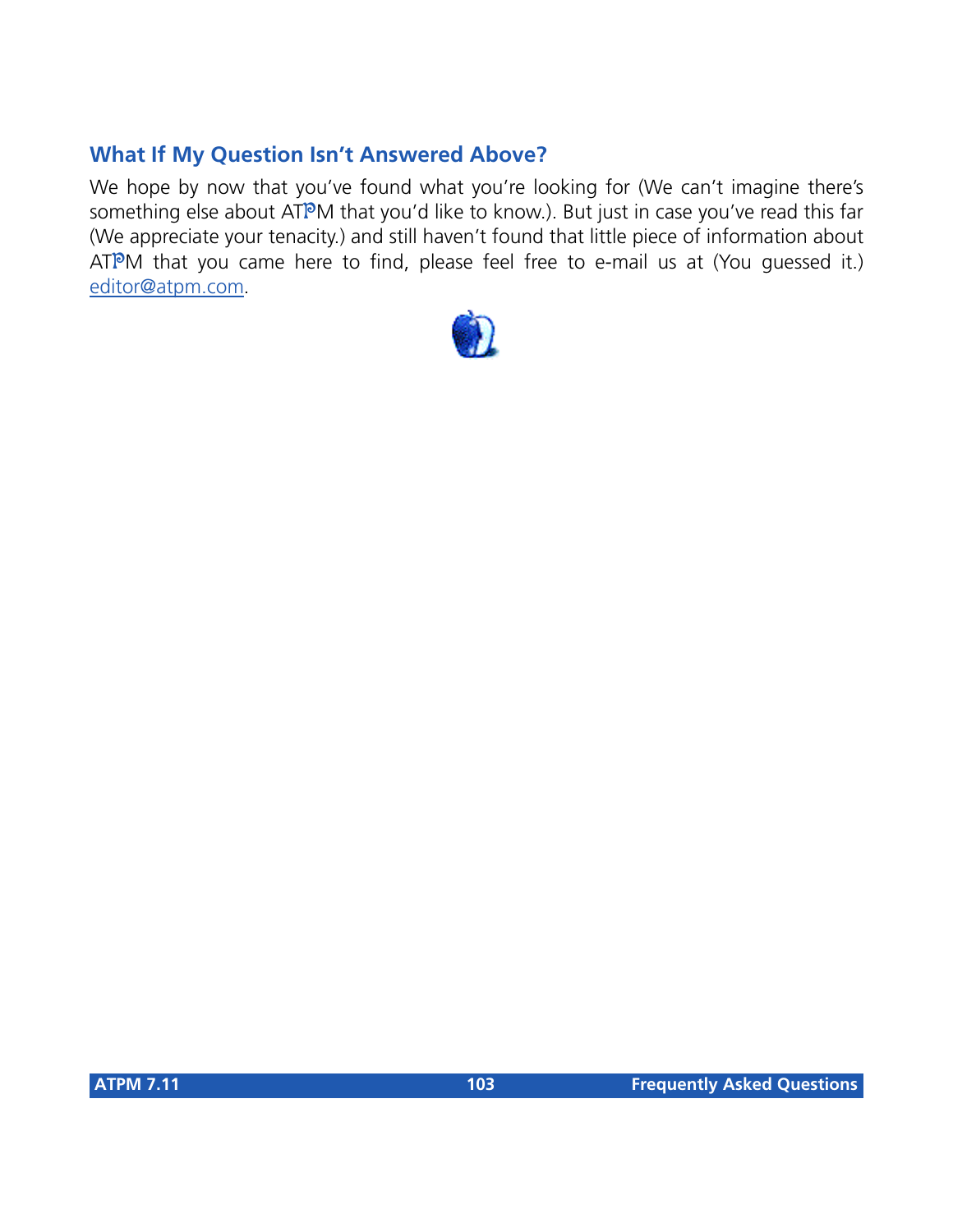### What If My Question Isn't Answered Above?

We hope by now that you've found what you're looking for (We can't imagine there's something else about ATPM that you'd like to know.). But just in case you've read this far (We appreciate your tenacity.) and still haven't found that little piece of information about ATPM that you came here to find, please feel free to e-mail us at (You guessed it.) [editor@atpm.com](mailto:editor@atpm.com).